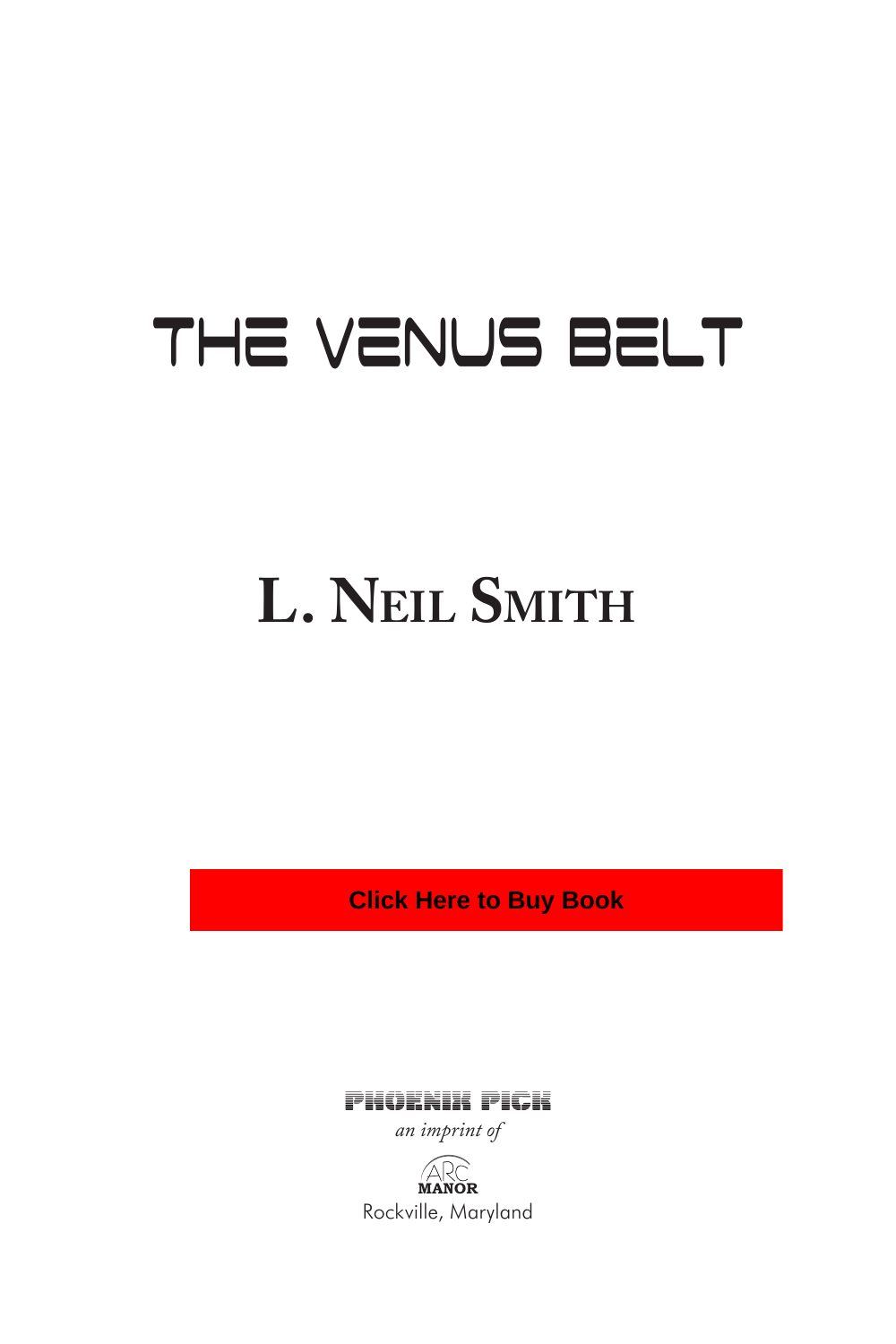# THE VENUS BELT

## L. Neil Smith

**Click Here to Buy Book**

PHOENIX PICK

*an imprint of*

ARC MANOR

Rockville, Maryland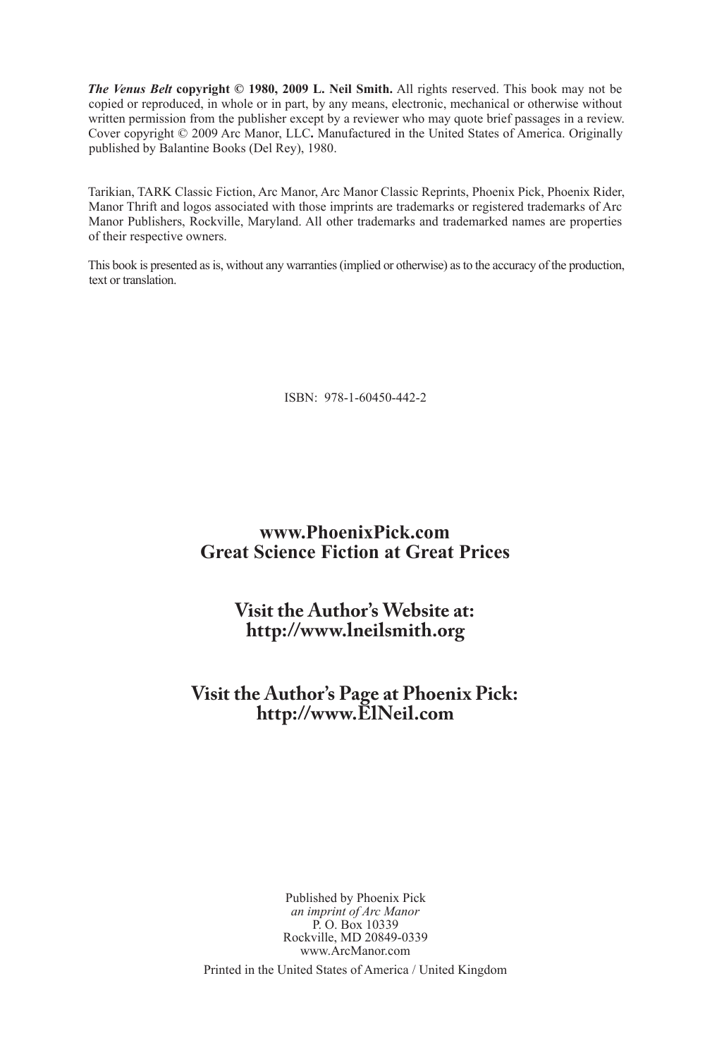***The Venus Belt* copyright © 1980, 2009 L. Neil Smith.** All rights reserved. This book may not be copied or reproduced, in whole or in part, by any means, electronic, mechanical or otherwise without written permission from the publisher except by a reviewer who may quote brief passages in a review. Cover copyright © 2009 Arc Manor, LLC**.** Manufactured in the United States of America. Originally published by Balantine Books (Del Rey), 1980.

Tarikian, TARK Classic Fiction, Arc Manor, Arc Manor Classic Reprints, Phoenix Pick, Phoenix Rider, Manor Thrift and logos associated with those imprints are trademarks or registered trademarks of Arc Manor Publishers, Rockville, Maryland. All other trademarks and trademarked names are properties of their respective owners.

This book is presented as is, without any warranties (implied or otherwise) as to the accuracy of the production, text or translation.

ISBN: 978-1-60450-442-2

**www.PhoenixPick.com**
**Great Science Fiction at Great Prices**

**Visit the Author's Website at:**
**http://www.lneilsmith.org**

**Visit the Author's Page at Phoenix Pick:**
**http://www.ElNeil.com**

Published by Phoenix Pick
*an imprint of Arc Manor*
P. O. Box 10339
Rockville, MD 20849-0339
www.ArcManor.com

Printed in the United States of America / United Kingdom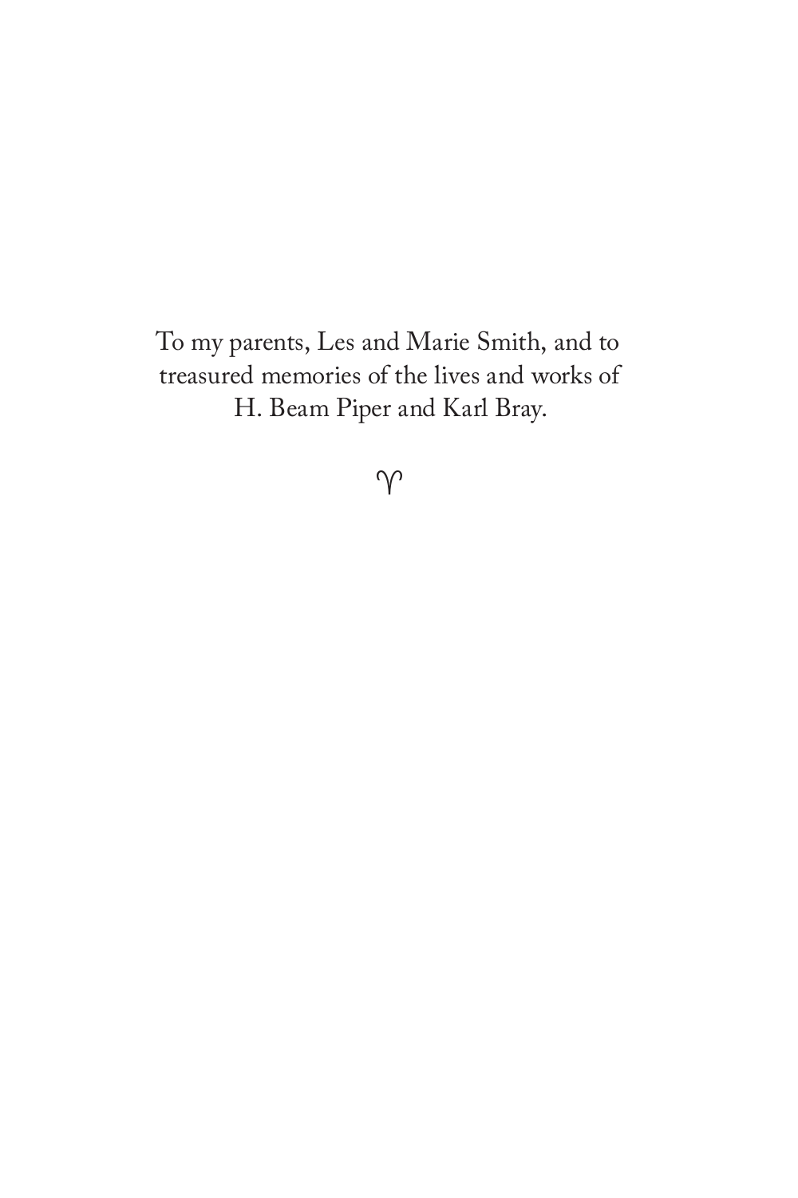To my parents, Les and Marie Smith, and to treasured memories of the lives and works of H. Beam Piper and Karl Bray.

♈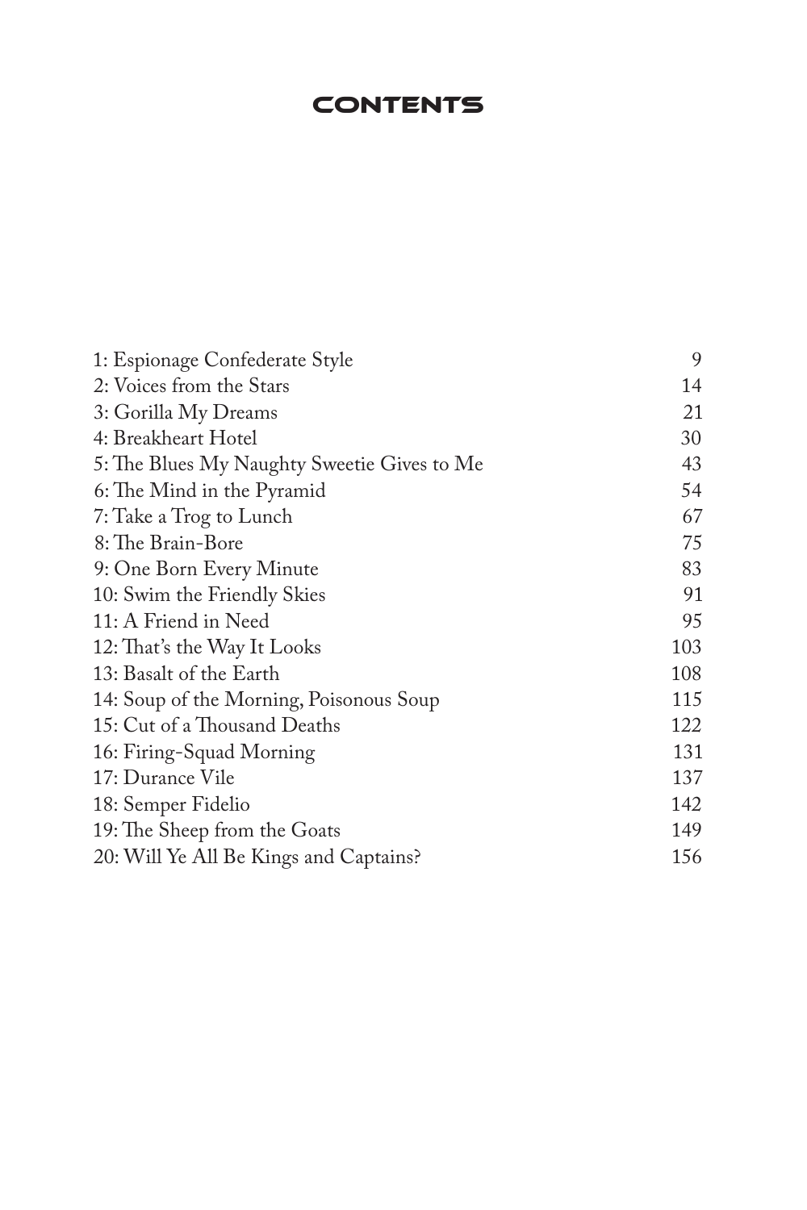# CONTENTS

| | |
|---|---|
| 1: Espionage Confederate Style | 9 |
| 2: Voices from the Stars | 14 |
| 3: Gorilla My Dreams | 21 |
| 4: Breakheart Hotel | 30 |
| 5: The Blues My Naughty Sweetie Gives to Me | 43 |
| 6: The Mind in the Pyramid | 54 |
| 7: Take a Trog to Lunch | 67 |
| 8: The Brain-Bore | 75 |
| 9: One Born Every Minute | 83 |
| 10: Swim the Friendly Skies | 91 |
| 11: A Friend in Need | 95 |
| 12: That's the Way It Looks | 103 |
| 13: Basalt of the Earth | 108 |
| 14: Soup of the Morning, Poisonous Soup | 115 |
| 15: Cut of a Thousand Deaths | 122 |
| 16: Firing-Squad Morning | 131 |
| 17: Durance Vile | 137 |
| 18: Semper Fidelio | 142 |
| 19: The Sheep from the Goats | 149 |
| 20: Will Ye All Be Kings and Captains? | 156 |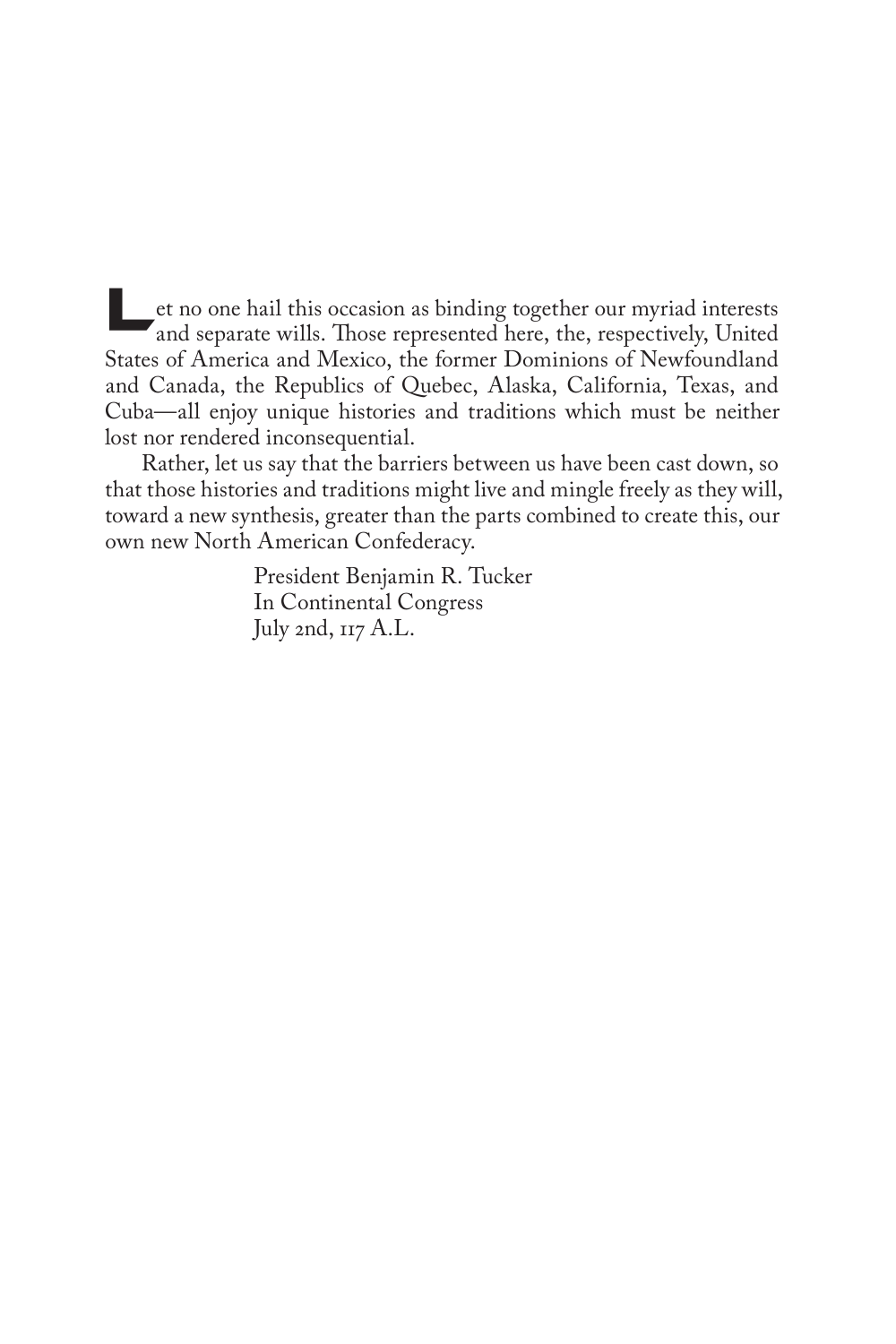Let no one hail this occasion as binding together our myriad interests and separate wills. Those represented here, the, respectively, United States of America and Mexico, the former Dominions of Newfoundland and Canada, the Republics of Quebec, Alaska, California, Texas, and Cuba—all enjoy unique histories and traditions which must be neither lost nor rendered inconsequential.

Rather, let us say that the barriers between us have been cast down, so that those histories and traditions might live and mingle freely as they will, toward a new synthesis, greater than the parts combined to create this, our own new North American Confederacy.

President Benjamin R. Tucker
In Continental Congress
July 2nd, 117 A.L.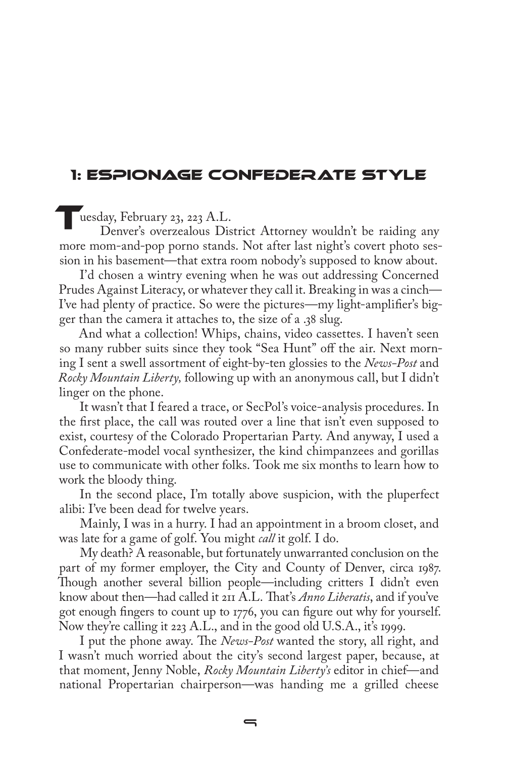# 1: Espionage Confederate Style

Tuesday, February 23, 223 A.L.

Denver's overzealous District Attorney wouldn't be raiding any more mom-and-pop porno stands. Not after last night's covert photo session in his basement—that extra room nobody's supposed to know about.

I'd chosen a wintry evening when he was out addressing Concerned Prudes Against Literacy, or whatever they call it. Breaking in was a cinch—I've had plenty of practice. So were the pictures—my light-amplifier's bigger than the camera it attaches to, the size of a .38 slug.

And what a collection! Whips, chains, video cassettes. I haven't seen so many rubber suits since they took "Sea Hunt" off the air. Next morning I sent a swell assortment of eight-by-ten glossies to the *News-Post* and *Rocky Mountain Liberty,* following up with an anonymous call, but I didn't linger on the phone.

It wasn't that I feared a trace, or SecPol's voice-analysis procedures. In the first place, the call was routed over a line that isn't even supposed to exist, courtesy of the Colorado Propertarian Party. And anyway, I used a Confederate-model vocal synthesizer, the kind chimpanzees and gorillas use to communicate with other folks. Took me six months to learn how to work the bloody thing.

In the second place, I'm totally above suspicion, with the pluperfect alibi: I've been dead for twelve years.

Mainly, I was in a hurry. I had an appointment in a broom closet, and was late for a game of golf. You might *call* it golf. I do.

My death? A reasonable, but fortunately unwarranted conclusion on the part of my former employer, the City and County of Denver, circa 1987. Though another several billion people—including critters I didn't even know about then—had called it 211 A.L. That's *Anno Liberatis*, and if you've got enough fingers to count up to 1776, you can figure out why for yourself. Now they're calling it 223 A.L., and in the good old U.S.A., it's 1999.

I put the phone away. The *News-Post* wanted the story, all right, and I wasn't much worried about the city's second largest paper, because, at that moment, Jenny Noble, *Rocky Mountain Liberty's* editor in chief—and national Propertarian chairperson—was handing me a grilled cheese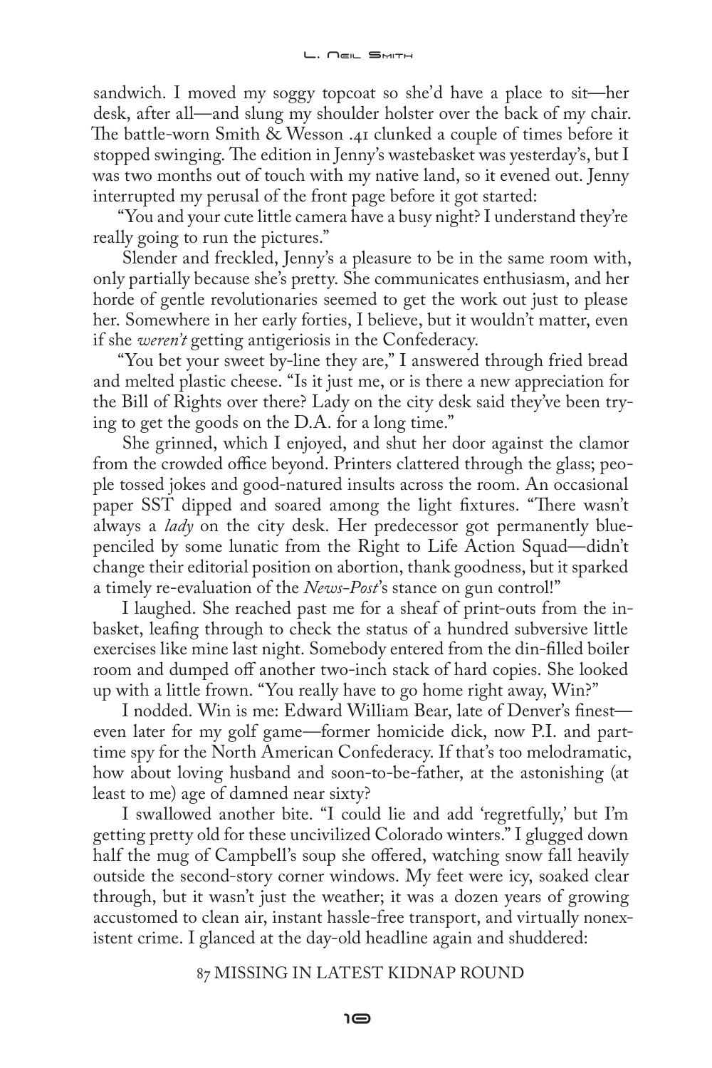sandwich. I moved my soggy topcoat so she'd have a place to sit—her desk, after all—and slung my shoulder holster over the back of my chair. The battle-worn Smith & Wesson .41 clunked a couple of times before it stopped swinging. The edition in Jenny's wastebasket was yesterday's, but I was two months out of touch with my native land, so it evened out. Jenny interrupted my perusal of the front page before it got started:

"You and your cute little camera have a busy night? I understand they're really going to run the pictures."

Slender and freckled, Jenny's a pleasure to be in the same room with, only partially because she's pretty. She communicates enthusiasm, and her horde of gentle revolutionaries seemed to get the work out just to please her. Somewhere in her early forties, I believe, but it wouldn't matter, even if she *weren't* getting antigeriosis in the Confederacy.

"You bet your sweet by-line they are," I answered through fried bread and melted plastic cheese. "Is it just me, or is there a new appreciation for the Bill of Rights over there? Lady on the city desk said they've been trying to get the goods on the D.A. for a long time."

She grinned, which I enjoyed, and shut her door against the clamor from the crowded office beyond. Printers clattered through the glass; people tossed jokes and good-natured insults across the room. An occasional paper SST dipped and soared among the light fixtures. "There wasn't always a *lady* on the city desk. Her predecessor got permanently blue-penciled by some lunatic from the Right to Life Action Squad—didn't change their editorial position on abortion, thank goodness, but it sparked a timely re-evaluation of the *News-Post*'s stance on gun control!"

I laughed. She reached past me for a sheaf of print-outs from the in-basket, leafing through to check the status of a hundred subversive little exercises like mine last night. Somebody entered from the din-filled boiler room and dumped off another two-inch stack of hard copies. She looked up with a little frown. "You really have to go home right away, Win?"

I nodded. Win is me: Edward William Bear, late of Denver's finest—even later for my golf game—former homicide dick, now P.I. and part-time spy for the North American Confederacy. If that's too melodramatic, how about loving husband and soon-to-be-father, at the astonishing (at least to me) age of damned near sixty?

I swallowed another bite. "I could lie and add 'regretfully,' but I'm getting pretty old for these uncivilized Colorado winters." I glugged down half the mug of Campbell's soup she offered, watching snow fall heavily outside the second-story corner windows. My feet were icy, soaked clear through, but it wasn't just the weather; it was a dozen years of growing accustomed to clean air, instant hassle-free transport, and virtually nonexistent crime. I glanced at the day-old headline again and shuddered:

87 MISSING IN LATEST KIDNAP ROUND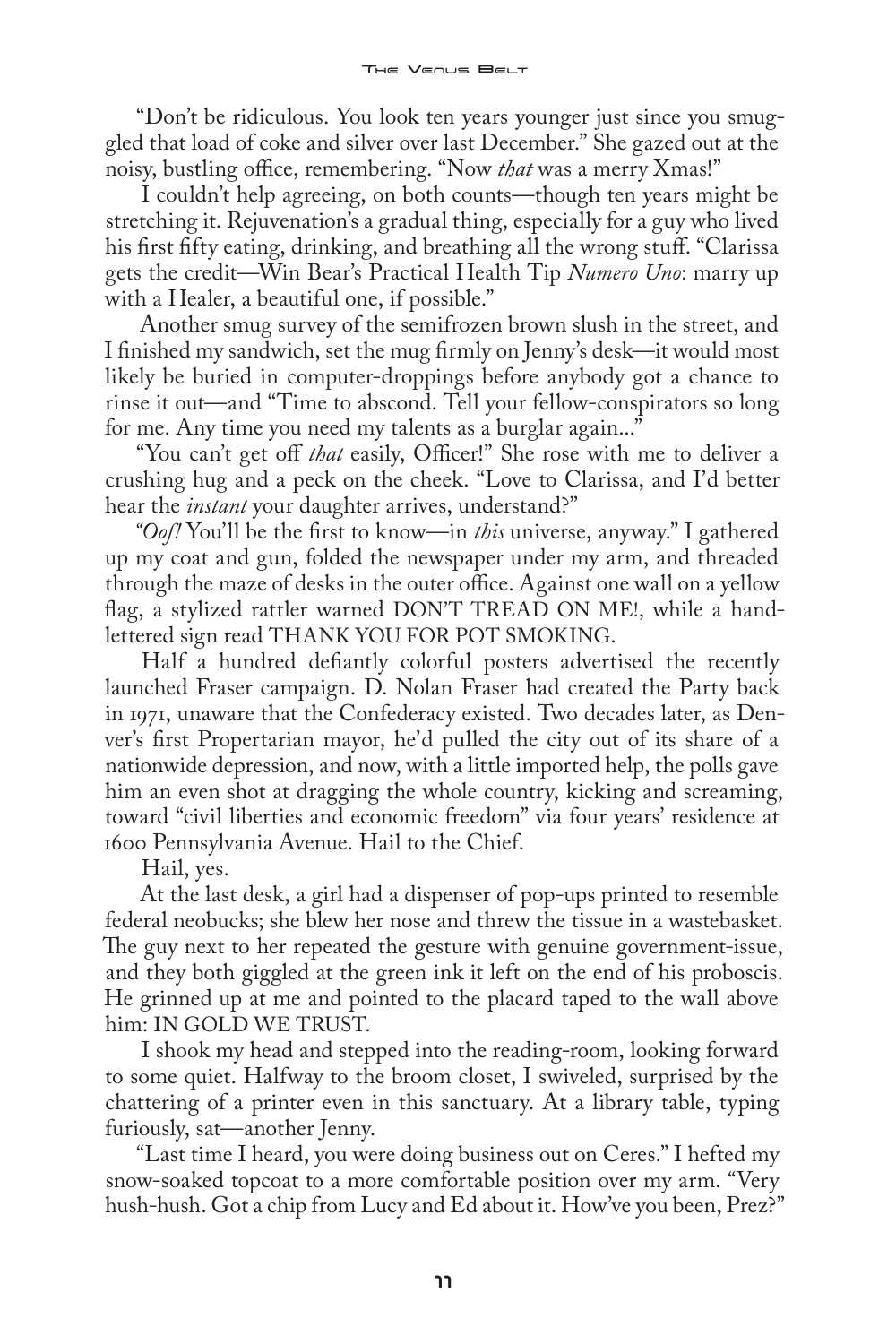"Don't be ridiculous. You look ten years younger just since you smuggled that load of coke and silver over last December." She gazed out at the noisy, bustling office, remembering. "Now *that* was a merry Xmas!"

I couldn't help agreeing, on both counts—though ten years might be stretching it. Rejuvenation's a gradual thing, especially for a guy who lived his first fifty eating, drinking, and breathing all the wrong stuff. "Clarissa gets the credit—Win Bear's Practical Health Tip *Numero Uno*: marry up with a Healer, a beautiful one, if possible."

Another smug survey of the semifrozen brown slush in the street, and I finished my sandwich, set the mug firmly on Jenny's desk—it would most likely be buried in computer-droppings before anybody got a chance to rinse it out—and "Time to abscond. Tell your fellow-conspirators so long for me. Any time you need my talents as a burglar again..."

"You can't get off *that* easily, Officer!" She rose with me to deliver a crushing hug and a peck on the cheek. "Love to Clarissa, and I'd better hear the *instant* your daughter arrives, understand?"

"*Oof!* You'll be the first to know—in *this* universe, anyway." I gathered up my coat and gun, folded the newspaper under my arm, and threaded through the maze of desks in the outer office. Against one wall on a yellow flag, a stylized rattler warned DON'T TREAD ON ME!, while a hand-lettered sign read THANK YOU FOR POT SMOKING.

Half a hundred defiantly colorful posters advertised the recently launched Fraser campaign. D. Nolan Fraser had created the Party back in 1971, unaware that the Confederacy existed. Two decades later, as Denver's first Propertarian mayor, he'd pulled the city out of its share of a nationwide depression, and now, with a little imported help, the polls gave him an even shot at dragging the whole country, kicking and screaming, toward "civil liberties and economic freedom" via four years' residence at 1600 Pennsylvania Avenue. Hail to the Chief.

Hail, yes.

At the last desk, a girl had a dispenser of pop-ups printed to resemble federal neobucks; she blew her nose and threw the tissue in a wastebasket. The guy next to her repeated the gesture with genuine government-issue, and they both giggled at the green ink it left on the end of his proboscis. He grinned up at me and pointed to the placard taped to the wall above him: IN GOLD WE TRUST.

I shook my head and stepped into the reading-room, looking forward to some quiet. Halfway to the broom closet, I swiveled, surprised by the chattering of a printer even in this sanctuary. At a library table, typing furiously, sat—another Jenny.

"Last time I heard, you were doing business out on Ceres." I hefted my snow-soaked topcoat to a more comfortable position over my arm. "Very hush-hush. Got a chip from Lucy and Ed about it. How've you been, Prez?"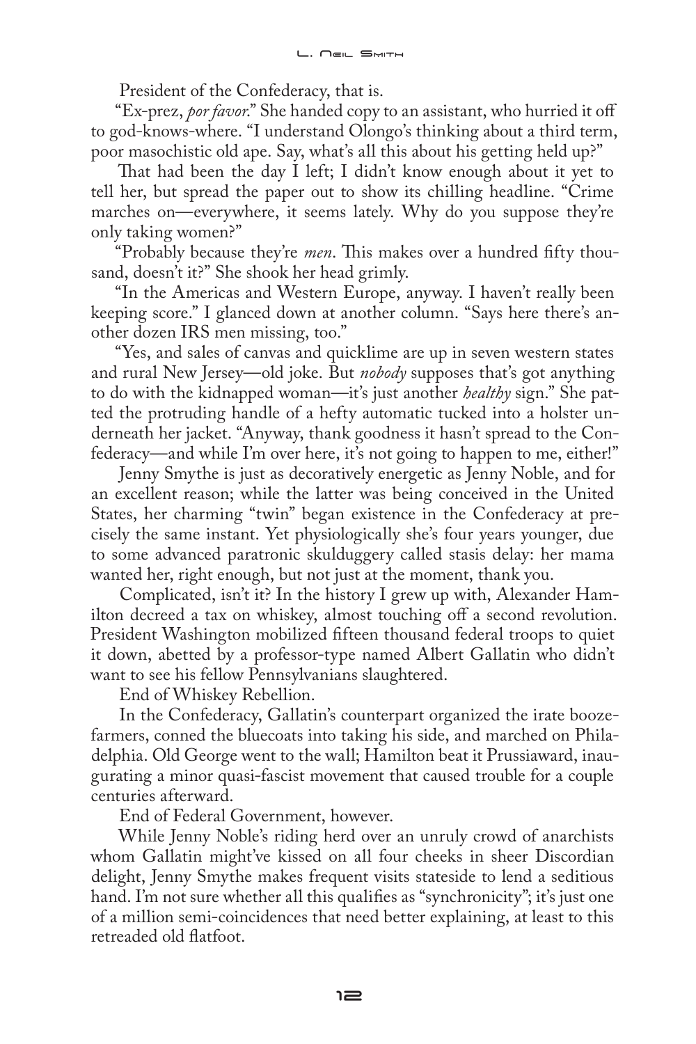President of the Confederacy, that is.

"Ex-prez, *por favor*." She handed copy to an assistant, who hurried it off to god-knows-where. "I understand Olongo's thinking about a third term, poor masochistic old ape. Say, what's all this about his getting held up?"

That had been the day I left; I didn't know enough about it yet to tell her, but spread the paper out to show its chilling headline. "Crime marches on—everywhere, it seems lately. Why do you suppose they're only taking women?"

"Probably because they're *men*. This makes over a hundred fifty thousand, doesn't it?" She shook her head grimly.

"In the Americas and Western Europe, anyway. I haven't really been keeping score." I glanced down at another column. "Says here there's another dozen IRS men missing, too."

"Yes, and sales of canvas and quicklime are up in seven western states and rural New Jersey—old joke. But *nobody* supposes that's got anything to do with the kidnapped woman—it's just another *healthy* sign." She patted the protruding handle of a hefty automatic tucked into a holster underneath her jacket. "Anyway, thank goodness it hasn't spread to the Confederacy—and while I'm over here, it's not going to happen to me, either!"

Jenny Smythe is just as decoratively energetic as Jenny Noble, and for an excellent reason; while the latter was being conceived in the United States, her charming "twin" began existence in the Confederacy at precisely the same instant. Yet physiologically she's four years younger, due to some advanced paratronic skulduggery called stasis delay: her mama wanted her, right enough, but not just at the moment, thank you.

Complicated, isn't it? In the history I grew up with, Alexander Hamilton decreed a tax on whiskey, almost touching off a second revolution. President Washington mobilized fifteen thousand federal troops to quiet it down, abetted by a professor-type named Albert Gallatin who didn't want to see his fellow Pennsylvanians slaughtered.

End of Whiskey Rebellion.

In the Confederacy, Gallatin's counterpart organized the irate booze-farmers, conned the bluecoats into taking his side, and marched on Philadelphia. Old George went to the wall; Hamilton beat it Prussiaward, inaugurating a minor quasi-fascist movement that caused trouble for a couple centuries afterward.

End of Federal Government, however.

While Jenny Noble's riding herd over an unruly crowd of anarchists whom Gallatin might've kissed on all four cheeks in sheer Discordian delight, Jenny Smythe makes frequent visits stateside to lend a seditious hand. I'm not sure whether all this qualifies as "synchronicity"; it's just one of a million semi-coincidences that need better explaining, at least to this retreaded old flatfoot.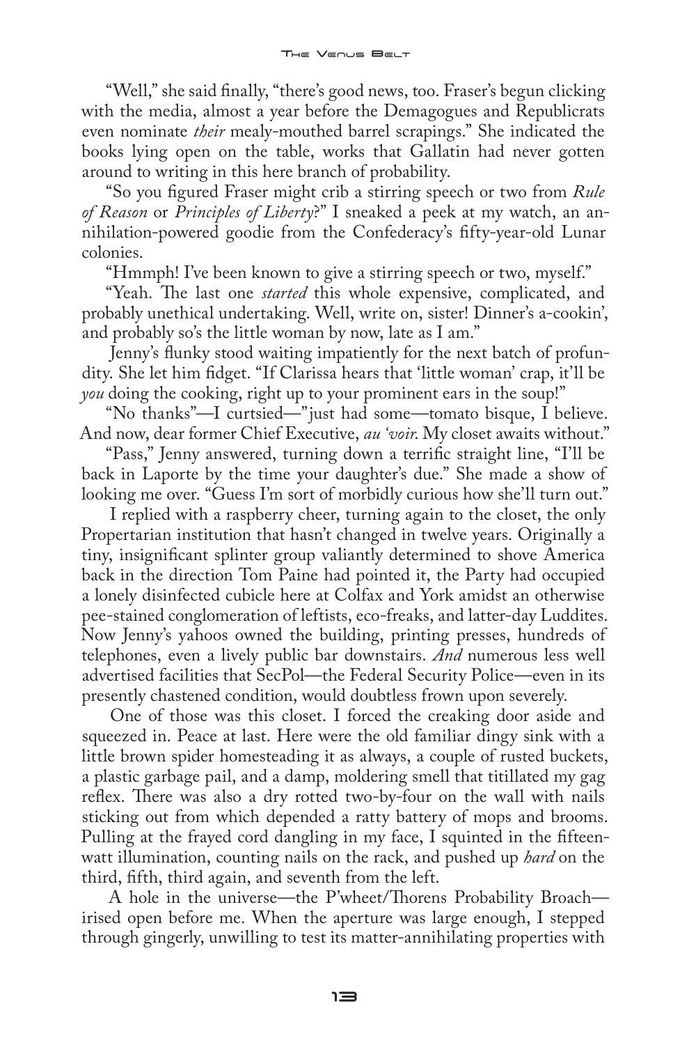"Well," she said finally, "there's good news, too. Fraser's begun clicking with the media, almost a year before the Demagogues and Republicrats even nominate *their* mealy-mouthed barrel scrapings." She indicated the books lying open on the table, works that Gallatin had never gotten around to writing in this here branch of probability.

"So you figured Fraser might crib a stirring speech or two from *Rule of Reason* or *Principles of Liberty*?" I sneaked a peek at my watch, an annihilation-powered goodie from the Confederacy's fifty-year-old Lunar colonies.

"Hmmph! I've been known to give a stirring speech or two, myself."

"Yeah. The last one *started* this whole expensive, complicated, and probably unethical undertaking. Well, write on, sister! Dinner's a-cookin', and probably so's the little woman by now, late as I am."

Jenny's flunky stood waiting impatiently for the next batch of profundity. She let him fidget. "If Clarissa hears that 'little woman' crap, it'll be *you* doing the cooking, right up to your prominent ears in the soup!"

"No thanks"—I curtsied—"just had some—tomato bisque, I believe. And now, dear former Chief Executive, *au 'voir*. My closet awaits without."

"Pass," Jenny answered, turning down a terrific straight line, "I'll be back in Laporte by the time your daughter's due." She made a show of looking me over. "Guess I'm sort of morbidly curious how she'll turn out."

I replied with a raspberry cheer, turning again to the closet, the only Propertarian institution that hasn't changed in twelve years. Originally a tiny, insignificant splinter group valiantly determined to shove America back in the direction Tom Paine had pointed it, the Party had occupied a lonely disinfected cubicle here at Colfax and York amidst an otherwise pee-stained conglomeration of leftists, eco-freaks, and latter-day Luddites. Now Jenny's yahoos owned the building, printing presses, hundreds of telephones, even a lively public bar downstairs. *And* numerous less well advertised facilities that SecPol—the Federal Security Police—even in its presently chastened condition, would doubtless frown upon severely.

One of those was this closet. I forced the creaking door aside and squeezed in. Peace at last. Here were the old familiar dingy sink with a little brown spider homesteading it as always, a couple of rusted buckets, a plastic garbage pail, and a damp, moldering smell that titillated my gag reflex. There was also a dry rotted two-by-four on the wall with nails sticking out from which depended a ratty battery of mops and brooms. Pulling at the frayed cord dangling in my face, I squinted in the fifteen-watt illumination, counting nails on the rack, and pushed up *hard* on the third, fifth, third again, and seventh from the left.

A hole in the universe—the P'wheet/Thorens Probability Broach—irised open before me. When the aperture was large enough, I stepped through gingerly, unwilling to test its matter-annihilating properties with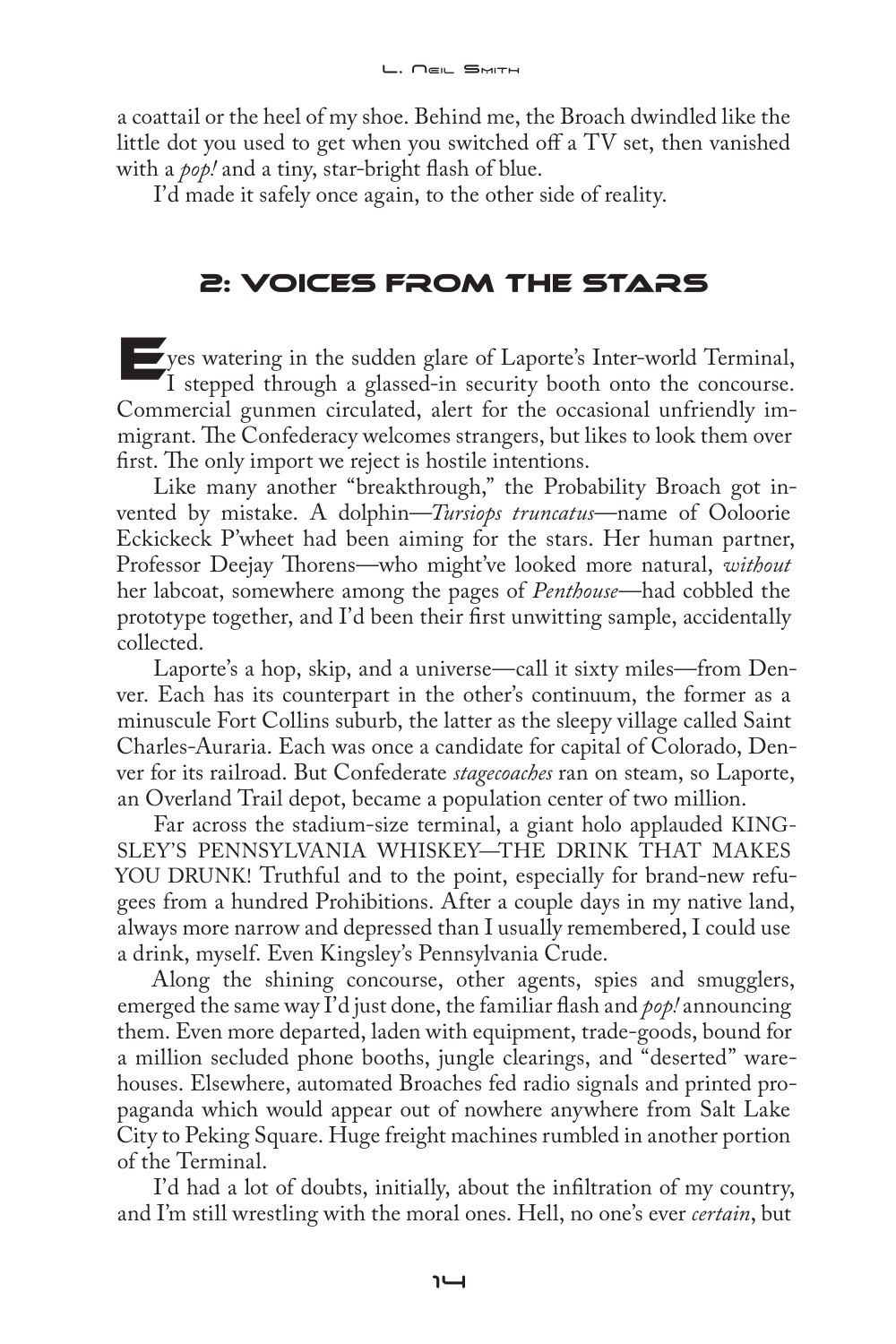a coattail or the heel of my shoe. Behind me, the Broach dwindled like the little dot you used to get when you switched off a TV set, then vanished with a *pop!* and a tiny, star-bright flash of blue.

I'd made it safely once again, to the other side of reality.

## 2: Voices from the Stars

Eyes watering in the sudden glare of Laporte's Inter-world Terminal, I stepped through a glassed-in security booth onto the concourse. Commercial gunmen circulated, alert for the occasional unfriendly immigrant. The Confederacy welcomes strangers, but likes to look them over first. The only import we reject is hostile intentions.

Like many another "breakthrough," the Probability Broach got invented by mistake. A dolphin—*Tursiops truncatus*—name of Ooloorie Eckickeck P'wheet had been aiming for the stars. Her human partner, Professor Deejay Thorens—who might've looked more natural, *without* her labcoat, somewhere among the pages of *Penthouse*—had cobbled the prototype together, and I'd been their first unwitting sample, accidentally collected.

Laporte's a hop, skip, and a universe—call it sixty miles—from Denver. Each has its counterpart in the other's continuum, the former as a minuscule Fort Collins suburb, the latter as the sleepy village called Saint Charles-Auraria. Each was once a candidate for capital of Colorado, Denver for its railroad. But Confederate *stagecoaches* ran on steam, so Laporte, an Overland Trail depot, became a population center of two million.

Far across the stadium-size terminal, a giant holo applauded KINGSLEY'S PENNSYLVANIA WHISKEY—THE DRINK THAT MAKES YOU DRUNK! Truthful and to the point, especially for brand-new refugees from a hundred Prohibitions. After a couple days in my native land, always more narrow and depressed than I usually remembered, I could use a drink, myself. Even Kingsley's Pennsylvania Crude.

Along the shining concourse, other agents, spies and smugglers, emerged the same way I'd just done, the familiar flash and *pop!* announcing them. Even more departed, laden with equipment, trade-goods, bound for a million secluded phone booths, jungle clearings, and "deserted" warehouses. Elsewhere, automated Broaches fed radio signals and printed propaganda which would appear out of nowhere anywhere from Salt Lake City to Peking Square. Huge freight machines rumbled in another portion of the Terminal.

I'd had a lot of doubts, initially, about the infiltration of my country, and I'm still wrestling with the moral ones. Hell, no one's ever *certain*, but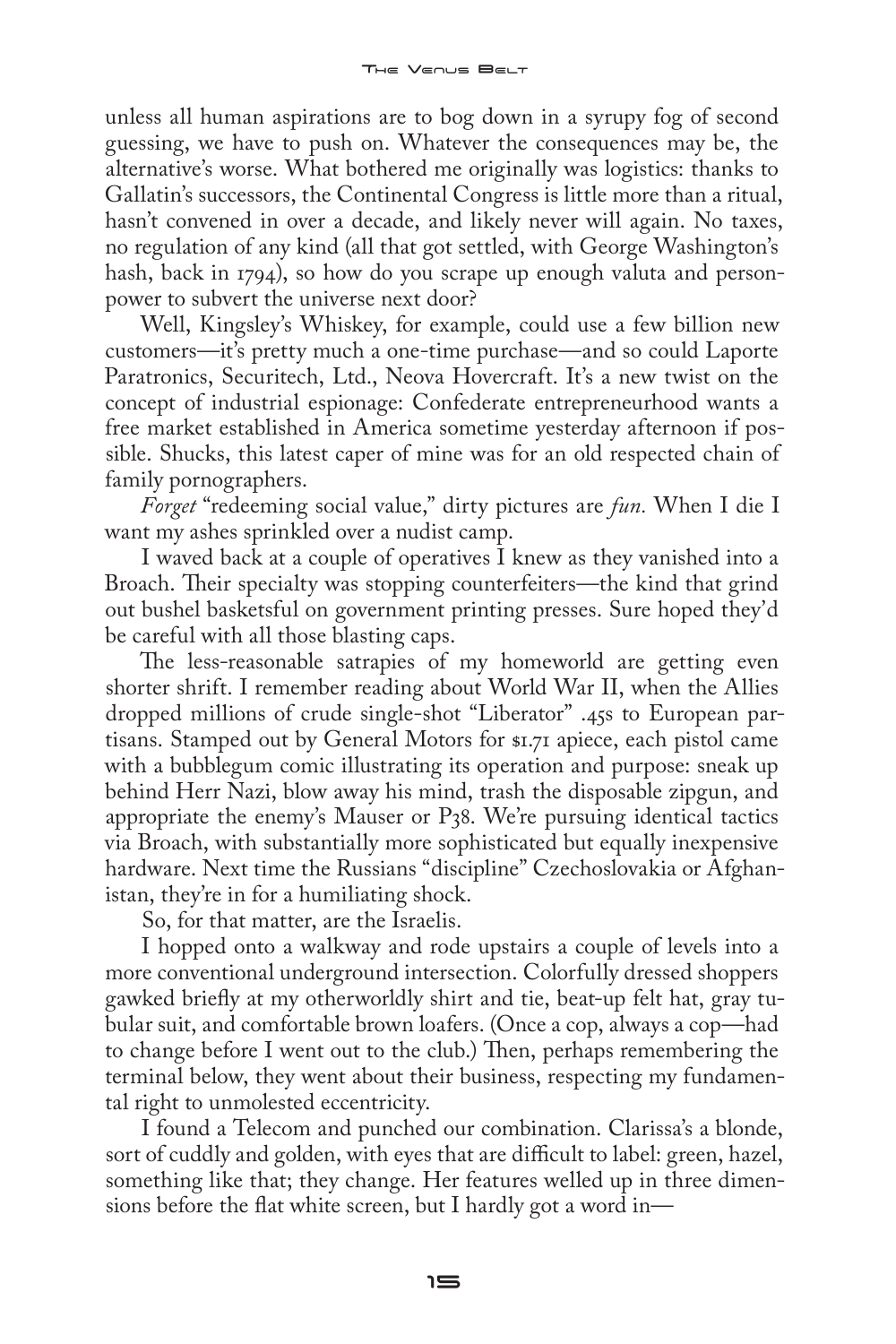unless all human aspirations are to bog down in a syrupy fog of second guessing, we have to push on. Whatever the consequences may be, the alternative's worse. What bothered me originally was logistics: thanks to Gallatin's successors, the Continental Congress is little more than a ritual, hasn't convened in over a decade, and likely never will again. No taxes, no regulation of any kind (all that got settled, with George Washington's hash, back in 1794), so how do you scrape up enough valuta and person-power to subvert the universe next door?

Well, Kingsley's Whiskey, for example, could use a few billion new customers—it's pretty much a one-time purchase—and so could Laporte Paratronics, Securitech, Ltd., Neova Hovercraft. It's a new twist on the concept of industrial espionage: Confederate entrepreneurhood wants a free market established in America sometime yesterday afternoon if possible. Shucks, this latest caper of mine was for an old respected chain of family pornographers.

*Forget* "redeeming social value," dirty pictures are *fun*. When I die I want my ashes sprinkled over a nudist camp.

I waved back at a couple of operatives I knew as they vanished into a Broach. Their specialty was stopping counterfeiters—the kind that grind out bushel basketsful on government printing presses. Sure hoped they'd be careful with all those blasting caps.

The less-reasonable satrapies of my homeworld are getting even shorter shrift. I remember reading about World War II, when the Allies dropped millions of crude single-shot "Liberator" .45s to European partisans. Stamped out by General Motors for $1.71 apiece, each pistol came with a bubblegum comic illustrating its operation and purpose: sneak up behind Herr Nazi, blow away his mind, trash the disposable zipgun, and appropriate the enemy's Mauser or P38. We're pursuing identical tactics via Broach, with substantially more sophisticated but equally inexpensive hardware. Next time the Russians "discipline" Czechoslovakia or Afghanistan, they're in for a humiliating shock.

So, for that matter, are the Israelis.

I hopped onto a walkway and rode upstairs a couple of levels into a more conventional underground intersection. Colorfully dressed shoppers gawked briefly at my otherworldly shirt and tie, beat-up felt hat, gray tubular suit, and comfortable brown loafers. (Once a cop, always a cop—had to change before I went out to the club.) Then, perhaps remembering the terminal below, they went about their business, respecting my fundamental right to unmolested eccentricity.

I found a Telecom and punched our combination. Clarissa's a blonde, sort of cuddly and golden, with eyes that are difficult to label: green, hazel, something like that; they change. Her features welled up in three dimensions before the flat white screen, but I hardly got a word in—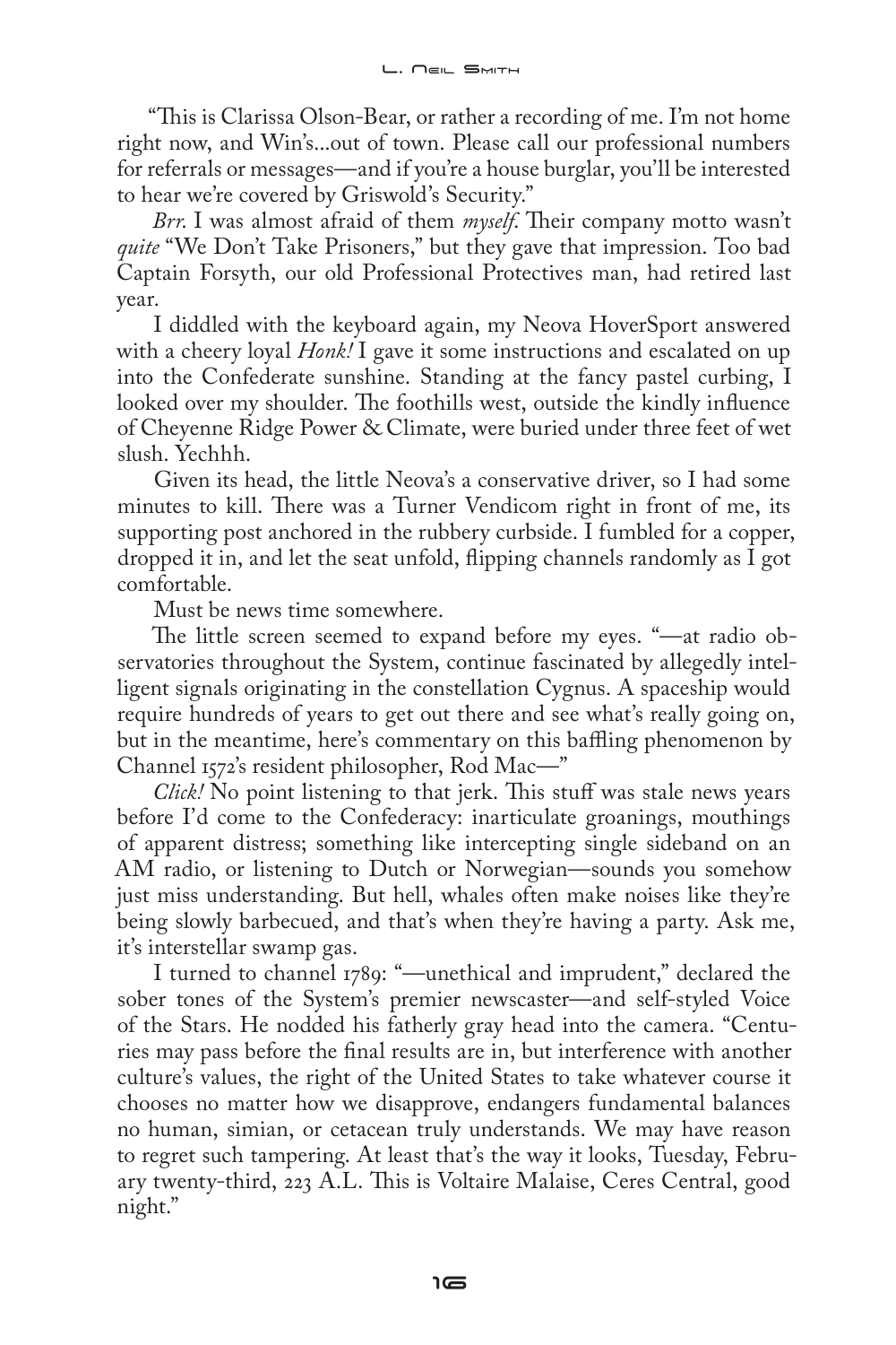"This is Clarissa Olson-Bear, or rather a recording of me. I'm not home right now, and Win's...out of town. Please call our professional numbers for referrals or messages—and if you're a house burglar, you'll be interested to hear we're covered by Griswold's Security."

*Brr.* I was almost afraid of them *myself.* Their company motto wasn't *quite* "We Don't Take Prisoners," but they gave that impression. Too bad Captain Forsyth, our old Professional Protectives man, had retired last year.

I diddled with the keyboard again, my Neova HoverSport answered with a cheery loyal *Honk!* I gave it some instructions and escalated on up into the Confederate sunshine. Standing at the fancy pastel curbing, I looked over my shoulder. The foothills west, outside the kindly influence of Cheyenne Ridge Power & Climate, were buried under three feet of wet slush. Yechhh.

Given its head, the little Neova's a conservative driver, so I had some minutes to kill. There was a Turner Vendicom right in front of me, its supporting post anchored in the rubbery curbside. I fumbled for a copper, dropped it in, and let the seat unfold, flipping channels randomly as I got comfortable.

Must be news time somewhere.

The little screen seemed to expand before my eyes. "—at radio observatories throughout the System, continue fascinated by allegedly intelligent signals originating in the constellation Cygnus. A spaceship would require hundreds of years to get out there and see what's really going on, but in the meantime, here's commentary on this baffling phenomenon by Channel 1572's resident philosopher, Rod Mac—"

*Click!* No point listening to that jerk. This stuff was stale news years before I'd come to the Confederacy: inarticulate groanings, mouthings of apparent distress; something like intercepting single sideband on an AM radio, or listening to Dutch or Norwegian—sounds you somehow just miss understanding. But hell, whales often make noises like they're being slowly barbecued, and that's when they're having a party. Ask me, it's interstellar swamp gas.

I turned to channel 1789: "—unethical and imprudent," declared the sober tones of the System's premier newscaster—and self-styled Voice of the Stars. He nodded his fatherly gray head into the camera. "Centuries may pass before the final results are in, but interference with another culture's values, the right of the United States to take whatever course it chooses no matter how we disapprove, endangers fundamental balances no human, simian, or cetacean truly understands. We may have reason to regret such tampering. At least that's the way it looks, Tuesday, February twenty-third, 223 A.L. This is Voltaire Malaise, Ceres Central, good night."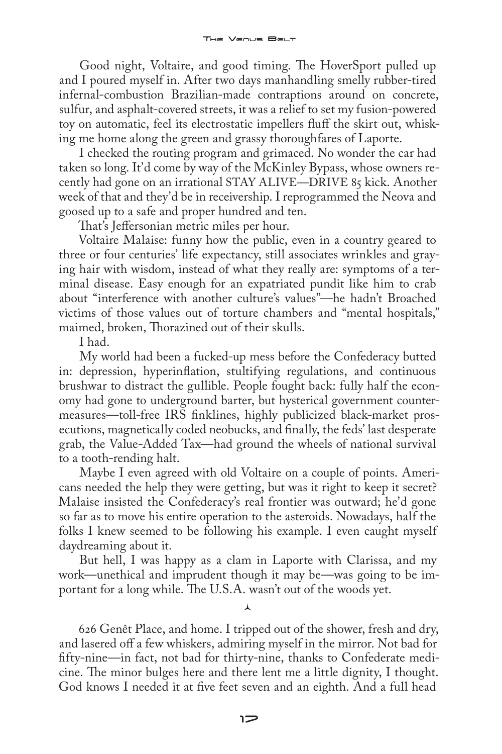Good night, Voltaire, and good timing. The HoverSport pulled up and I poured myself in. After two days manhandling smelly rubber-tired infernal-combustion Brazilian-made contraptions around on concrete, sulfur, and asphalt-covered streets, it was a relief to set my fusion-powered toy on automatic, feel its electrostatic impellers fluff the skirt out, whisking me home along the green and grassy thoroughfares of Laporte.

I checked the routing program and grimaced. No wonder the car had taken so long. It'd come by way of the McKinley Bypass, whose owners recently had gone on an irrational STAY ALIVE—DRIVE 85 kick. Another week of that and they'd be in receivership. I reprogrammed the Neova and goosed up to a safe and proper hundred and ten.

That's Jeffersonian metric miles per hour.

Voltaire Malaise: funny how the public, even in a country geared to three or four centuries' life expectancy, still associates wrinkles and graying hair with wisdom, instead of what they really are: symptoms of a terminal disease. Easy enough for an expatriated pundit like him to crab about "interference with another culture's values"—he hadn't Broached victims of those values out of torture chambers and "mental hospitals," maimed, broken, Thorazined out of their skulls.

I had.

My world had been a fucked-up mess before the Confederacy butted in: depression, hyperinflation, stultifying regulations, and continuous brushwar to distract the gullible. People fought back: fully half the economy had gone to underground barter, but hysterical government countermeasures—toll-free IRS finklines, highly publicized black-market prosecutions, magnetically coded neobucks, and finally, the feds' last desperate grab, the Value-Added Tax—had ground the wheels of national survival to a tooth-rending halt.

Maybe I even agreed with old Voltaire on a couple of points. Americans needed the help they were getting, but was it right to keep it secret? Malaise insisted the Confederacy's real frontier was outward; he'd gone so far as to move his entire operation to the asteroids. Nowadays, half the folks I knew seemed to be following his example. I even caught myself daydreaming about it.

But hell, I was happy as a clam in Laporte with Clarissa, and my work—unethical and imprudent though it may be—was going to be important for a long while. The U.S.A. wasn't out of the woods yet.

⅄

626 Genêt Place, and home. I tripped out of the shower, fresh and dry, and lasered off a few whiskers, admiring myself in the mirror. Not bad for fifty-nine—in fact, not bad for thirty-nine, thanks to Confederate medicine. The minor bulges here and there lent me a little dignity, I thought. God knows I needed it at five feet seven and an eighth. And a full head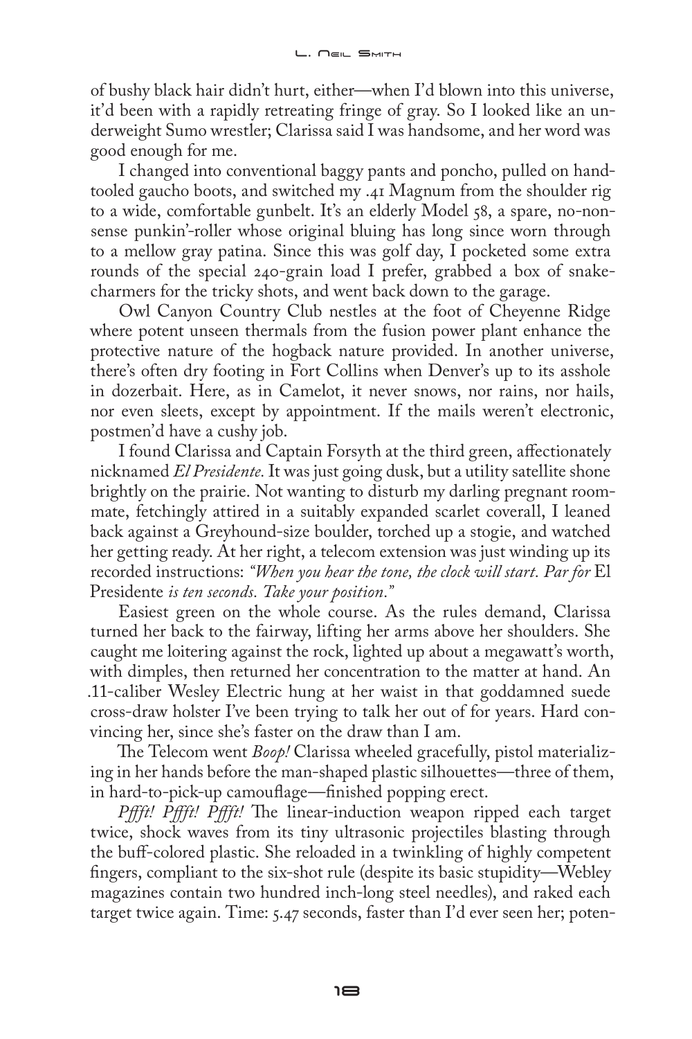of bushy black hair didn't hurt, either—when I'd blown into this universe, it'd been with a rapidly retreating fringe of gray. So I looked like an underweight Sumo wrestler; Clarissa said I was handsome, and her word was good enough for me.

I changed into conventional baggy pants and poncho, pulled on hand-tooled gaucho boots, and switched my .41 Magnum from the shoulder rig to a wide, comfortable gunbelt. It's an elderly Model 58, a spare, no-nonsense punkin'-roller whose original bluing has long since worn through to a mellow gray patina. Since this was golf day, I pocketed some extra rounds of the special 240-grain load I prefer, grabbed a box of snake-charmers for the tricky shots, and went back down to the garage.

Owl Canyon Country Club nestles at the foot of Cheyenne Ridge where potent unseen thermals from the fusion power plant enhance the protective nature of the hogback nature provided. In another universe, there's often dry footing in Fort Collins when Denver's up to its asshole in dozerbait. Here, as in Camelot, it never snows, nor rains, nor hails, nor even sleets, except by appointment. If the mails weren't electronic, postmen'd have a cushy job.

I found Clarissa and Captain Forsyth at the third green, affectionately nicknamed *El Presidente.* It was just going dusk, but a utility satellite shone brightly on the prairie. Not wanting to disturb my darling pregnant roommate, fetchingly attired in a suitably expanded scarlet coverall, I leaned back against a Greyhound-size boulder, torched up a stogie, and watched her getting ready. At her right, a telecom extension was just winding up its recorded instructions: *"When you hear the tone, the clock will start. Par for* El Presidente *is ten seconds. Take your position."*

Easiest green on the whole course. As the rules demand, Clarissa turned her back to the fairway, lifting her arms above her shoulders. She caught me loitering against the rock, lighted up about a megawatt's worth, with dimples, then returned her concentration to the matter at hand. An .11-caliber Wesley Electric hung at her waist in that goddamned suede cross-draw holster I've been trying to talk her out of for years. Hard convincing her, since she's faster on the draw than I am.

The Telecom went *Boop!* Clarissa wheeled gracefully, pistol materializing in her hands before the man-shaped plastic silhouettes—three of them, in hard-to-pick-up camouflage—finished popping erect.

*Pffft! Pffft! Pffft!* The linear-induction weapon ripped each target twice, shock waves from its tiny ultrasonic projectiles blasting through the buff-colored plastic. She reloaded in a twinkling of highly competent fingers, compliant to the six-shot rule (despite its basic stupidity—Webley magazines contain two hundred inch-long steel needles), and raked each target twice again. Time: 5.47 seconds, faster than I'd ever seen her; poten-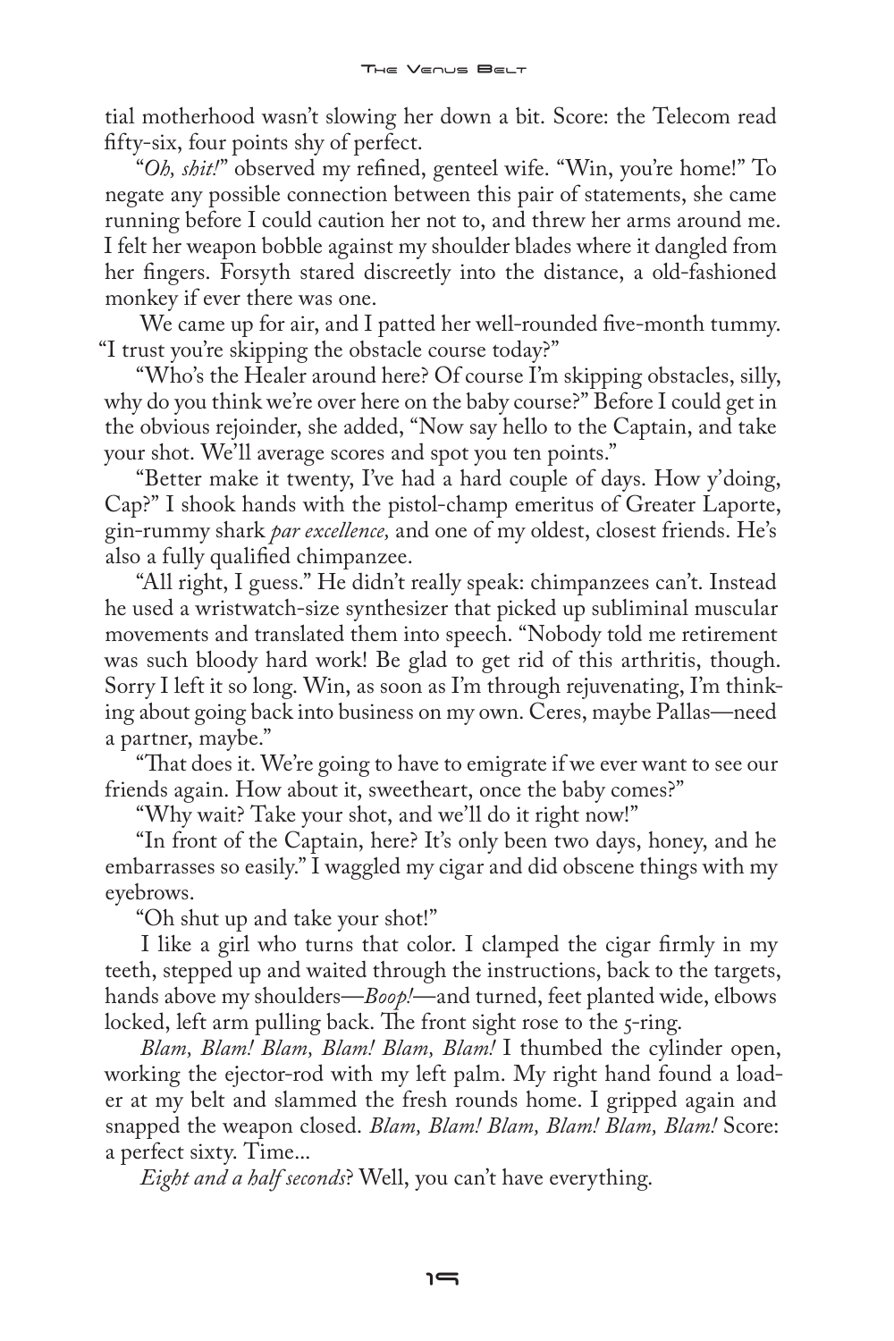tial motherhood wasn't slowing her down a bit. Score: the Telecom read fifty-six, four points shy of perfect.

"*Oh, shit!*" observed my refined, genteel wife. "Win, you're home!" To negate any possible connection between this pair of statements, she came running before I could caution her not to, and threw her arms around me. I felt her weapon bobble against my shoulder blades where it dangled from her fingers. Forsyth stared discreetly into the distance, a old-fashioned monkey if ever there was one.

We came up for air, and I patted her well-rounded five-month tummy. "I trust you're skipping the obstacle course today?"

"Who's the Healer around here? Of course I'm skipping obstacles, silly, why do you think we're over here on the baby course?" Before I could get in the obvious rejoinder, she added, "Now say hello to the Captain, and take your shot. We'll average scores and spot you ten points."

"Better make it twenty, I've had a hard couple of days. How y'doing, Cap?" I shook hands with the pistol-champ emeritus of Greater Laporte, gin-rummy shark *par excellence,* and one of my oldest, closest friends. He's also a fully qualified chimpanzee.

"All right, I guess." He didn't really speak: chimpanzees can't. Instead he used a wristwatch-size synthesizer that picked up subliminal muscular movements and translated them into speech. "Nobody told me retirement was such bloody hard work! Be glad to get rid of this arthritis, though. Sorry I left it so long. Win, as soon as I'm through rejuvenating, I'm thinking about going back into business on my own. Ceres, maybe Pallas—need a partner, maybe."

"That does it. We're going to have to emigrate if we ever want to see our friends again. How about it, sweetheart, once the baby comes?"

"Why wait? Take your shot, and we'll do it right now!"

"In front of the Captain, here? It's only been two days, honey, and he embarrasses so easily." I waggled my cigar and did obscene things with my eyebrows.

"Oh shut up and take your shot!"

I like a girl who turns that color. I clamped the cigar firmly in my teeth, stepped up and waited through the instructions, back to the targets, hands above my shoulders—*Boop!*—and turned, feet planted wide, elbows locked, left arm pulling back. The front sight rose to the 5-ring.

*Blam, Blam! Blam, Blam! Blam, Blam!* I thumbed the cylinder open, working the ejector-rod with my left palm. My right hand found a loader at my belt and slammed the fresh rounds home. I gripped again and snapped the weapon closed. *Blam, Blam! Blam, Blam! Blam, Blam!* Score: a perfect sixty. Time...

*Eight and a half seconds*? Well, you can't have everything.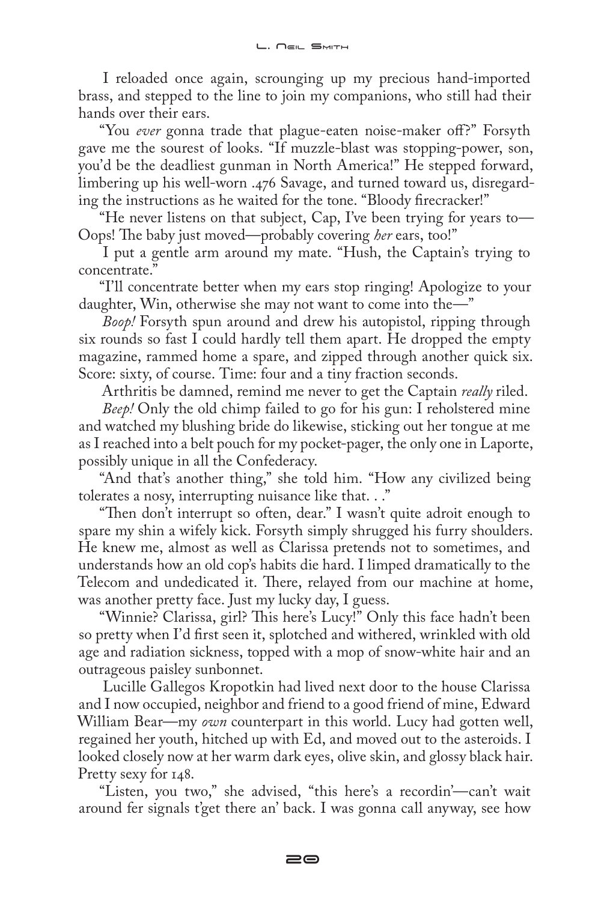I reloaded once again, scrounging up my precious hand-imported brass, and stepped to the line to join my companions, who still had their hands over their ears.

"You *ever* gonna trade that plague-eaten noise-maker off?" Forsyth gave me the sourest of looks. "If muzzle-blast was stopping-power, son, you'd be the deadliest gunman in North America!" He stepped forward, limbering up his well-worn .476 Savage, and turned toward us, disregarding the instructions as he waited for the tone. "Bloody firecracker!"

"He never listens on that subject, Cap, I've been trying for years to— Oops! The baby just moved—probably covering *her* ears, too!"

I put a gentle arm around my mate. "Hush, the Captain's trying to concentrate."

"I'll concentrate better when my ears stop ringing! Apologize to your daughter, Win, otherwise she may not want to come into the—"

*Boop!* Forsyth spun around and drew his autopistol, ripping through six rounds so fast I could hardly tell them apart. He dropped the empty magazine, rammed home a spare, and zipped through another quick six. Score: sixty, of course. Time: four and a tiny fraction seconds.

Arthritis be damned, remind me never to get the Captain *really* riled.

*Beep!* Only the old chimp failed to go for his gun: I reholstered mine and watched my blushing bride do likewise, sticking out her tongue at me as I reached into a belt pouch for my pocket-pager, the only one in Laporte, possibly unique in all the Confederacy.

"And that's another thing," she told him. "How any civilized being tolerates a nosy, interrupting nuisance like that. . ."

"Then don't interrupt so often, dear." I wasn't quite adroit enough to spare my shin a wifely kick. Forsyth simply shrugged his furry shoulders. He knew me, almost as well as Clarissa pretends not to sometimes, and understands how an old cop's habits die hard. I limped dramatically to the Telecom and undedicated it. There, relayed from our machine at home, was another pretty face. Just my lucky day, I guess.

"Winnie? Clarissa, girl? This here's Lucy!" Only this face hadn't been so pretty when I'd first seen it, splotched and withered, wrinkled with old age and radiation sickness, topped with a mop of snow-white hair and an outrageous paisley sunbonnet.

Lucille Gallegos Kropotkin had lived next door to the house Clarissa and I now occupied, neighbor and friend to a good friend of mine, Edward William Bear—my *own* counterpart in this world. Lucy had gotten well, regained her youth, hitched up with Ed, and moved out to the asteroids. I looked closely now at her warm dark eyes, olive skin, and glossy black hair. Pretty sexy for 148.

"Listen, you two," she advised, "this here's a recordin'—can't wait around fer signals t'get there an' back. I was gonna call anyway, see how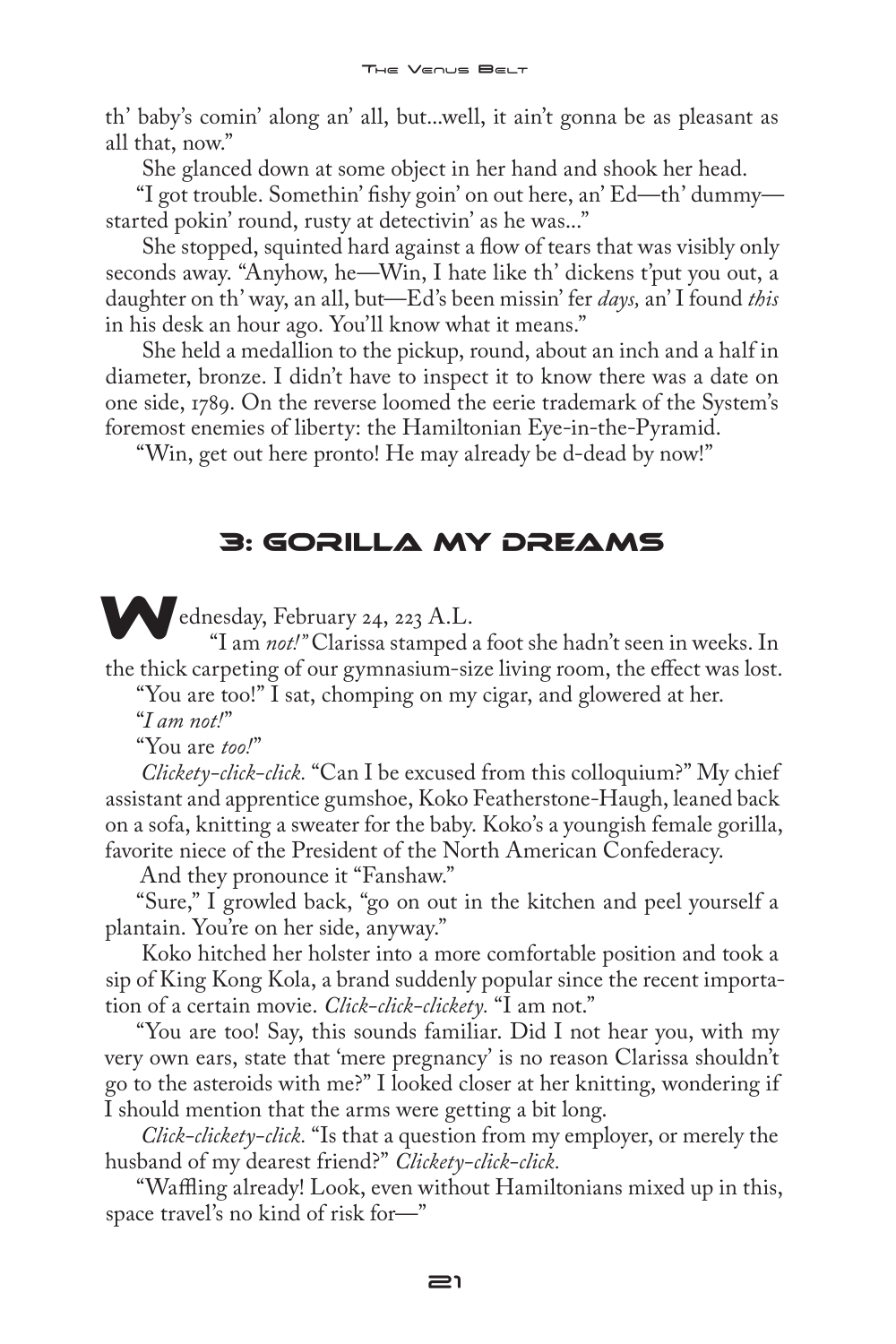th' baby's comin' along an' all, but...well, it ain't gonna be as pleasant as all that, now."

She glanced down at some object in her hand and shook her head.

"I got trouble. Somethin' fishy goin' on out here, an' Ed—th' dummy—started pokin' round, rusty at detectivin' as he was..."

She stopped, squinted hard against a flow of tears that was visibly only seconds away. "Anyhow, he—Win, I hate like th' dickens t'put you out, a daughter on th' way, an all, but—Ed's been missin' fer *days,* an' I found *this* in his desk an hour ago. You'll know what it means."

She held a medallion to the pickup, round, about an inch and a half in diameter, bronze. I didn't have to inspect it to know there was a date on one side, 1789. On the reverse loomed the eerie trademark of the System's foremost enemies of liberty: the Hamiltonian Eye-in-the-Pyramid.

"Win, get out here pronto! He may already be d-dead by now!"

## 3: Gorilla My Dreams

Wednesday, February 24, 223 A.L.

"I am *not!"* Clarissa stamped a foot she hadn't seen in weeks. In the thick carpeting of our gymnasium-size living room, the effect was lost.

"You are too!" I sat, chomping on my cigar, and glowered at her.

"*I am not!*"

"You are *too!*"

*Clickety-click-click.* "Can I be excused from this colloquium?" My chief assistant and apprentice gumshoe, Koko Featherstone-Haugh, leaned back on a sofa, knitting a sweater for the baby. Koko's a youngish female gorilla, favorite niece of the President of the North American Confederacy.

And they pronounce it "Fanshaw."

"Sure," I growled back, "go on out in the kitchen and peel yourself a plantain. You're on her side, anyway."

Koko hitched her holster into a more comfortable position and took a sip of King Kong Kola, a brand suddenly popular since the recent importation of a certain movie. *Click-click-clickety.* "I am not."

"You are too! Say, this sounds familiar. Did I not hear you, with my very own ears, state that 'mere pregnancy' is no reason Clarissa shouldn't go to the asteroids with me?" I looked closer at her knitting, wondering if I should mention that the arms were getting a bit long.

*Click-clickety-click.* "Is that a question from my employer, or merely the husband of my dearest friend?" *Clickety-click-click.*

"Waffling already! Look, even without Hamiltonians mixed up in this, space travel's no kind of risk for—"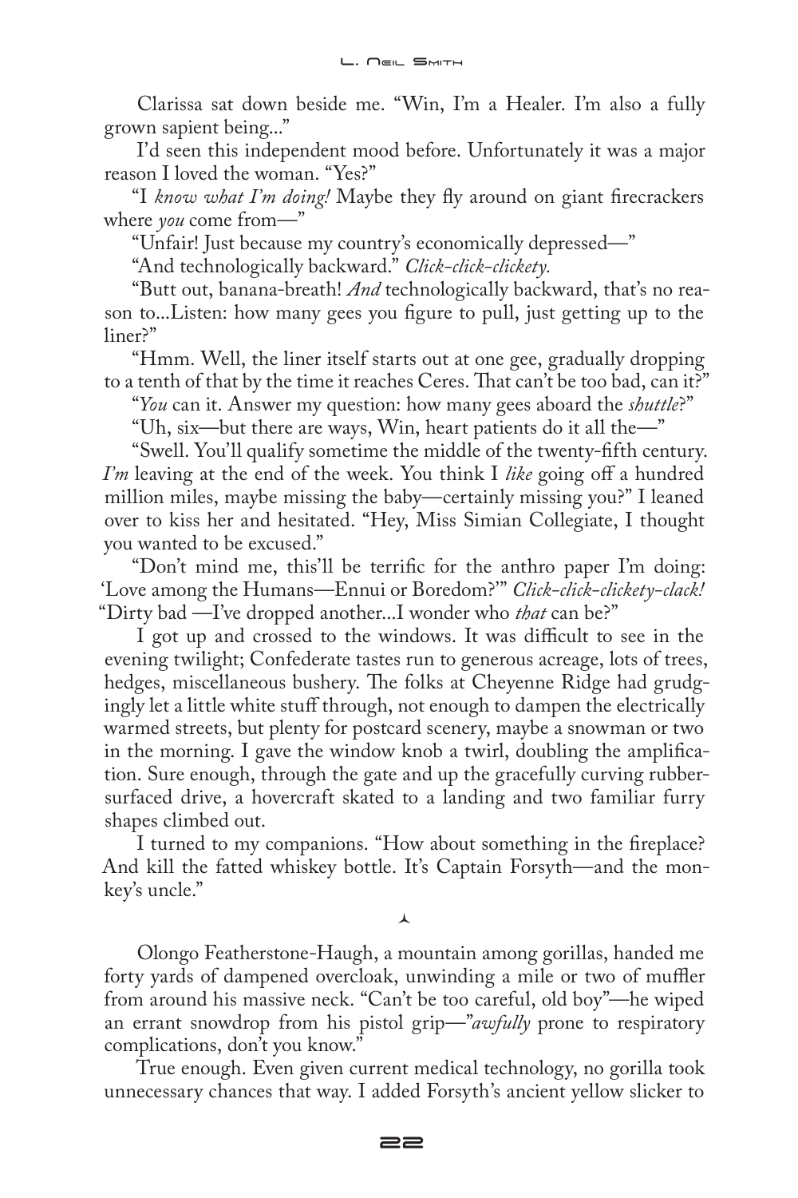Clarissa sat down beside me. "Win, I'm a Healer. I'm also a fully grown sapient being..."

I'd seen this independent mood before. Unfortunately it was a major reason I loved the woman. "Yes?"

"I *know what I'm doing!* Maybe they fly around on giant firecrackers where *you* come from—"

"Unfair! Just because my country's economically depressed—"

"And technologically backward." *Click-click-clickety.*

"Butt out, banana-breath! *And* technologically backward, that's no reason to...Listen: how many gees you figure to pull, just getting up to the liner?"

"Hmm. Well, the liner itself starts out at one gee, gradually dropping to a tenth of that by the time it reaches Ceres. That can't be too bad, can it?"

"*You* can it. Answer my question: how many gees aboard the *shuttle*?"

"Uh, six—but there are ways, Win, heart patients do it all the—"

"Swell. You'll qualify sometime the middle of the twenty-fifth century. *I'm* leaving at the end of the week. You think I *like* going off a hundred million miles, maybe missing the baby—certainly missing you?" I leaned over to kiss her and hesitated. "Hey, Miss Simian Collegiate, I thought you wanted to be excused."

"Don't mind me, this'll be terrific for the anthro paper I'm doing: 'Love among the Humans—Ennui or Boredom?'" *Click-click-clickety-clack!* "Dirty bad —I've dropped another...I wonder who *that* can be?"

I got up and crossed to the windows. It was difficult to see in the evening twilight; Confederate tastes run to generous acreage, lots of trees, hedges, miscellaneous bushery. The folks at Cheyenne Ridge had grudgingly let a little white stuff through, not enough to dampen the electrically warmed streets, but plenty for postcard scenery, maybe a snowman or two in the morning. I gave the window knob a twirl, doubling the amplification. Sure enough, through the gate and up the gracefully curving rubber-surfaced drive, a hovercraft skated to a landing and two familiar furry shapes climbed out.

I turned to my companions. "How about something in the fireplace? And kill the fatted whiskey bottle. It's Captain Forsyth—and the monkey's uncle."

⅄

Olongo Featherstone-Haugh, a mountain among gorillas, handed me forty yards of dampened overcloak, unwinding a mile or two of muffler from around his massive neck. "Can't be too careful, old boy"—he wiped an errant snowdrop from his pistol grip—"*awfully* prone to respiratory complications, don't you know."

True enough. Even given current medical technology, no gorilla took unnecessary chances that way. I added Forsyth's ancient yellow slicker to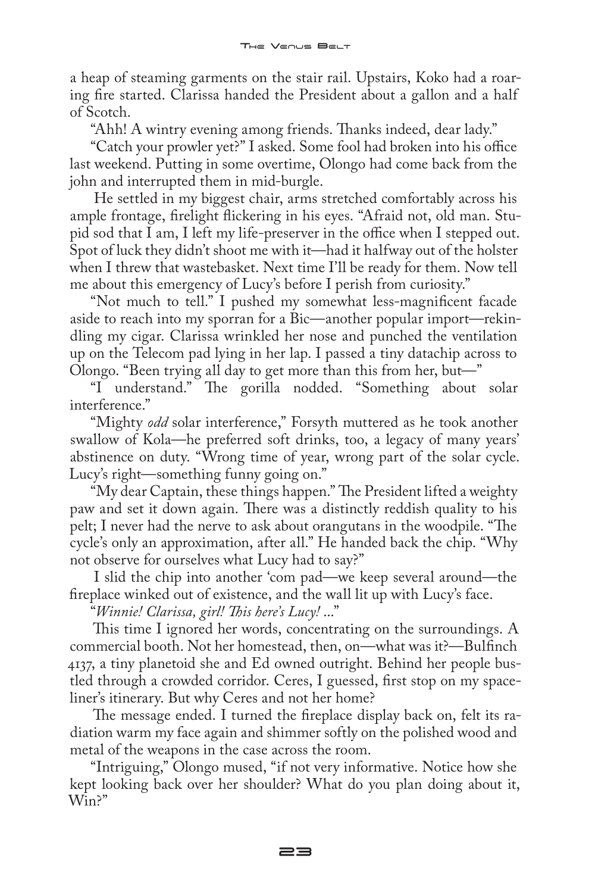a heap of steaming garments on the stair rail. Upstairs, Koko had a roaring fire started. Clarissa handed the President about a gallon and a half of Scotch.

"Ahh! A wintry evening among friends. Thanks indeed, dear lady."

"Catch your prowler yet?" I asked. Some fool had broken into his office last weekend. Putting in some overtime, Olongo had come back from the john and interrupted them in mid-burgle.

He settled in my biggest chair, arms stretched comfortably across his ample frontage, firelight flickering in his eyes. "Afraid not, old man. Stupid sod that I am, I left my life-preserver in the office when I stepped out. Spot of luck they didn't shoot me with it—had it halfway out of the holster when I threw that wastebasket. Next time I'll be ready for them. Now tell me about this emergency of Lucy's before I perish from curiosity."

"Not much to tell." I pushed my somewhat less-magnificent facade aside to reach into my sporran for a Bic—another popular import—rekindling my cigar. Clarissa wrinkled her nose and punched the ventilation up on the Telecom pad lying in her lap. I passed a tiny datachip across to Olongo. "Been trying all day to get more than this from her, but—"

"I understand." The gorilla nodded. "Something about solar interference."

"Mighty *odd* solar interference," Forsyth muttered as he took another swallow of Kola—he preferred soft drinks, too, a legacy of many years' abstinence on duty. "Wrong time of year, wrong part of the solar cycle. Lucy's right—something funny going on."

"My dear Captain, these things happen." The President lifted a weighty paw and set it down again. There was a distinctly reddish quality to his pelt; I never had the nerve to ask about orangutans in the woodpile. "The cycle's only an approximation, after all." He handed back the chip. "Why not observe for ourselves what Lucy had to say?"

I slid the chip into another 'com pad—we keep several around—the fireplace winked out of existence, and the wall lit up with Lucy's face.

"*Winnie! Clarissa, girl! This here's Lucy!* ..."

This time I ignored her words, concentrating on the surroundings. A commercial booth. Not her homestead, then, on—what was it?—Bulfinch 4137, a tiny planetoid she and Ed owned outright. Behind her people bustled through a crowded corridor. Ceres, I guessed, first stop on my spaceliner's itinerary. But why Ceres and not her home?

The message ended. I turned the fireplace display back on, felt its radiation warm my face again and shimmer softly on the polished wood and metal of the weapons in the case across the room.

"Intriguing," Olongo mused, "if not very informative. Notice how she kept looking back over her shoulder? What do you plan doing about it, Win?"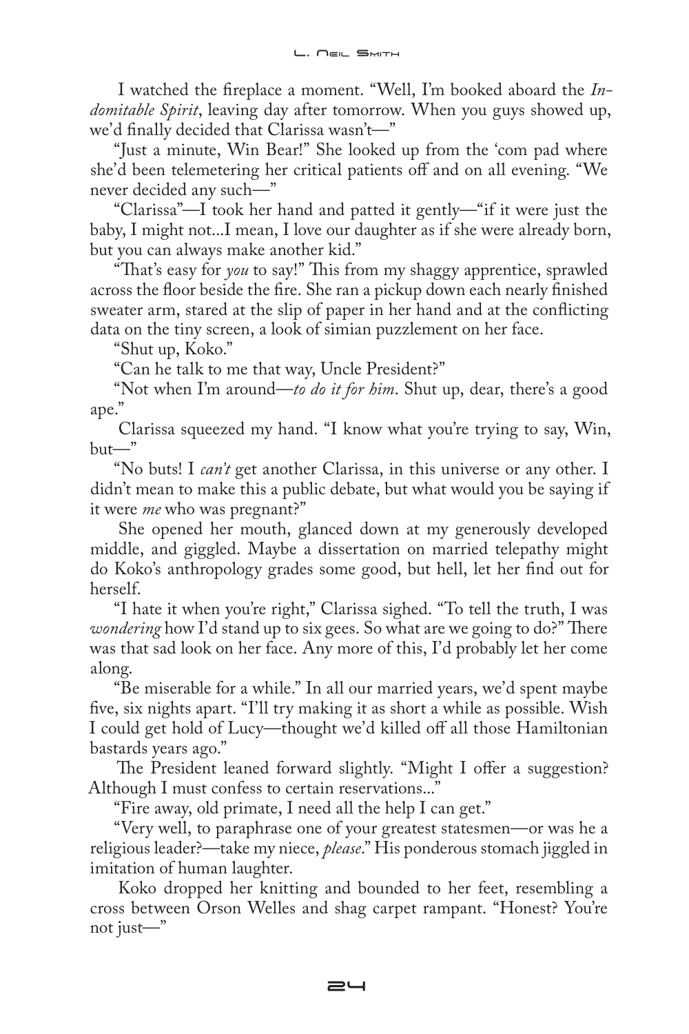I watched the fireplace a moment. "Well, I'm booked aboard the *Indomitable Spirit*, leaving day after tomorrow. When you guys showed up, we'd finally decided that Clarissa wasn't—"

"Just a minute, Win Bear!" She looked up from the 'com pad where she'd been telemetering her critical patients off and on all evening. "We never decided any such—"

"Clarissa"—I took her hand and patted it gently—"if it were just the baby, I might not...I mean, I love our daughter as if she were already born, but you can always make another kid."

"That's easy for *you* to say!" This from my shaggy apprentice, sprawled across the floor beside the fire. She ran a pickup down each nearly finished sweater arm, stared at the slip of paper in her hand and at the conflicting data on the tiny screen, a look of simian puzzlement on her face.

"Shut up, Koko."

"Can he talk to me that way, Uncle President?"

"Not when I'm around—*to do it for him*. Shut up, dear, there's a good ape."

Clarissa squeezed my hand. "I know what you're trying to say, Win, but—"

"No buts! I *can't* get another Clarissa, in this universe or any other. I didn't mean to make this a public debate, but what would you be saying if it were *me* who was pregnant?"

She opened her mouth, glanced down at my generously developed middle, and giggled. Maybe a dissertation on married telepathy might do Koko's anthropology grades some good, but hell, let her find out for herself.

"I hate it when you're right," Clarissa sighed. "To tell the truth, I was *wondering* how I'd stand up to six gees. So what are we going to do?" There was that sad look on her face. Any more of this, I'd probably let her come along.

"Be miserable for a while." In all our married years, we'd spent maybe five, six nights apart. "I'll try making it as short a while as possible. Wish I could get hold of Lucy—thought we'd killed off all those Hamiltonian bastards years ago."

The President leaned forward slightly. "Might I offer a suggestion? Although I must confess to certain reservations..."

"Fire away, old primate, I need all the help I can get."

"Very well, to paraphrase one of your greatest statesmen—or was he a religious leader?—take my niece, *please*." His ponderous stomach jiggled in imitation of human laughter.

Koko dropped her knitting and bounded to her feet, resembling a cross between Orson Welles and shag carpet rampant. "Honest? You're not just—"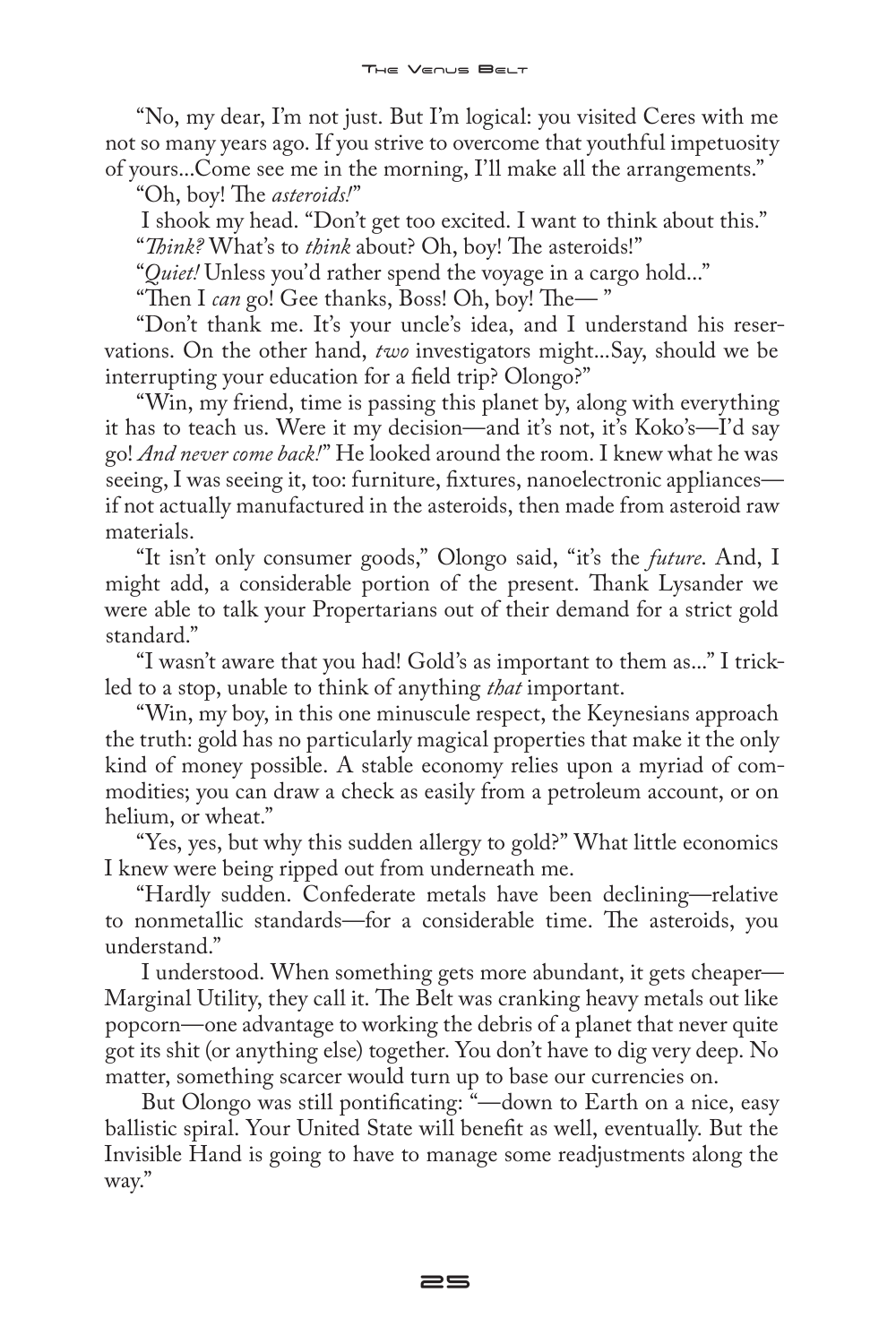"No, my dear, I'm not just. But I'm logical: you visited Ceres with me not so many years ago. If you strive to overcome that youthful impetuosity of yours...Come see me in the morning, I'll make all the arrangements."

"Oh, boy! The *asteroids!*"

I shook my head. "Don't get too excited. I want to think about this."

"*Think?* What's to *think* about? Oh, boy! The asteroids!"

"*Quiet!* Unless you'd rather spend the voyage in a cargo hold..."

"Then I *can* go! Gee thanks, Boss! Oh, boy! The— "

"Don't thank me. It's your uncle's idea, and I understand his reservations. On the other hand, *two* investigators might...Say, should we be interrupting your education for a field trip? Olongo?"

"Win, my friend, time is passing this planet by, along with everything it has to teach us. Were it my decision—and it's not, it's Koko's—I'd say go! *And never come back!*" He looked around the room. I knew what he was seeing, I was seeing it, too: furniture, fixtures, nanoelectronic appliances—if not actually manufactured in the asteroids, then made from asteroid raw materials.

"It isn't only consumer goods," Olongo said, "it's the *future*. And, I might add, a considerable portion of the present. Thank Lysander we were able to talk your Propertarians out of their demand for a strict gold standard."

"I wasn't aware that you had! Gold's as important to them as..." I trickled to a stop, unable to think of anything *that* important.

"Win, my boy, in this one minuscule respect, the Keynesians approach the truth: gold has no particularly magical properties that make it the only kind of money possible. A stable economy relies upon a myriad of commodities; you can draw a check as easily from a petroleum account, or on helium, or wheat."

"Yes, yes, but why this sudden allergy to gold?" What little economics I knew were being ripped out from underneath me.

"Hardly sudden. Confederate metals have been declining—relative to nonmetallic standards—for a considerable time. The asteroids, you understand."

I understood. When something gets more abundant, it gets cheaper—Marginal Utility, they call it. The Belt was cranking heavy metals out like popcorn—one advantage to working the debris of a planet that never quite got its shit (or anything else) together. You don't have to dig very deep. No matter, something scarcer would turn up to base our currencies on.

But Olongo was still pontificating: "—down to Earth on a nice, easy ballistic spiral. Your United State will benefit as well, eventually. But the Invisible Hand is going to have to manage some readjustments along the way."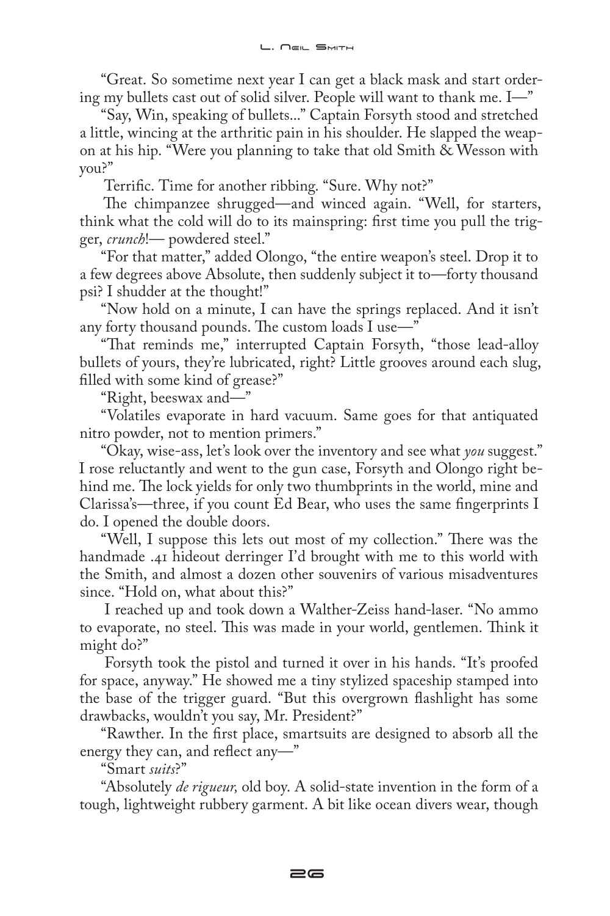"Great. So sometime next year I can get a black mask and start ordering my bullets cast out of solid silver. People will want to thank me. I—"

"Say, Win, speaking of bullets..." Captain Forsyth stood and stretched a little, wincing at the arthritic pain in his shoulder. He slapped the weapon at his hip. "Were you planning to take that old Smith & Wesson with you?"

Terrific. Time for another ribbing. "Sure. Why not?"

The chimpanzee shrugged—and winced again. "Well, for starters, think what the cold will do to its mainspring: first time you pull the trigger, *crunch*!— powdered steel."

"For that matter," added Olongo, "the entire weapon's steel. Drop it to a few degrees above Absolute, then suddenly subject it to—forty thousand psi? I shudder at the thought!"

"Now hold on a minute, I can have the springs replaced. And it isn't any forty thousand pounds. The custom loads I use—"

"That reminds me," interrupted Captain Forsyth, "those lead-alloy bullets of yours, they're lubricated, right? Little grooves around each slug, filled with some kind of grease?"

"Right, beeswax and—"

"Volatiles evaporate in hard vacuum. Same goes for that antiquated nitro powder, not to mention primers."

"Okay, wise-ass, let's look over the inventory and see what *you* suggest." I rose reluctantly and went to the gun case, Forsyth and Olongo right behind me. The lock yields for only two thumbprints in the world, mine and Clarissa's—three, if you count Ed Bear, who uses the same fingerprints I do. I opened the double doors.

"Well, I suppose this lets out most of my collection." There was the handmade .41 hideout derringer I'd brought with me to this world with the Smith, and almost a dozen other souvenirs of various misadventures since. "Hold on, what about this?"

I reached up and took down a Walther-Zeiss hand-laser. "No ammo to evaporate, no steel. This was made in your world, gentlemen. Think it might do?"

Forsyth took the pistol and turned it over in his hands. "It's proofed for space, anyway." He showed me a tiny stylized spaceship stamped into the base of the trigger guard. "But this overgrown flashlight has some drawbacks, wouldn't you say, Mr. President?"

"Rawther. In the first place, smartsuits are designed to absorb all the energy they can, and reflect any—"

"Smart *suits*?"

"Absolutely *de rigueur,* old boy. A solid-state invention in the form of a tough, lightweight rubbery garment. A bit like ocean divers wear, though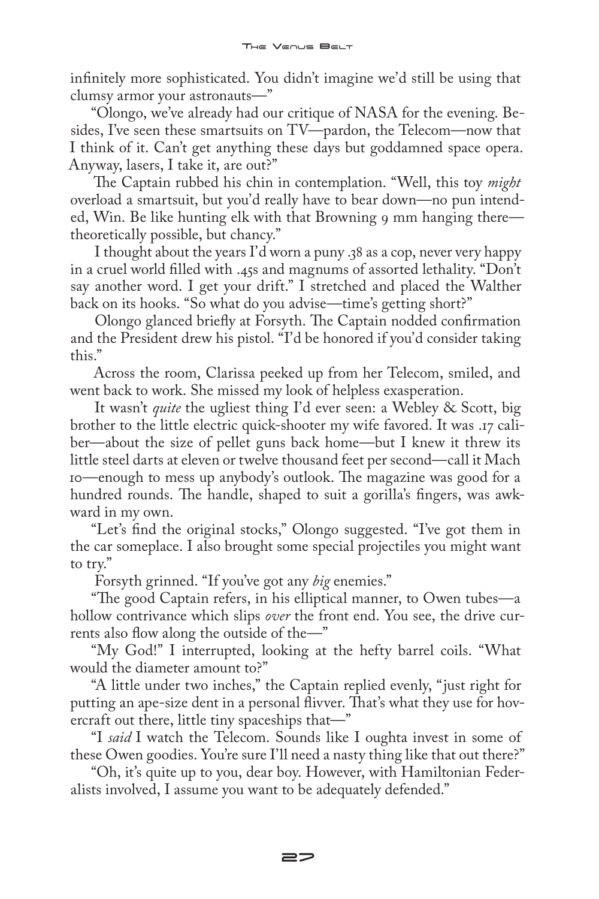infinitely more sophisticated. You didn't imagine we'd still be using that clumsy armor your astronauts—"

"Olongo, we've already had our critique of NASA for the evening. Besides, I've seen these smartsuits on TV—pardon, the Telecom—now that I think of it. Can't get anything these days but goddamned space opera. Anyway, lasers, I take it, are out?"

The Captain rubbed his chin in contemplation. "Well, this toy *might* overload a smartsuit, but you'd really have to bear down—no pun intended, Win. Be like hunting elk with that Browning 9 mm hanging there—theoretically possible, but chancy."

I thought about the years I'd worn a puny .38 as a cop, never very happy in a cruel world filled with .45s and magnums of assorted lethality. "Don't say another word. I get your drift." I stretched and placed the Walther back on its hooks. "So what do you advise—time's getting short?"

Olongo glanced briefly at Forsyth. The Captain nodded confirmation and the President drew his pistol. "I'd be honored if you'd consider taking this."

Across the room, Clarissa peeked up from her Telecom, smiled, and went back to work. She missed my look of helpless exasperation.

It wasn't *quite* the ugliest thing I'd ever seen: a Webley & Scott, big brother to the little electric quick-shooter my wife favored. It was .17 caliber—about the size of pellet guns back home—but I knew it threw its little steel darts at eleven or twelve thousand feet per second—call it Mach 10—enough to mess up anybody's outlook. The magazine was good for a hundred rounds. The handle, shaped to suit a gorilla's fingers, was awkward in my own.

"Let's find the original stocks," Olongo suggested. "I've got them in the car someplace. I also brought some special projectiles you might want to try."

Forsyth grinned. "If you've got any *big* enemies."

"The good Captain refers, in his elliptical manner, to Owen tubes—a hollow contrivance which slips *over* the front end. You see, the drive currents also flow along the outside of the—"

"My God!" I interrupted, looking at the hefty barrel coils. "What would the diameter amount to?"

"A little under two inches," the Captain replied evenly, "just right for putting an ape-size dent in a personal flivver. That's what they use for hovercraft out there, little tiny spaceships that—"

"I *said* I watch the Telecom. Sounds like I oughta invest in some of these Owen goodies. You're sure I'll need a nasty thing like that out there?"

"Oh, it's quite up to you, dear boy. However, with Hamiltonian Federalists involved, I assume you want to be adequately defended."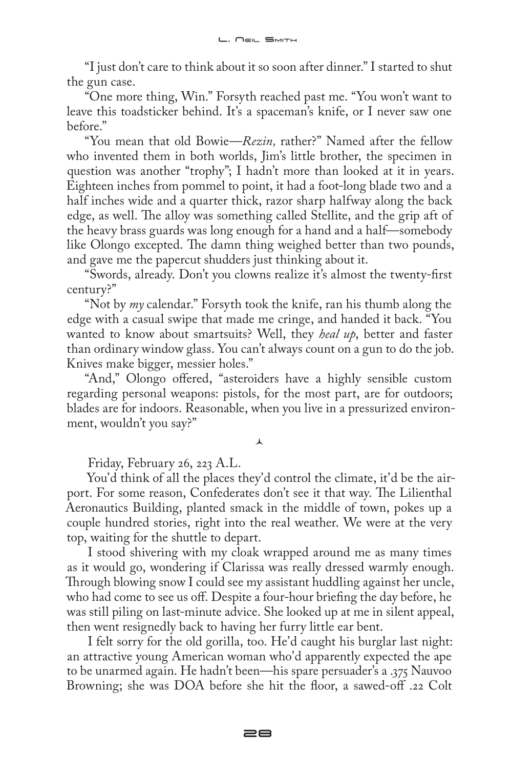"I just don't care to think about it so soon after dinner." I started to shut the gun case.

"One more thing, Win." Forsyth reached past me. "You won't want to leave this toadsticker behind. It's a spaceman's knife, or I never saw one before."

"You mean that old Bowie—*Rezin,* rather?" Named after the fellow who invented them in both worlds, Jim's little brother, the specimen in question was another "trophy"; I hadn't more than looked at it in years. Eighteen inches from pommel to point, it had a foot-long blade two and a half inches wide and a quarter thick, razor sharp halfway along the back edge, as well. The alloy was something called Stellite, and the grip aft of the heavy brass guards was long enough for a hand and a half—somebody like Olongo excepted. The damn thing weighed better than two pounds, and gave me the papercut shudders just thinking about it.

"Swords, already. Don't you clowns realize it's almost the twenty-first century?"

"Not by *my* calendar." Forsyth took the knife, ran his thumb along the edge with a casual swipe that made me cringe, and handed it back. "You wanted to know about smartsuits? Well, they *heal up*, better and faster than ordinary window glass. You can't always count on a gun to do the job. Knives make bigger, messier holes."

"And," Olongo offered, "asteroiders have a highly sensible custom regarding personal weapons: pistols, for the most part, are for outdoors; blades are for indoors. Reasonable, when you live in a pressurized environment, wouldn't you say?"

⅄

Friday, February 26, 223 A.L.

You'd think of all the places they'd control the climate, it'd be the airport. For some reason, Confederates don't see it that way. The Lilienthal Aeronautics Building, planted smack in the middle of town, pokes up a couple hundred stories, right into the real weather. We were at the very top, waiting for the shuttle to depart.

I stood shivering with my cloak wrapped around me as many times as it would go, wondering if Clarissa was really dressed warmly enough. Through blowing snow I could see my assistant huddling against her uncle, who had come to see us off. Despite a four-hour briefing the day before, he was still piling on last-minute advice. She looked up at me in silent appeal, then went resignedly back to having her furry little ear bent.

I felt sorry for the old gorilla, too. He'd caught his burglar last night: an attractive young American woman who'd apparently expected the ape to be unarmed again. He hadn't been—his spare persuader's a .375 Nauvoo Browning; she was DOA before she hit the floor, a sawed-off .22 Colt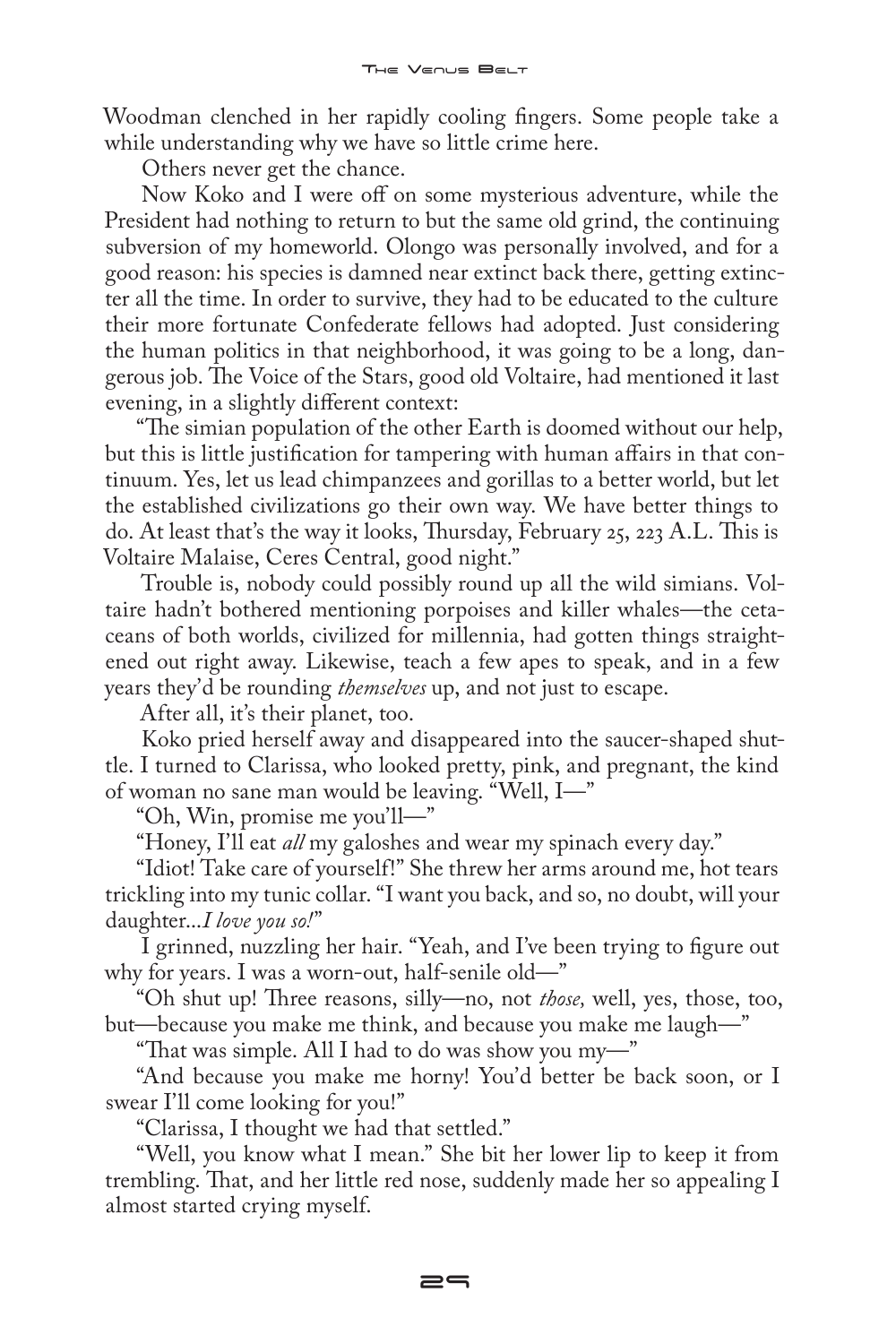Woodman clenched in her rapidly cooling fingers. Some people take a while understanding why we have so little crime here.

Others never get the chance.

Now Koko and I were off on some mysterious adventure, while the President had nothing to return to but the same old grind, the continuing subversion of my homeworld. Olongo was personally involved, and for a good reason: his species is damned near extinct back there, getting extincter all the time. In order to survive, they had to be educated to the culture their more fortunate Confederate fellows had adopted. Just considering the human politics in that neighborhood, it was going to be a long, dangerous job. The Voice of the Stars, good old Voltaire, had mentioned it last evening, in a slightly different context:

"The simian population of the other Earth is doomed without our help, but this is little justification for tampering with human affairs in that continuum. Yes, let us lead chimpanzees and gorillas to a better world, but let the established civilizations go their own way. We have better things to do. At least that's the way it looks, Thursday, February 25, 223 A.L. This is Voltaire Malaise, Ceres Central, good night."

Trouble is, nobody could possibly round up all the wild simians. Voltaire hadn't bothered mentioning porpoises and killer whales—the cetaceans of both worlds, civilized for millennia, had gotten things straightened out right away. Likewise, teach a few apes to speak, and in a few years they'd be rounding *themselves* up, and not just to escape.

After all, it's their planet, too.

Koko pried herself away and disappeared into the saucer-shaped shuttle. I turned to Clarissa, who looked pretty, pink, and pregnant, the kind of woman no sane man would be leaving. "Well, I—"

"Oh, Win, promise me you'll—"

"Honey, I'll eat *all* my galoshes and wear my spinach every day."

"Idiot! Take care of yourself!" She threw her arms around me, hot tears trickling into my tunic collar. "I want you back, and so, no doubt, will your daughter...*I love you so!*"

I grinned, nuzzling her hair. "Yeah, and I've been trying to figure out why for years. I was a worn-out, half-senile old—"

"Oh shut up! Three reasons, silly—no, not *those,* well, yes, those, too, but—because you make me think, and because you make me laugh—"

"That was simple. All I had to do was show you my—"

"And because you make me horny! You'd better be back soon, or I swear I'll come looking for you!"

"Clarissa, I thought we had that settled."

"Well, you know what I mean." She bit her lower lip to keep it from trembling. That, and her little red nose, suddenly made her so appealing I almost started crying myself.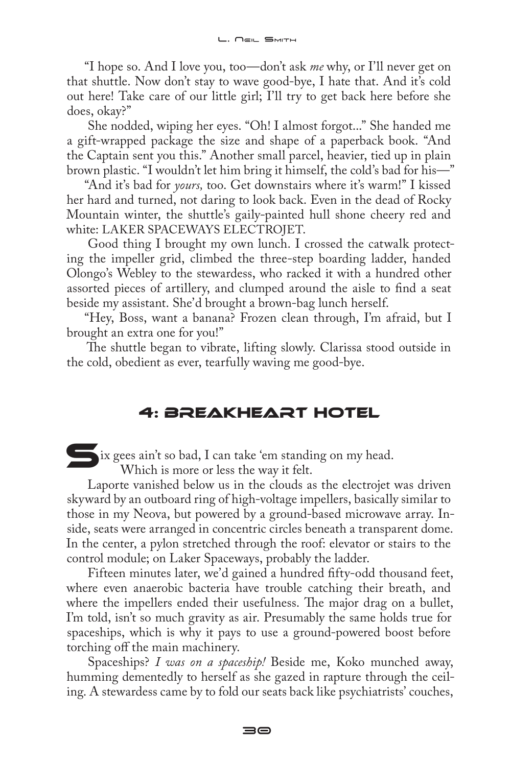"I hope so. And I love you, too—don't ask *me* why, or I'll never get on that shuttle. Now don't stay to wave good-bye, I hate that. And it's cold out here! Take care of our little girl; I'll try to get back here before she does, okay?"

She nodded, wiping her eyes. "Oh! I almost forgot..." She handed me a gift-wrapped package the size and shape of a paperback book. "And the Captain sent you this." Another small parcel, heavier, tied up in plain brown plastic. "I wouldn't let him bring it himself, the cold's bad for his—"

"And it's bad for *yours,* too. Get downstairs where it's warm!" I kissed her hard and turned, not daring to look back. Even in the dead of Rocky Mountain winter, the shuttle's gaily-painted hull shone cheery red and white: LAKER SPACEWAYS ELECTROJET.

Good thing I brought my own lunch. I crossed the catwalk protecting the impeller grid, climbed the three-step boarding ladder, handed Olongo's Webley to the stewardess, who racked it with a hundred other assorted pieces of artillery, and clumped around the aisle to find a seat beside my assistant. She'd brought a brown-bag lunch herself.

"Hey, Boss, want a banana? Frozen clean through, I'm afraid, but I brought an extra one for you!"

The shuttle began to vibrate, lifting slowly. Clarissa stood outside in the cold, obedient as ever, tearfully waving me good-bye.

## 4: Breakheart Hotel

Six gees ain't so bad, I can take 'em standing on my head.

Which is more or less the way it felt.

Laporte vanished below us in the clouds as the electrojet was driven skyward by an outboard ring of high-voltage impellers, basically similar to those in my Neova, but powered by a ground-based microwave array. Inside, seats were arranged in concentric circles beneath a transparent dome. In the center, a pylon stretched through the roof: elevator or stairs to the control module; on Laker Spaceways, probably the ladder.

Fifteen minutes later, we'd gained a hundred fifty-odd thousand feet, where even anaerobic bacteria have trouble catching their breath, and where the impellers ended their usefulness. The major drag on a bullet, I'm told, isn't so much gravity as air. Presumably the same holds true for spaceships, which is why it pays to use a ground-powered boost before torching off the main machinery.

Spaceships? *I was on a spaceship!* Beside me, Koko munched away, humming dementedly to herself as she gazed in rapture through the ceiling. A stewardess came by to fold our seats back like psychiatrists' couches,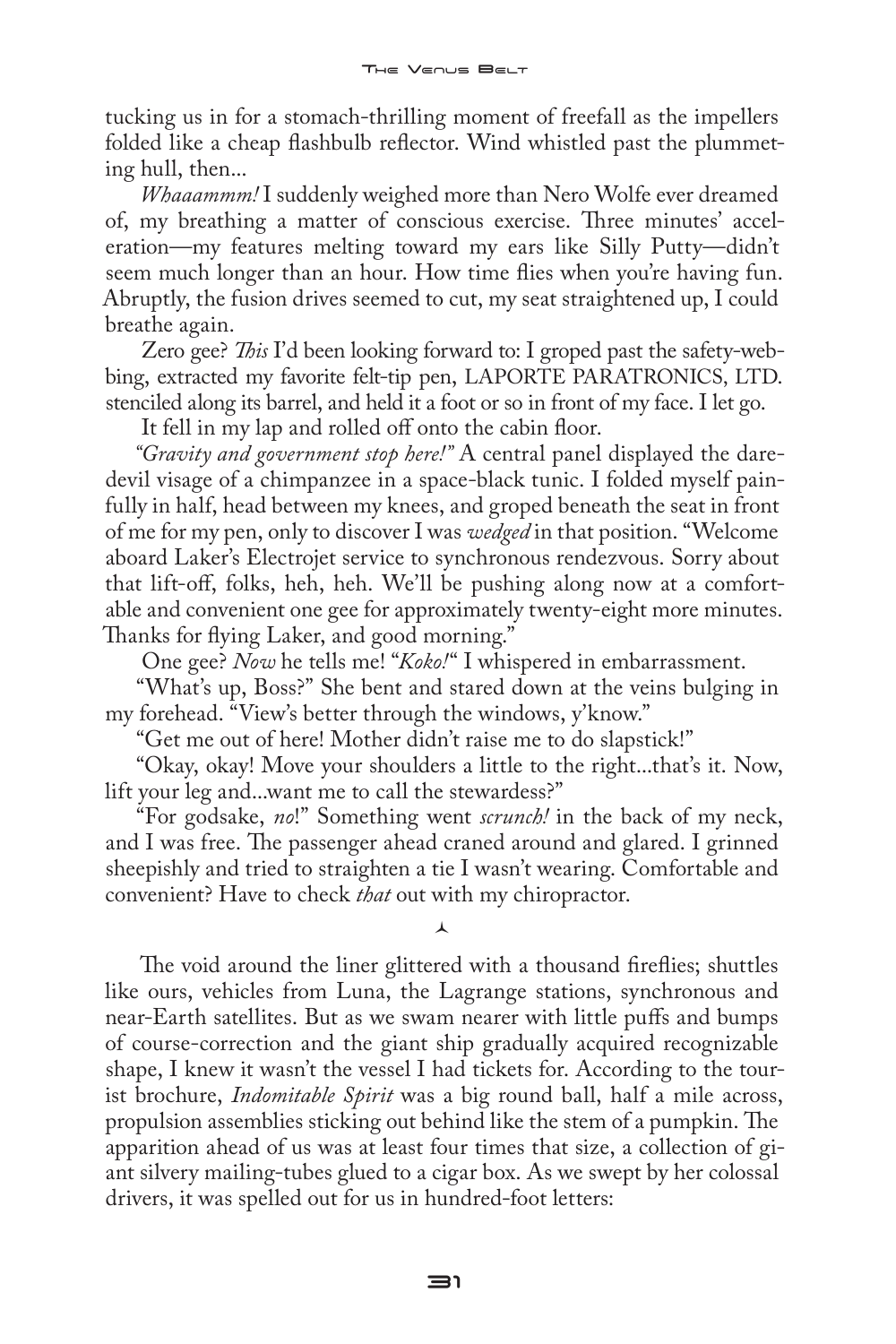tucking us in for a stomach-thrilling moment of freefall as the impellers folded like a cheap flashbulb reflector. Wind whistled past the plummeting hull, then...

*Whaaammm!* I suddenly weighed more than Nero Wolfe ever dreamed of, my breathing a matter of conscious exercise. Three minutes' acceleration—my features melting toward my ears like Silly Putty—didn't seem much longer than an hour. How time flies when you're having fun. Abruptly, the fusion drives seemed to cut, my seat straightened up, I could breathe again.

Zero gee? *This* I'd been looking forward to: I groped past the safety-webbing, extracted my favorite felt-tip pen, LAPORTE PARATRONICS, LTD. stenciled along its barrel, and held it a foot or so in front of my face. I let go.

It fell in my lap and rolled off onto the cabin floor.

*"Gravity and government stop here!"* A central panel displayed the daredevil visage of a chimpanzee in a space-black tunic. I folded myself painfully in half, head between my knees, and groped beneath the seat in front of me for my pen, only to discover I was *wedged* in that position. "Welcome aboard Laker's Electrojet service to synchronous rendezvous. Sorry about that lift-off, folks, heh, heh. We'll be pushing along now at a comfortable and convenient one gee for approximately twenty-eight more minutes. Thanks for flying Laker, and good morning."

One gee? *Now* he tells me! "*Koko!*" I whispered in embarrassment.

"What's up, Boss?" She bent and stared down at the veins bulging in my forehead. "View's better through the windows, y'know."

"Get me out of here! Mother didn't raise me to do slapstick!"

"Okay, okay! Move your shoulders a little to the right...that's it. Now, lift your leg and...want me to call the stewardess?"

"For godsake, *no*!" Something went *scrunch!* in the back of my neck, and I was free. The passenger ahead craned around and glared. I grinned sheepishly and tried to straighten a tie I wasn't wearing. Comfortable and convenient? Have to check *that* out with my chiropractor.

⅄

The void around the liner glittered with a thousand fireflies; shuttles like ours, vehicles from Luna, the Lagrange stations, synchronous and near-Earth satellites. But as we swam nearer with little puffs and bumps of course-correction and the giant ship gradually acquired recognizable shape, I knew it wasn't the vessel I had tickets for. According to the tourist brochure, *Indomitable Spirit* was a big round ball, half a mile across, propulsion assemblies sticking out behind like the stem of a pumpkin. The apparition ahead of us was at least four times that size, a collection of giant silvery mailing-tubes glued to a cigar box. As we swept by her colossal drivers, it was spelled out for us in hundred-foot letters: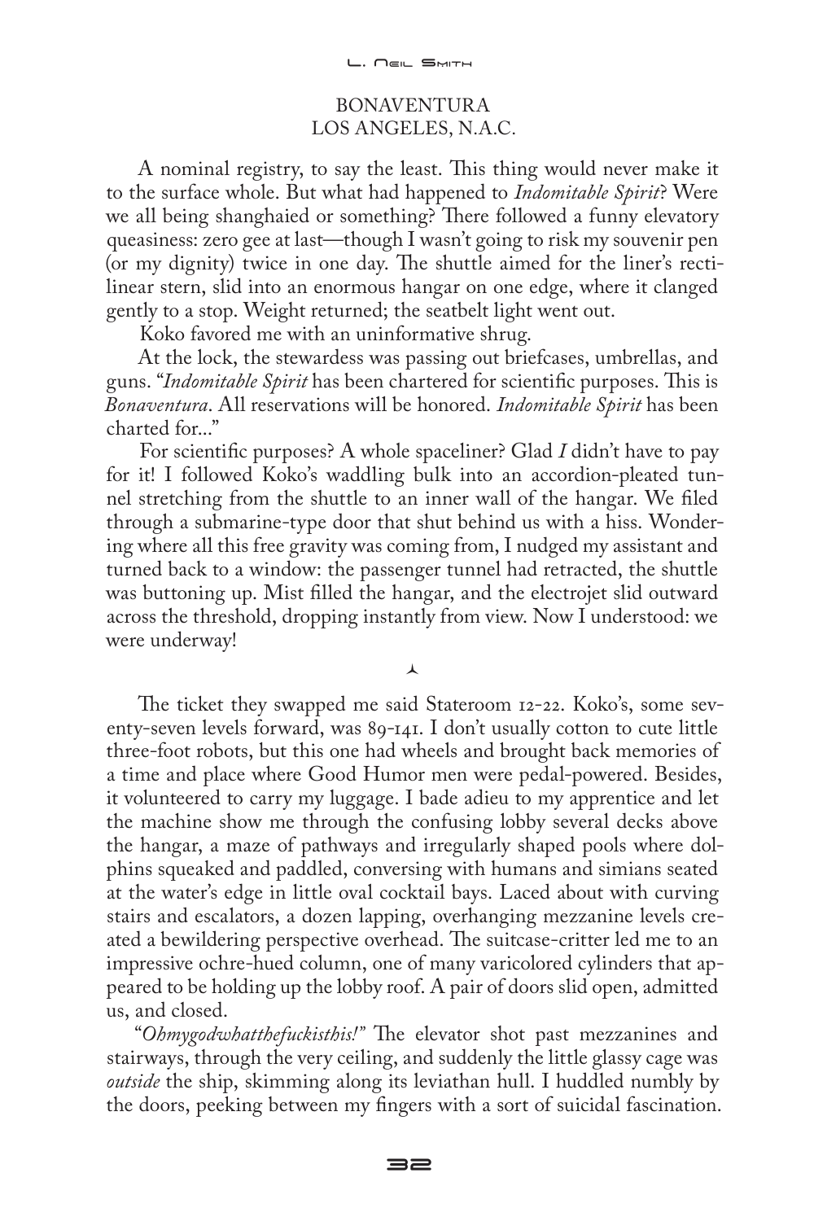BONAVENTURA
LOS ANGELES, N.A.C.

A nominal registry, to say the least. This thing would never make it to the surface whole. But what had happened to *Indomitable Spirit*? Were we all being shanghaied or something? There followed a funny elevatory queasiness: zero gee at last—though I wasn't going to risk my souvenir pen (or my dignity) twice in one day. The shuttle aimed for the liner's rectilinear stern, slid into an enormous hangar on one edge, where it clanged gently to a stop. Weight returned; the seatbelt light went out.

Koko favored me with an uninformative shrug.

At the lock, the stewardess was passing out briefcases, umbrellas, and guns. "*Indomitable Spirit* has been chartered for scientific purposes. This is *Bonaventura*. All reservations will be honored. *Indomitable Spirit* has been charted for..."

For scientific purposes? A whole spaceliner? Glad *I* didn't have to pay for it! I followed Koko's waddling bulk into an accordion-pleated tunnel stretching from the shuttle to an inner wall of the hangar. We filed through a submarine-type door that shut behind us with a hiss. Wondering where all this free gravity was coming from, I nudged my assistant and turned back to a window: the passenger tunnel had retracted, the shuttle was buttoning up. Mist filled the hangar, and the electrojet slid outward across the threshold, dropping instantly from view. Now I understood: we were underway!

⅄

The ticket they swapped me said Stateroom 12-22. Koko's, some seventy-seven levels forward, was 89-141. I don't usually cotton to cute little three-foot robots, but this one had wheels and brought back memories of a time and place where Good Humor men were pedal-powered. Besides, it volunteered to carry my luggage. I bade adieu to my apprentice and let the machine show me through the confusing lobby several decks above the hangar, a maze of pathways and irregularly shaped pools where dolphins squeaked and paddled, conversing with humans and simians seated at the water's edge in little oval cocktail bays. Laced about with curving stairs and escalators, a dozen lapping, overhanging mezzanine levels created a bewildering perspective overhead. The suitcase-critter led me to an impressive ochre-hued column, one of many varicolored cylinders that appeared to be holding up the lobby roof. A pair of doors slid open, admitted us, and closed.

"*Ohmygodwhatthefuckisthis!*" The elevator shot past mezzanines and stairways, through the very ceiling, and suddenly the little glassy cage was *outside* the ship, skimming along its leviathan hull. I huddled numbly by the doors, peeking between my fingers with a sort of suicidal fascination.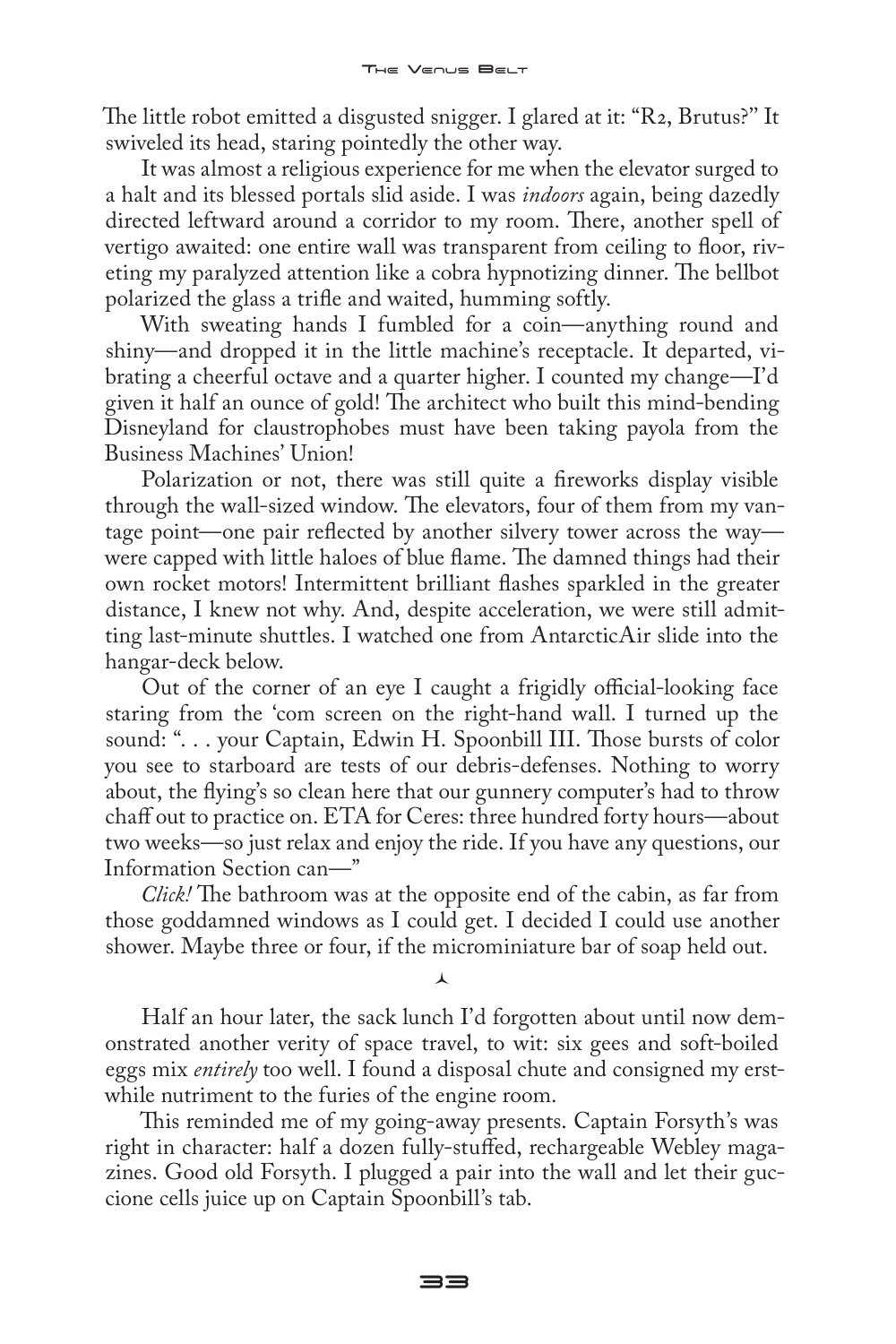The little robot emitted a disgusted snigger. I glared at it: "R2, Brutus?" It swiveled its head, staring pointedly the other way.

It was almost a religious experience for me when the elevator surged to a halt and its blessed portals slid aside. I was *indoors* again, being dazedly directed leftward around a corridor to my room. There, another spell of vertigo awaited: one entire wall was transparent from ceiling to floor, riveting my paralyzed attention like a cobra hypnotizing dinner. The bellbot polarized the glass a trifle and waited, humming softly.

With sweating hands I fumbled for a coin—anything round and shiny—and dropped it in the little machine's receptacle. It departed, vibrating a cheerful octave and a quarter higher. I counted my change—I'd given it half an ounce of gold! The architect who built this mind-bending Disneyland for claustrophobes must have been taking payola from the Business Machines' Union!

Polarization or not, there was still quite a fireworks display visible through the wall-sized window. The elevators, four of them from my vantage point—one pair reflected by another silvery tower across the way—were capped with little haloes of blue flame. The damned things had their own rocket motors! Intermittent brilliant flashes sparkled in the greater distance, I knew not why. And, despite acceleration, we were still admitting last-minute shuttles. I watched one from AntarcticAir slide into the hangar-deck below.

Out of the corner of an eye I caught a frigidly official-looking face staring from the 'com screen on the right-hand wall. I turned up the sound: ". . . your Captain, Edwin H. Spoonbill III. Those bursts of color you see to starboard are tests of our debris-defenses. Nothing to worry about, the flying's so clean here that our gunnery computer's had to throw chaff out to practice on. ETA for Ceres: three hundred forty hours—about two weeks—so just relax and enjoy the ride. If you have any questions, our Information Section can—"

*Click!* The bathroom was at the opposite end of the cabin, as far from those goddamned windows as I could get. I decided I could use another shower. Maybe three or four, if the microminiature bar of soap held out.

⅄

Half an hour later, the sack lunch I'd forgotten about until now demonstrated another verity of space travel, to wit: six gees and soft-boiled eggs mix *entirely* too well. I found a disposal chute and consigned my erstwhile nutriment to the furies of the engine room.

This reminded me of my going-away presents. Captain Forsyth's was right in character: half a dozen fully-stuffed, rechargeable Webley magazines. Good old Forsyth. I plugged a pair into the wall and let their guccione cells juice up on Captain Spoonbill's tab.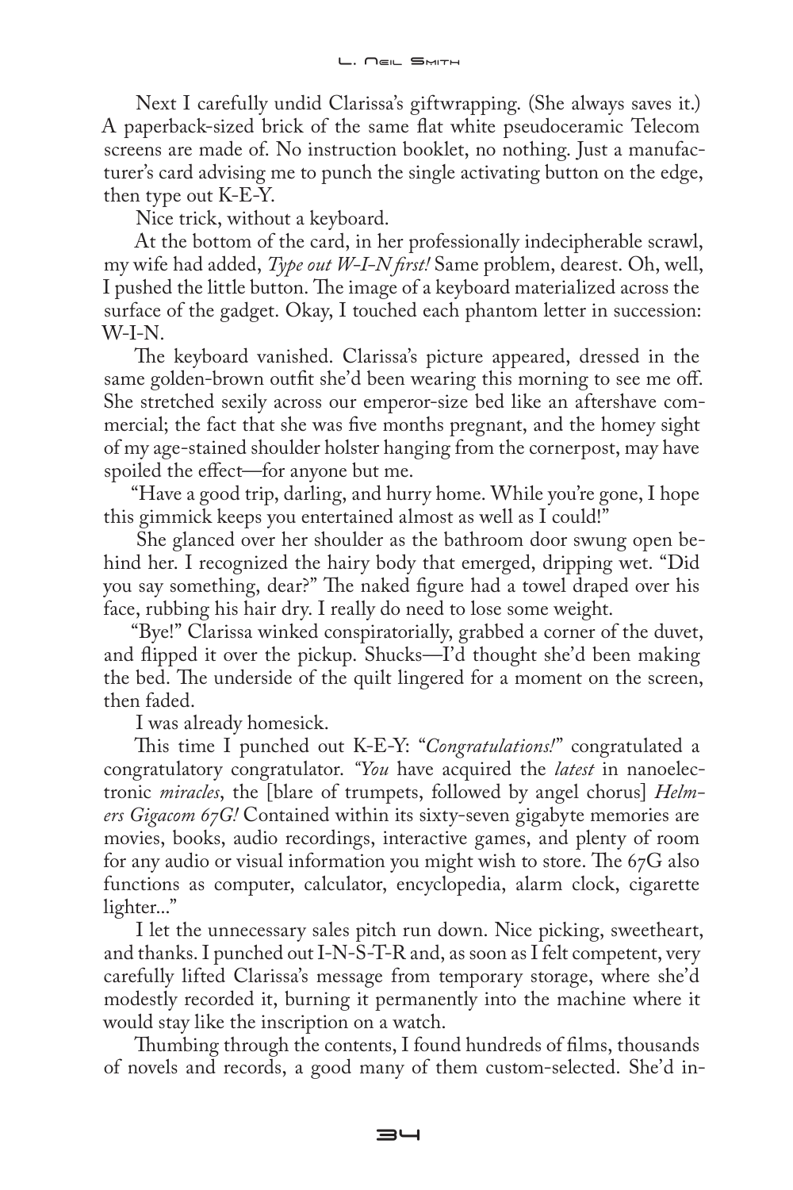Next I carefully undid Clarissa's giftwrapping. (She always saves it.) A paperback-sized brick of the same flat white pseudoceramic Telecom screens are made of. No instruction booklet, no nothing. Just a manufacturer's card advising me to punch the single activating button on the edge, then type out K-E-Y.

Nice trick, without a keyboard.

At the bottom of the card, in her professionally indecipherable scrawl, my wife had added, *Type out W-I-N first!* Same problem, dearest. Oh, well, I pushed the little button. The image of a keyboard materialized across the surface of the gadget. Okay, I touched each phantom letter in succession: W-I-N.

The keyboard vanished. Clarissa's picture appeared, dressed in the same golden-brown outfit she'd been wearing this morning to see me off. She stretched sexily across our emperor-size bed like an aftershave commercial; the fact that she was five months pregnant, and the homey sight of my age-stained shoulder holster hanging from the cornerpost, may have spoiled the effect—for anyone but me.

"Have a good trip, darling, and hurry home. While you're gone, I hope this gimmick keeps you entertained almost as well as I could!"

She glanced over her shoulder as the bathroom door swung open behind her. I recognized the hairy body that emerged, dripping wet. "Did you say something, dear?" The naked figure had a towel draped over his face, rubbing his hair dry. I really do need to lose some weight.

"Bye!" Clarissa winked conspiratorially, grabbed a corner of the duvet, and flipped it over the pickup. Shucks—I'd thought she'd been making the bed. The underside of the quilt lingered for a moment on the screen, then faded.

I was already homesick.

This time I punched out K-E-Y: "*Congratulations!*" congratulated a congratulatory congratulator. "*You* have acquired the *latest* in nanoelectronic *miracles*, the [blare of trumpets, followed by angel chorus] *Helmers Gigacom 67G!* Contained within its sixty-seven gigabyte memories are movies, books, audio recordings, interactive games, and plenty of room for any audio or visual information you might wish to store. The 67G also functions as computer, calculator, encyclopedia, alarm clock, cigarette lighter..."

I let the unnecessary sales pitch run down. Nice picking, sweetheart, and thanks. I punched out I-N-S-T-R and, as soon as I felt competent, very carefully lifted Clarissa's message from temporary storage, where she'd modestly recorded it, burning it permanently into the machine where it would stay like the inscription on a watch.

Thumbing through the contents, I found hundreds of films, thousands of novels and records, a good many of them custom-selected. She'd in-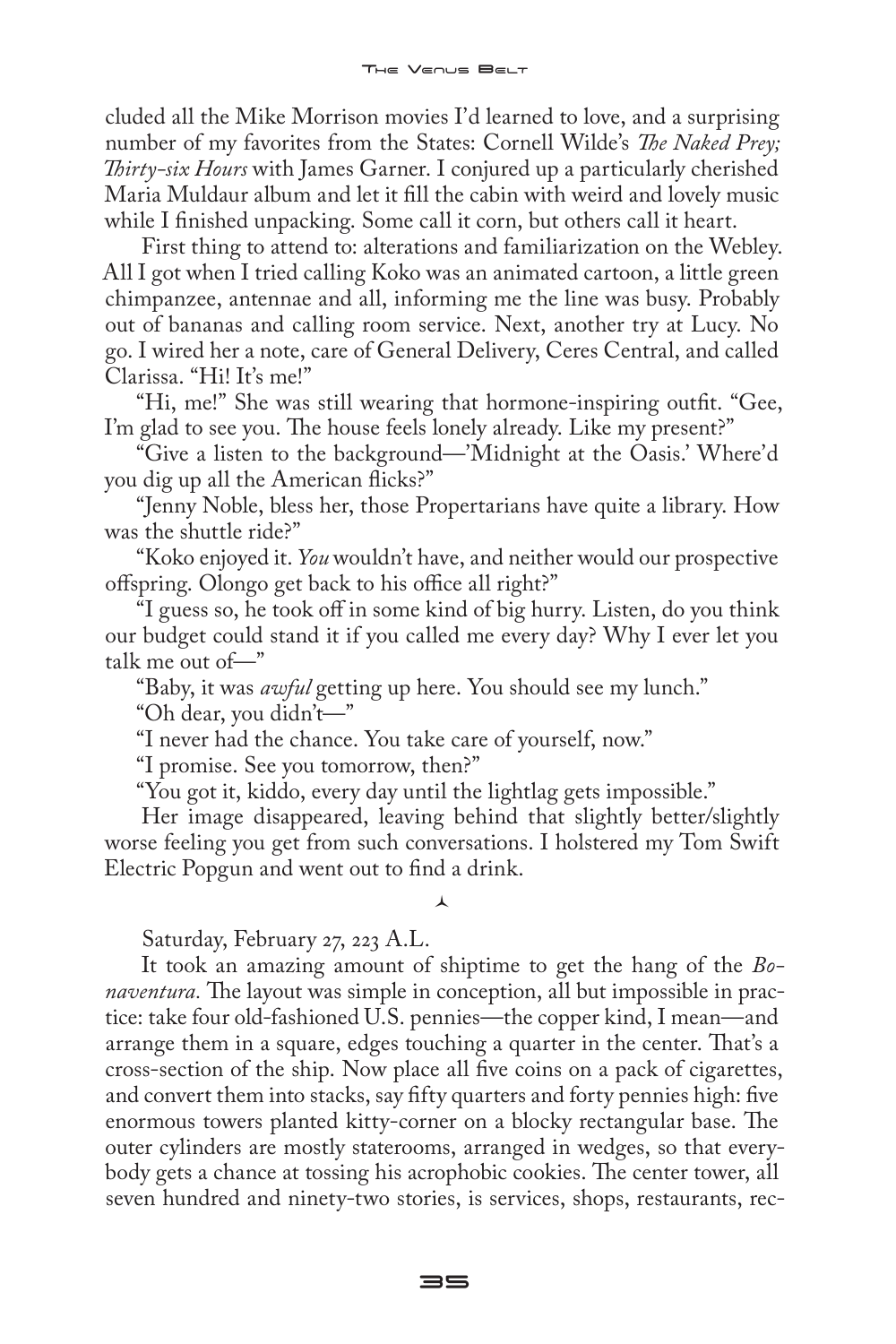cluded all the Mike Morrison movies I'd learned to love, and a surprising number of my favorites from the States: Cornell Wilde's *The Naked Prey; Thirty-six Hours* with James Garner. I conjured up a particularly cherished Maria Muldaur album and let it fill the cabin with weird and lovely music while I finished unpacking. Some call it corn, but others call it heart.

First thing to attend to: alterations and familiarization on the Webley. All I got when I tried calling Koko was an animated cartoon, a little green chimpanzee, antennae and all, informing me the line was busy. Probably out of bananas and calling room service. Next, another try at Lucy. No go. I wired her a note, care of General Delivery, Ceres Central, and called Clarissa. "Hi! It's me!"

"Hi, me!" She was still wearing that hormone-inspiring outfit. "Gee, I'm glad to see you. The house feels lonely already. Like my present?"

"Give a listen to the background—'Midnight at the Oasis.' Where'd you dig up all the American flicks?"

"Jenny Noble, bless her, those Propertarians have quite a library. How was the shuttle ride?"

"Koko enjoyed it. *You* wouldn't have, and neither would our prospective offspring. Olongo get back to his office all right?"

"I guess so, he took off in some kind of big hurry. Listen, do you think our budget could stand it if you called me every day? Why I ever let you talk me out of—"

"Baby, it was *awful* getting up here. You should see my lunch."

"Oh dear, you didn't—"

"I never had the chance. You take care of yourself, now."

"I promise. See you tomorrow, then?"

"You got it, kiddo, every day until the lightlag gets impossible."

Her image disappeared, leaving behind that slightly better/slightly worse feeling you get from such conversations. I holstered my Tom Swift Electric Popgun and went out to find a drink.

⅄

Saturday, February 27, 223 A.L.

It took an amazing amount of shiptime to get the hang of the *Bonaventura*. The layout was simple in conception, all but impossible in practice: take four old-fashioned U.S. pennies—the copper kind, I mean—and arrange them in a square, edges touching a quarter in the center. That's a cross-section of the ship. Now place all five coins on a pack of cigarettes, and convert them into stacks, say fifty quarters and forty pennies high: five enormous towers planted kitty-corner on a blocky rectangular base. The outer cylinders are mostly staterooms, arranged in wedges, so that everybody gets a chance at tossing his acrophobic cookies. The center tower, all seven hundred and ninety-two stories, is services, shops, restaurants, rec-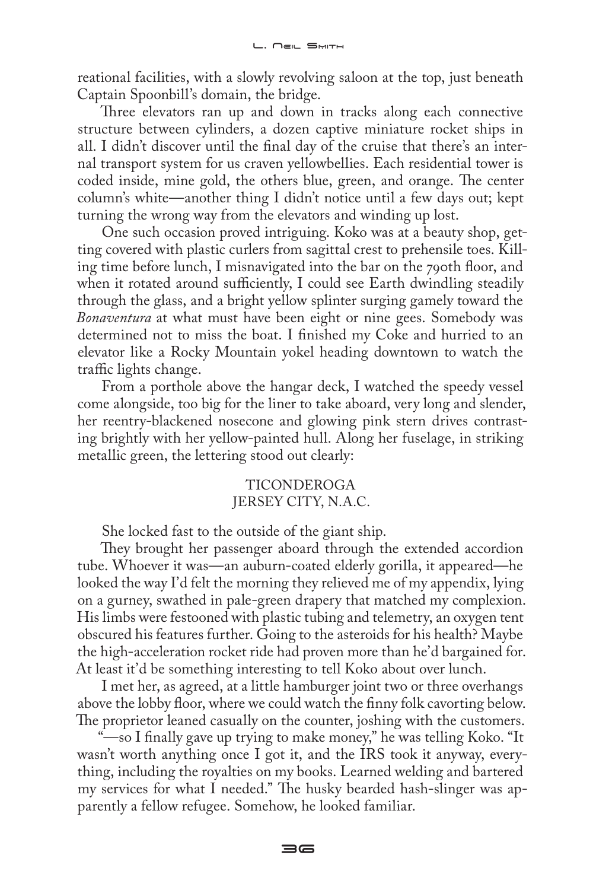reational facilities, with a slowly revolving saloon at the top, just beneath Captain Spoonbill's domain, the bridge.

Three elevators ran up and down in tracks along each connective structure between cylinders, a dozen captive miniature rocket ships in all. I didn't discover until the final day of the cruise that there's an internal transport system for us craven yellowbellies. Each residential tower is coded inside, mine gold, the others blue, green, and orange. The center column's white—another thing I didn't notice until a few days out; kept turning the wrong way from the elevators and winding up lost.

One such occasion proved intriguing. Koko was at a beauty shop, getting covered with plastic curlers from sagittal crest to prehensile toes. Killing time before lunch, I misnavigated into the bar on the 790th floor, and when it rotated around sufficiently, I could see Earth dwindling steadily through the glass, and a bright yellow splinter surging gamely toward the *Bonaventura* at what must have been eight or nine gees. Somebody was determined not to miss the boat. I finished my Coke and hurried to an elevator like a Rocky Mountain yokel heading downtown to watch the traffic lights change.

From a porthole above the hangar deck, I watched the speedy vessel come alongside, too big for the liner to take aboard, very long and slender, her reentry-blackened nosecone and glowing pink stern drives contrasting brightly with her yellow-painted hull. Along her fuselage, in striking metallic green, the lettering stood out clearly:

TICONDEROGA
JERSEY CITY, N.A.C.

She locked fast to the outside of the giant ship.

They brought her passenger aboard through the extended accordion tube. Whoever it was—an auburn-coated elderly gorilla, it appeared—he looked the way I'd felt the morning they relieved me of my appendix, lying on a gurney, swathed in pale-green drapery that matched my complexion. His limbs were festooned with plastic tubing and telemetry, an oxygen tent obscured his features further. Going to the asteroids for his health? Maybe the high-acceleration rocket ride had proven more than he'd bargained for. At least it'd be something interesting to tell Koko about over lunch.

I met her, as agreed, at a little hamburger joint two or three overhangs above the lobby floor, where we could watch the finny folk cavorting below. The proprietor leaned casually on the counter, joshing with the customers.

"—so I finally gave up trying to make money," he was telling Koko. "It wasn't worth anything once I got it, and the IRS took it anyway, everything, including the royalties on my books. Learned welding and bartered my services for what I needed." The husky bearded hash-slinger was apparently a fellow refugee. Somehow, he looked familiar.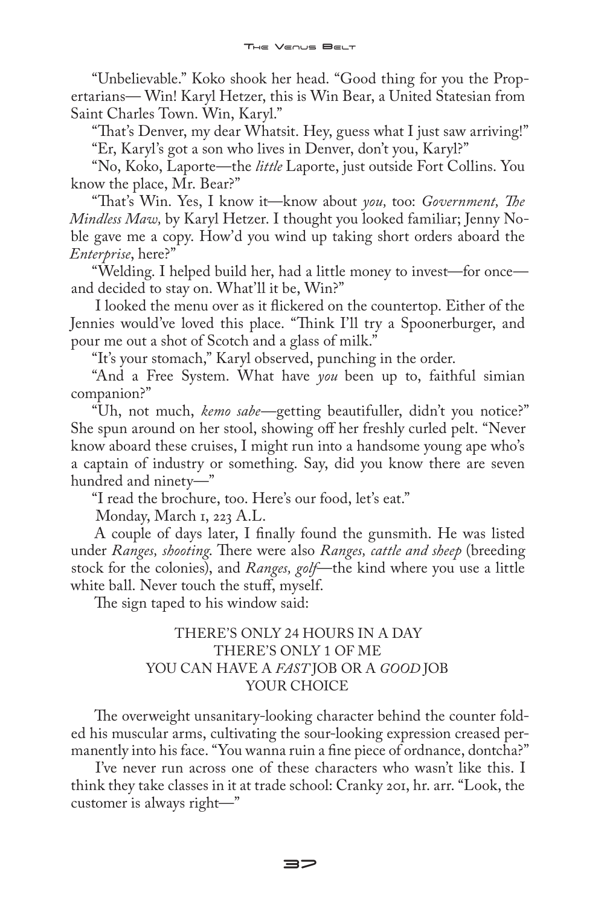"Unbelievable." Koko shook her head. "Good thing for you the Propertarians— Win! Karyl Hetzer, this is Win Bear, a United Statesian from Saint Charles Town. Win, Karyl."

"That's Denver, my dear Whatsit. Hey, guess what I just saw arriving!"

"Er, Karyl's got a son who lives in Denver, don't you, Karyl?"

"No, Koko, Laporte—the *little* Laporte, just outside Fort Collins. You know the place, Mr. Bear?"

"That's Win. Yes, I know it—know about *you,* too: *Government, The Mindless Maw,* by Karyl Hetzer. I thought you looked familiar; Jenny Noble gave me a copy. How'd you wind up taking short orders aboard the *Enterprise*, here?"

"Welding. I helped build her, had a little money to invest—for once—and decided to stay on. What'll it be, Win?"

I looked the menu over as it flickered on the countertop. Either of the Jennies would've loved this place. "Think I'll try a Spoonerburger, and pour me out a shot of Scotch and a glass of milk."

"It's your stomach," Karyl observed, punching in the order.

"And a Free System. What have *you* been up to, faithful simian companion?"

"Uh, not much, *kemo sabe*—getting beautifuller, didn't you notice?" She spun around on her stool, showing off her freshly curled pelt. "Never know aboard these cruises, I might run into a handsome young ape who's a captain of industry or something. Say, did you know there are seven hundred and ninety—"

"I read the brochure, too. Here's our food, let's eat."

Monday, March 1, 223 A.L.

A couple of days later, I finally found the gunsmith. He was listed under *Ranges, shooting*. There were also *Ranges, cattle and sheep* (breeding stock for the colonies), and *Ranges, golf*—the kind where you use a little white ball. Never touch the stuff, myself.

The sign taped to his window said:

THERE'S ONLY 24 HOURS IN A DAY
THERE'S ONLY 1 OF ME
YOU CAN HAVE A *FAST* JOB OR A *GOOD* JOB
YOUR CHOICE

The overweight unsanitary-looking character behind the counter folded his muscular arms, cultivating the sour-looking expression creased permanently into his face. "You wanna ruin a fine piece of ordnance, dontcha?"

I've never run across one of these characters who wasn't like this. I think they take classes in it at trade school: Cranky 201, hr. arr. "Look, the customer is always right—"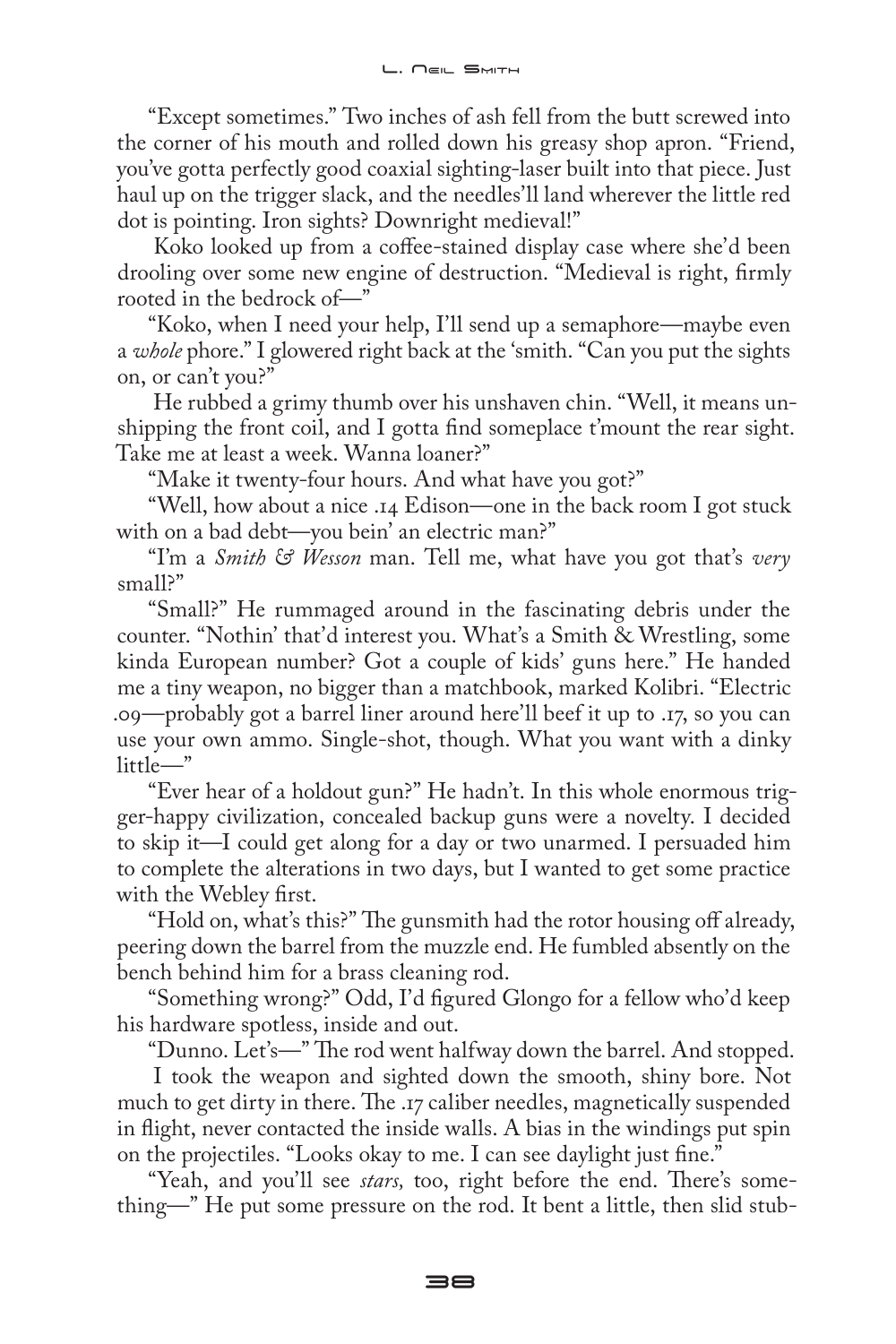"Except sometimes." Two inches of ash fell from the butt screwed into the corner of his mouth and rolled down his greasy shop apron. "Friend, you've gotta perfectly good coaxial sighting-laser built into that piece. Just haul up on the trigger slack, and the needles'll land wherever the little red dot is pointing. Iron sights? Downright medieval!"

Koko looked up from a coffee-stained display case where she'd been drooling over some new engine of destruction. "Medieval is right, firmly rooted in the bedrock of—"

"Koko, when I need your help, I'll send up a semaphore—maybe even a *whole* phore." I glowered right back at the 'smith. "Can you put the sights on, or can't you?"

He rubbed a grimy thumb over his unshaven chin. "Well, it means unshipping the front coil, and I gotta find someplace t'mount the rear sight. Take me at least a week. Wanna loaner?"

"Make it twenty-four hours. And what have you got?"

"Well, how about a nice .14 Edison—one in the back room I got stuck with on a bad debt—you bein' an electric man?"

"I'm a *Smith & Wesson* man. Tell me, what have you got that's *very* small?"

"Small?" He rummaged around in the fascinating debris under the counter. "Nothin' that'd interest you. What's a Smith & Wrestling, some kinda European number? Got a couple of kids' guns here." He handed me a tiny weapon, no bigger than a matchbook, marked Kolibri. "Electric .09—probably got a barrel liner around here'll beef it up to .17, so you can use your own ammo. Single-shot, though. What you want with a dinky little—"

"Ever hear of a holdout gun?" He hadn't. In this whole enormous trigger-happy civilization, concealed backup guns were a novelty. I decided to skip it—I could get along for a day or two unarmed. I persuaded him to complete the alterations in two days, but I wanted to get some practice with the Webley first.

"Hold on, what's this?" The gunsmith had the rotor housing off already, peering down the barrel from the muzzle end. He fumbled absently on the bench behind him for a brass cleaning rod.

"Something wrong?" Odd, I'd figured Glongo for a fellow who'd keep his hardware spotless, inside and out.

"Dunno. Let's—" The rod went halfway down the barrel. And stopped.

I took the weapon and sighted down the smooth, shiny bore. Not much to get dirty in there. The .17 caliber needles, magnetically suspended in flight, never contacted the inside walls. A bias in the windings put spin on the projectiles. "Looks okay to me. I can see daylight just fine."

"Yeah, and you'll see *stars,* too, right before the end. There's something—" He put some pressure on the rod. It bent a little, then slid stub-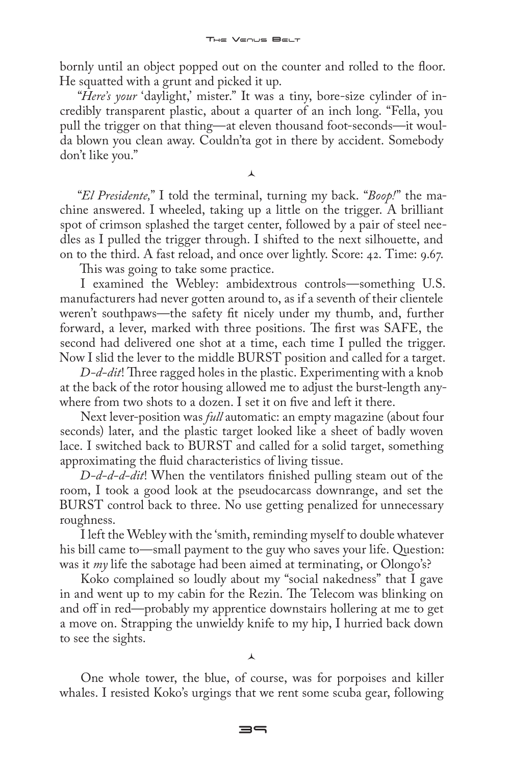bornly until an object popped out on the counter and rolled to the floor. He squatted with a grunt and picked it up.

"*Here's your* 'daylight,' mister." It was a tiny, bore-size cylinder of incredibly transparent plastic, about a quarter of an inch long. "Fella, you pull the trigger on that thing—at eleven thousand foot-seconds—it woulda blown you clean away. Couldn't'a got in there by accident. Somebody don't like you."

⅄

"*El Presidente,*" I told the terminal, turning my back. "*Boop!*" the machine answered. I wheeled, taking up a little on the trigger. A brilliant spot of crimson splashed the target center, followed by a pair of steel needles as I pulled the trigger through. I shifted to the next silhouette, and on to the third. A fast reload, and once over lightly. Score: 42. Time: 9.67.

This was going to take some practice.

I examined the Webley: ambidextrous controls—something U.S. manufacturers had never gotten around to, as if a seventh of their clientele weren't southpaws—the safety fit nicely under my thumb, and, further forward, a lever, marked with three positions. The first was SAFE, the second had delivered one shot at a time, each time I pulled the trigger. Now I slid the lever to the middle BURST position and called for a target.

*D-d-dit*! Three ragged holes in the plastic. Experimenting with a knob at the back of the rotor housing allowed me to adjust the burst-length anywhere from two shots to a dozen. I set it on five and left it there.

Next lever-position was *full* automatic: an empty magazine (about four seconds) later, and the plastic target looked like a sheet of badly woven lace. I switched back to BURST and called for a solid target, something approximating the fluid characteristics of living tissue.

*D-d-d-d-dit*! When the ventilators finished pulling steam out of the room, I took a good look at the pseudocarcass downrange, and set the BURST control back to three. No use getting penalized for unnecessary roughness.

I left the Webley with the 'smith, reminding myself to double whatever his bill came to—small payment to the guy who saves your life. Question: was it *my* life the sabotage had been aimed at terminating, or Olongo's?

Koko complained so loudly about my "social nakedness" that I gave in and went up to my cabin for the Rezin. The Telecom was blinking on and off in red—probably my apprentice downstairs hollering at me to get a move on. Strapping the unwieldy knife to my hip, I hurried back down to see the sights.

⅄

One whole tower, the blue, of course, was for porpoises and killer whales. I resisted Koko's urgings that we rent some scuba gear, following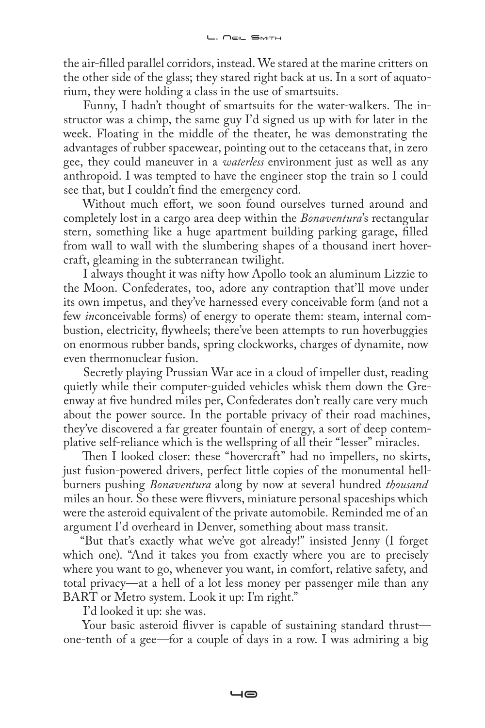the air-filled parallel corridors, instead. We stared at the marine critters on the other side of the glass; they stared right back at us. In a sort of aquatorium, they were holding a class in the use of smartsuits.

Funny, I hadn't thought of smartsuits for the water-walkers. The instructor was a chimp, the same guy I'd signed us up with for later in the week. Floating in the middle of the theater, he was demonstrating the advantages of rubber spacewear, pointing out to the cetaceans that, in zero gee, they could maneuver in a *waterless* environment just as well as any anthropoid. I was tempted to have the engineer stop the train so I could see that, but I couldn't find the emergency cord.

Without much effort, we soon found ourselves turned around and completely lost in a cargo area deep within the *Bonaventura*'s rectangular stern, something like a huge apartment building parking garage, filled from wall to wall with the slumbering shapes of a thousand inert hovercraft, gleaming in the subterranean twilight.

I always thought it was nifty how Apollo took an aluminum Lizzie to the Moon. Confederates, too, adore any contraption that'll move under its own impetus, and they've harnessed every conceivable form (and not a few *in*conceivable forms) of energy to operate them: steam, internal combustion, electricity, flywheels; there've been attempts to run hoverbuggies on enormous rubber bands, spring clockworks, charges of dynamite, now even thermonuclear fusion.

Secretly playing Prussian War ace in a cloud of impeller dust, reading quietly while their computer-guided vehicles whisk them down the Greenway at five hundred miles per, Confederates don't really care very much about the power source. In the portable privacy of their road machines, they've discovered a far greater fountain of energy, a sort of deep contemplative self-reliance which is the wellspring of all their "lesser" miracles.

Then I looked closer: these "hovercraft" had no impellers, no skirts, just fusion-powered drivers, perfect little copies of the monumental hellburners pushing *Bonaventura* along by now at several hundred *thousand* miles an hour. So these were flivvers, miniature personal spaceships which were the asteroid equivalent of the private automobile. Reminded me of an argument I'd overheard in Denver, something about mass transit.

"But that's exactly what we've got already!" insisted Jenny (I forget which one). "And it takes you from exactly where you are to precisely where you want to go, whenever you want, in comfort, relative safety, and total privacy—at a hell of a lot less money per passenger mile than any BART or Metro system. Look it up: I'm right."

I'd looked it up: she was.

Your basic asteroid flivver is capable of sustaining standard thrust—one-tenth of a gee—for a couple of days in a row. I was admiring a big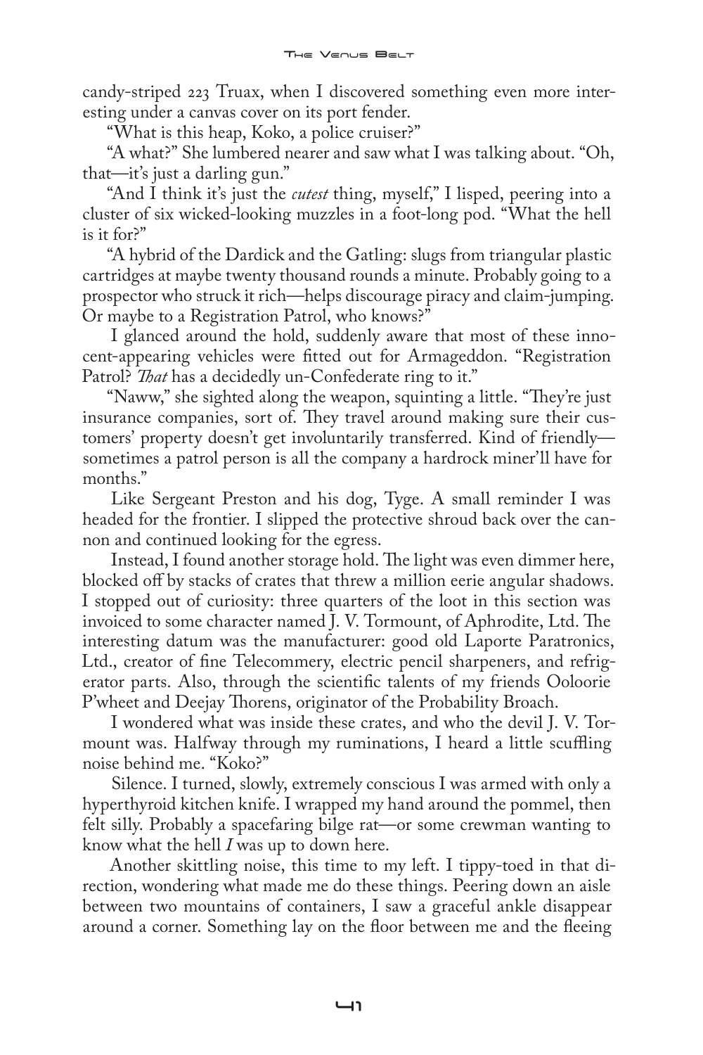candy-striped 223 Truax, when I discovered something even more interesting under a canvas cover on its port fender.

"What is this heap, Koko, a police cruiser?"

"A what?" She lumbered nearer and saw what I was talking about. "Oh, that—it's just a darling gun."

"And I think it's just the *cutest* thing, myself," I lisped, peering into a cluster of six wicked-looking muzzles in a foot-long pod. "What the hell is it for?"

"A hybrid of the Dardick and the Gatling: slugs from triangular plastic cartridges at maybe twenty thousand rounds a minute. Probably going to a prospector who struck it rich—helps discourage piracy and claim-jumping. Or maybe to a Registration Patrol, who knows?"

I glanced around the hold, suddenly aware that most of these innocent-appearing vehicles were fitted out for Armageddon. "Registration Patrol? *That* has a decidedly un-Confederate ring to it."

"Naww," she sighted along the weapon, squinting a little. "They're just insurance companies, sort of. They travel around making sure their customers' property doesn't get involuntarily transferred. Kind of friendly—sometimes a patrol person is all the company a hardrock miner'll have for months."

Like Sergeant Preston and his dog, Tyge. A small reminder I was headed for the frontier. I slipped the protective shroud back over the cannon and continued looking for the egress.

Instead, I found another storage hold. The light was even dimmer here, blocked off by stacks of crates that threw a million eerie angular shadows. I stopped out of curiosity: three quarters of the loot in this section was invoiced to some character named J. V. Tormount, of Aphrodite, Ltd. The interesting datum was the manufacturer: good old Laporte Paratronics, Ltd., creator of fine Telecommery, electric pencil sharpeners, and refrigerator parts. Also, through the scientific talents of my friends Ooloorie P'wheet and Deejay Thorens, originator of the Probability Broach.

I wondered what was inside these crates, and who the devil J. V. Tormount was. Halfway through my ruminations, I heard a little scuffling noise behind me. "Koko?"

Silence. I turned, slowly, extremely conscious I was armed with only a hyperthyroid kitchen knife. I wrapped my hand around the pommel, then felt silly. Probably a spacefaring bilge rat—or some crewman wanting to know what the hell *I* was up to down here.

Another skittling noise, this time to my left. I tippy-toed in that direction, wondering what made me do these things. Peering down an aisle between two mountains of containers, I saw a graceful ankle disappear around a corner. Something lay on the floor between me and the fleeing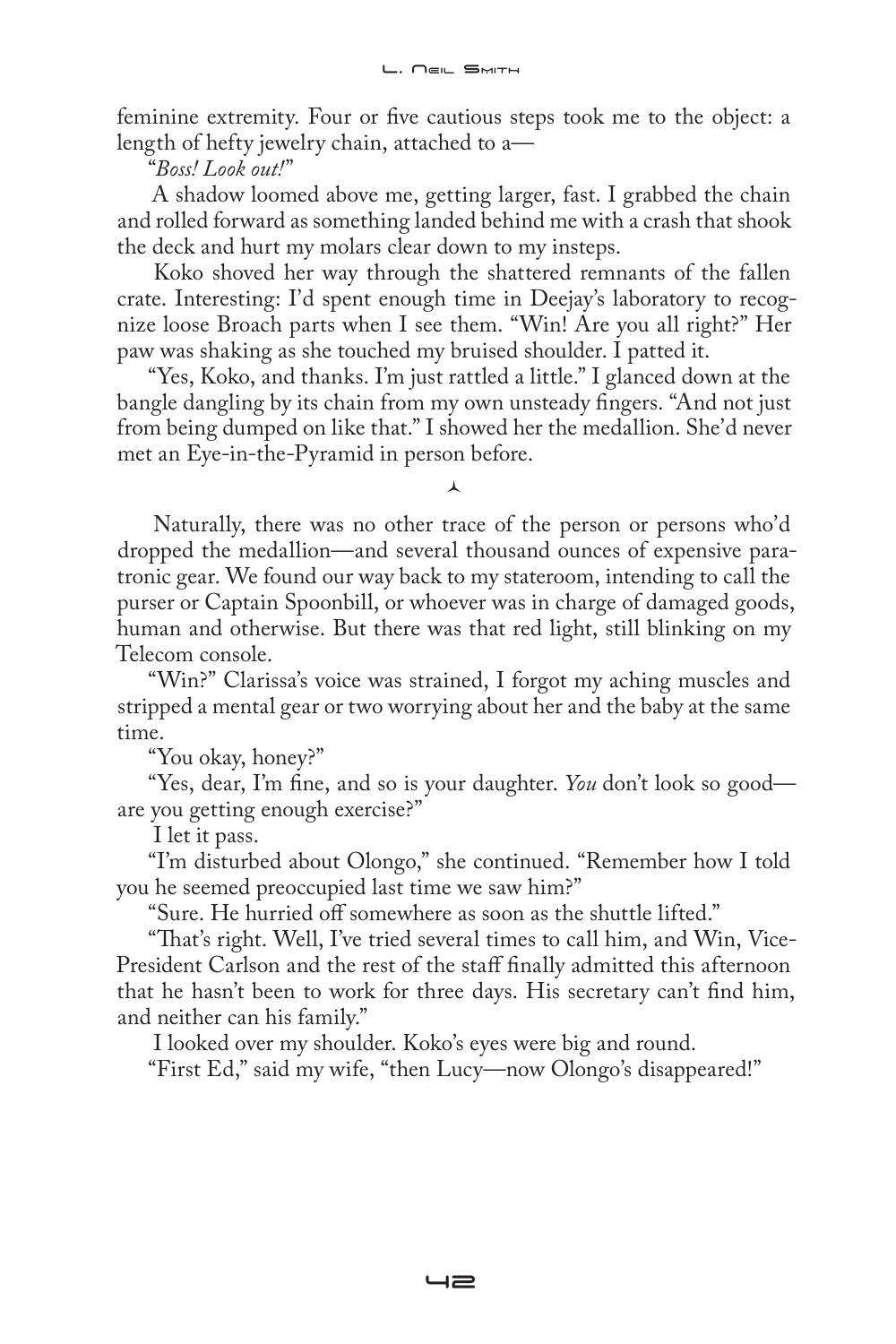feminine extremity. Four or five cautious steps took me to the object: a length of hefty jewelry chain, attached to a—

"*Boss! Look out!*"

A shadow loomed above me, getting larger, fast. I grabbed the chain and rolled forward as something landed behind me with a crash that shook the deck and hurt my molars clear down to my insteps.

Koko shoved her way through the shattered remnants of the fallen crate. Interesting: I'd spent enough time in Deejay's laboratory to recognize loose Broach parts when I see them. "Win! Are you all right?" Her paw was shaking as she touched my bruised shoulder. I patted it.

"Yes, Koko, and thanks. I'm just rattled a little." I glanced down at the bangle dangling by its chain from my own unsteady fingers. "And not just from being dumped on like that." I showed her the medallion. She'd never met an Eye-in-the-Pyramid in person before.

⅄

Naturally, there was no other trace of the person or persons who'd dropped the medallion—and several thousand ounces of expensive paratronic gear. We found our way back to my stateroom, intending to call the purser or Captain Spoonbill, or whoever was in charge of damaged goods, human and otherwise. But there was that red light, still blinking on my Telecom console.

"Win?" Clarissa's voice was strained, I forgot my aching muscles and stripped a mental gear or two worrying about her and the baby at the same time.

"You okay, honey?"

"Yes, dear, I'm fine, and so is your daughter. *You* don't look so good—are you getting enough exercise?"

I let it pass.

"I'm disturbed about Olongo," she continued. "Remember how I told you he seemed preoccupied last time we saw him?"

"Sure. He hurried off somewhere as soon as the shuttle lifted."

"That's right. Well, I've tried several times to call him, and Win, Vice-President Carlson and the rest of the staff finally admitted this afternoon that he hasn't been to work for three days. His secretary can't find him, and neither can his family."

I looked over my shoulder. Koko's eyes were big and round.

"First Ed," said my wife, "then Lucy—now Olongo's disappeared!"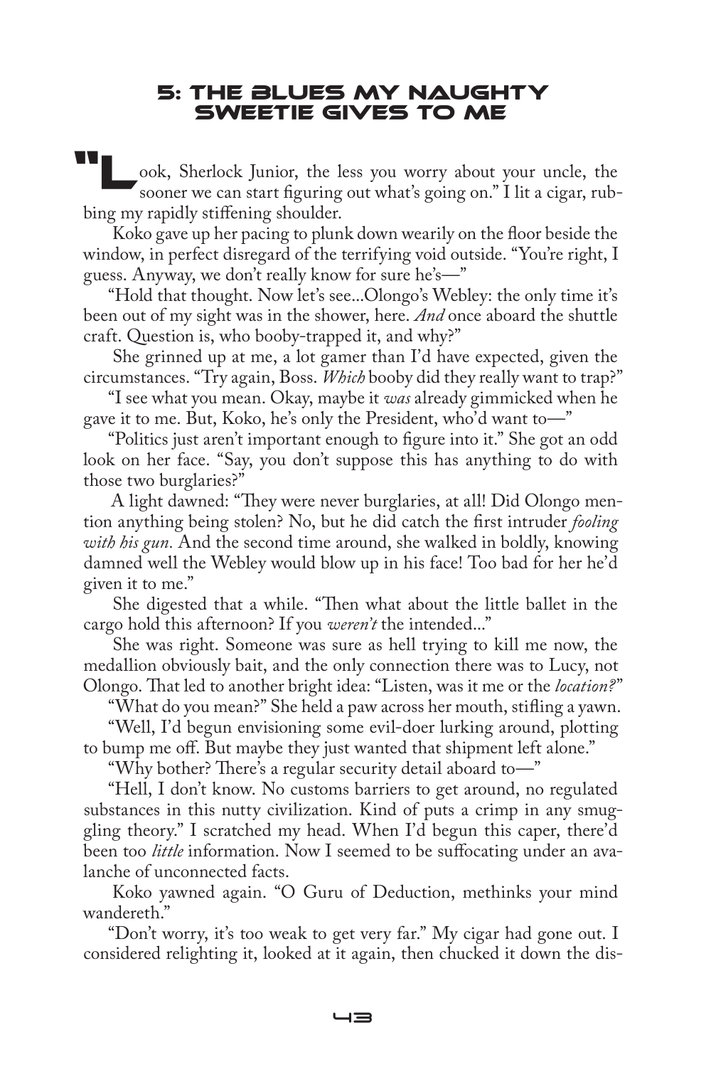## 5: THE BLUES MY NAUGHTY SWEETIE GIVES TO ME

"Look, Sherlock Junior, the less you worry about your uncle, the sooner we can start figuring out what's going on." I lit a cigar, rubbing my rapidly stiffening shoulder.

Koko gave up her pacing to plunk down wearily on the floor beside the window, in perfect disregard of the terrifying void outside. "You're right, I guess. Anyway, we don't really know for sure he's—"

"Hold that thought. Now let's see...Olongo's Webley: the only time it's been out of my sight was in the shower, here. *And* once aboard the shuttle craft. Question is, who booby-trapped it, and why?"

She grinned up at me, a lot gamer than I'd have expected, given the circumstances. "Try again, Boss. *Which* booby did they really want to trap?"

"I see what you mean. Okay, maybe it *was* already gimmicked when he gave it to me. But, Koko, he's only the President, who'd want to—"

"Politics just aren't important enough to figure into it." She got an odd look on her face. "Say, you don't suppose this has anything to do with those two burglaries?"

A light dawned: "They were never burglaries, at all! Did Olongo mention anything being stolen? No, but he did catch the first intruder *fooling with his gun.* And the second time around, she walked in boldly, knowing damned well the Webley would blow up in his face! Too bad for her he'd given it to me."

She digested that a while. "Then what about the little ballet in the cargo hold this afternoon? If you *weren't* the intended..."

She was right. Someone was sure as hell trying to kill me now, the medallion obviously bait, and the only connection there was to Lucy, not Olongo. That led to another bright idea: "Listen, was it me or the *location?*"

"What do you mean?" She held a paw across her mouth, stifling a yawn.

"Well, I'd begun envisioning some evil-doer lurking around, plotting to bump me off. But maybe they just wanted that shipment left alone."

"Why bother? There's a regular security detail aboard to—"

"Hell, I don't know. No customs barriers to get around, no regulated substances in this nutty civilization. Kind of puts a crimp in any smuggling theory." I scratched my head. When I'd begun this caper, there'd been too *little* information. Now I seemed to be suffocating under an avalanche of unconnected facts.

Koko yawned again. "O Guru of Deduction, methinks your mind wandereth."

"Don't worry, it's too weak to get very far." My cigar had gone out. I considered relighting it, looked at it again, then chucked it down the dis-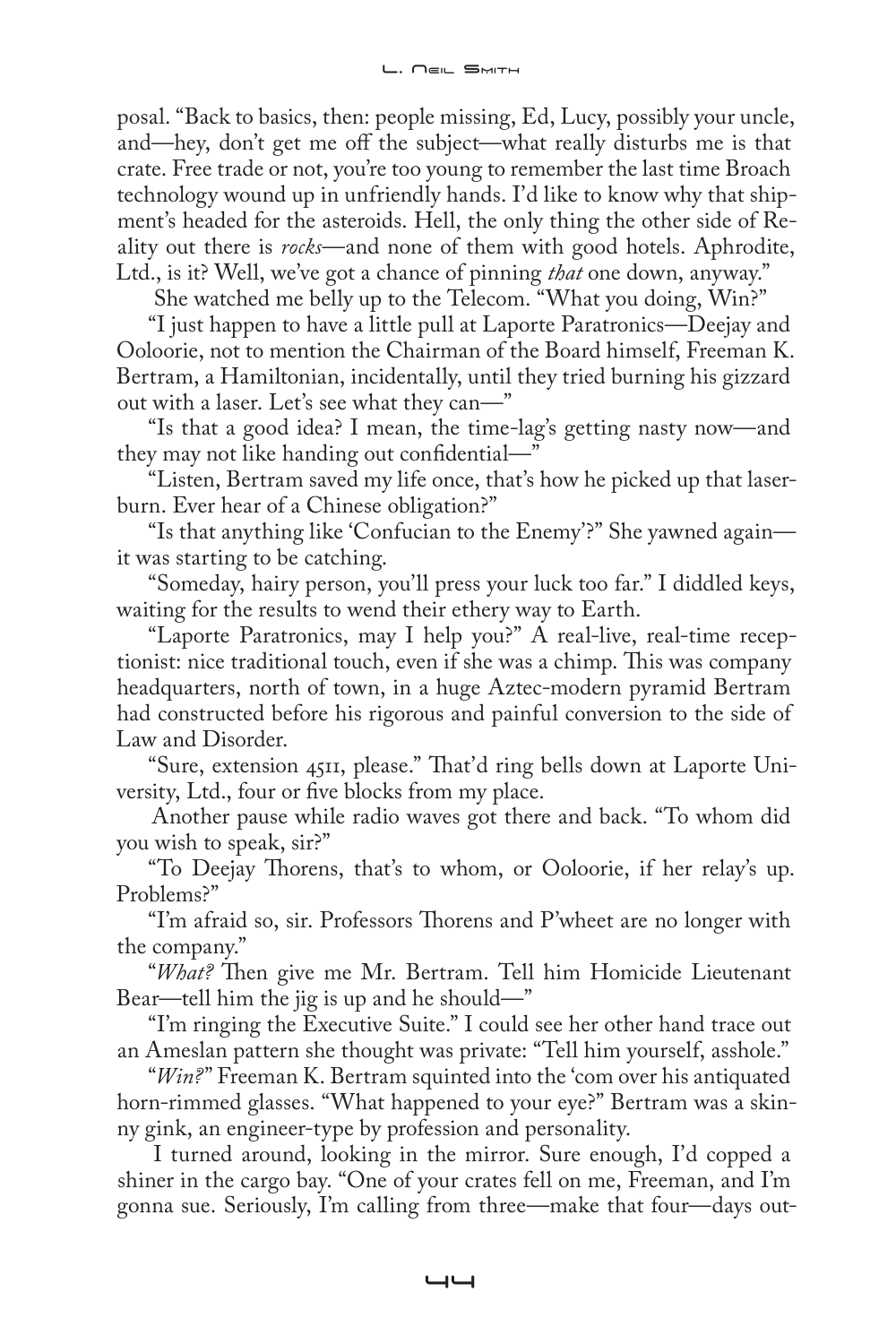posal. "Back to basics, then: people missing, Ed, Lucy, possibly your uncle, and—hey, don't get me off the subject—what really disturbs me is that crate. Free trade or not, you're too young to remember the last time Broach technology wound up in unfriendly hands. I'd like to know why that shipment's headed for the asteroids. Hell, the only thing the other side of Reality out there is *rocks*—and none of them with good hotels. Aphrodite, Ltd., is it? Well, we've got a chance of pinning *that* one down, anyway."

She watched me belly up to the Telecom. "What you doing, Win?"

"I just happen to have a little pull at Laporte Paratronics—Deejay and Ooloorie, not to mention the Chairman of the Board himself, Freeman K. Bertram, a Hamiltonian, incidentally, until they tried burning his gizzard out with a laser. Let's see what they can—"

"Is that a good idea? I mean, the time-lag's getting nasty now—and they may not like handing out confidential—"

"Listen, Bertram saved my life once, that's how he picked up that laser-burn. Ever hear of a Chinese obligation?"

"Is that anything like 'Confucian to the Enemy'?" She yawned again—it was starting to be catching.

"Someday, hairy person, you'll press your luck too far." I diddled keys, waiting for the results to wend their ethery way to Earth.

"Laporte Paratronics, may I help you?" A real-live, real-time receptionist: nice traditional touch, even if she was a chimp. This was company headquarters, north of town, in a huge Aztec-modern pyramid Bertram had constructed before his rigorous and painful conversion to the side of Law and Disorder.

"Sure, extension 4511, please." That'd ring bells down at Laporte University, Ltd., four or five blocks from my place.

Another pause while radio waves got there and back. "To whom did you wish to speak, sir?"

"To Deejay Thorens, that's to whom, or Ooloorie, if her relay's up. Problems?"

"I'm afraid so, sir. Professors Thorens and P'wheet are no longer with the company."

"*What?* Then give me Mr. Bertram. Tell him Homicide Lieutenant Bear—tell him the jig is up and he should—"

"I'm ringing the Executive Suite." I could see her other hand trace out an Ameslan pattern she thought was private: "Tell him yourself, asshole."

"*Win?*" Freeman K. Bertram squinted into the 'com over his antiquated horn-rimmed glasses. "What happened to your eye?" Bertram was a skinny gink, an engineer-type by profession and personality.

I turned around, looking in the mirror. Sure enough, I'd copped a shiner in the cargo bay. "One of your crates fell on me, Freeman, and I'm gonna sue. Seriously, I'm calling from three—make that four—days out-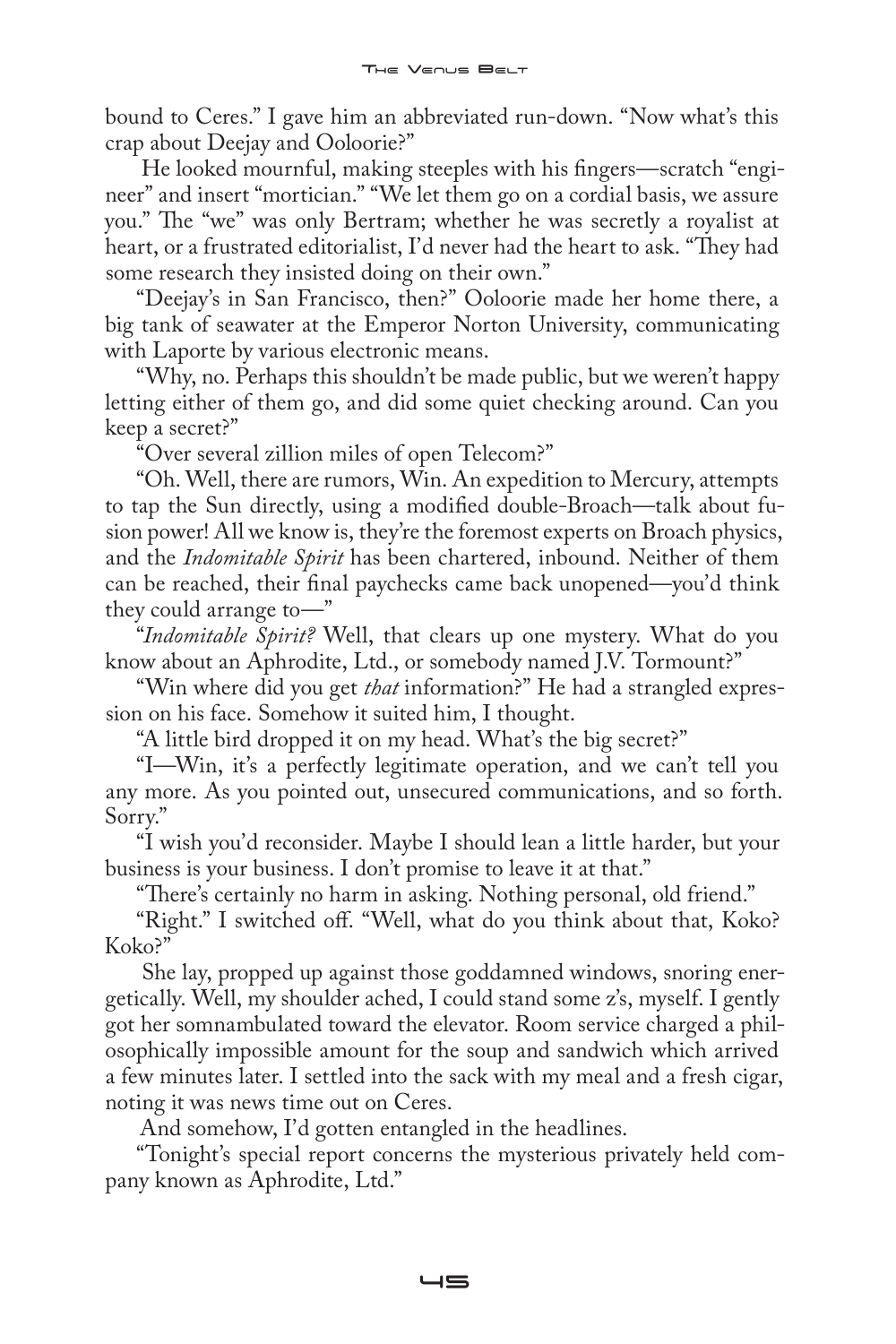bound to Ceres." I gave him an abbreviated run-down. "Now what's this crap about Deejay and Ooloorie?"

He looked mournful, making steeples with his fingers—scratch "engineer" and insert "mortician." "We let them go on a cordial basis, we assure you." The "we" was only Bertram; whether he was secretly a royalist at heart, or a frustrated editorialist, I'd never had the heart to ask. "They had some research they insisted doing on their own."

"Deejay's in San Francisco, then?" Ooloorie made her home there, a big tank of seawater at the Emperor Norton University, communicating with Laporte by various electronic means.

"Why, no. Perhaps this shouldn't be made public, but we weren't happy letting either of them go, and did some quiet checking around. Can you keep a secret?"

"Over several zillion miles of open Telecom?"

"Oh. Well, there are rumors, Win. An expedition to Mercury, attempts to tap the Sun directly, using a modified double-Broach—talk about fusion power! All we know is, they're the foremost experts on Broach physics, and the *Indomitable Spirit* has been chartered, inbound. Neither of them can be reached, their final paychecks came back unopened—you'd think they could arrange to—"

"*Indomitable Spirit?* Well, that clears up one mystery. What do you know about an Aphrodite, Ltd., or somebody named J.V. Tormount?"

"Win where did you get *that* information?" He had a strangled expression on his face. Somehow it suited him, I thought.

"A little bird dropped it on my head. What's the big secret?"

"I—Win, it's a perfectly legitimate operation, and we can't tell you any more. As you pointed out, unsecured communications, and so forth. Sorry."

"I wish you'd reconsider. Maybe I should lean a little harder, but your business is your business. I don't promise to leave it at that."

"There's certainly no harm in asking. Nothing personal, old friend."

"Right." I switched off. "Well, what do you think about that, Koko? Koko?"

She lay, propped up against those goddamned windows, snoring energetically. Well, my shoulder ached, I could stand some z's, myself. I gently got her somnambulated toward the elevator. Room service charged a philosophically impossible amount for the soup and sandwich which arrived a few minutes later. I settled into the sack with my meal and a fresh cigar, noting it was news time out on Ceres.

And somehow, I'd gotten entangled in the headlines.

"Tonight's special report concerns the mysterious privately held company known as Aphrodite, Ltd."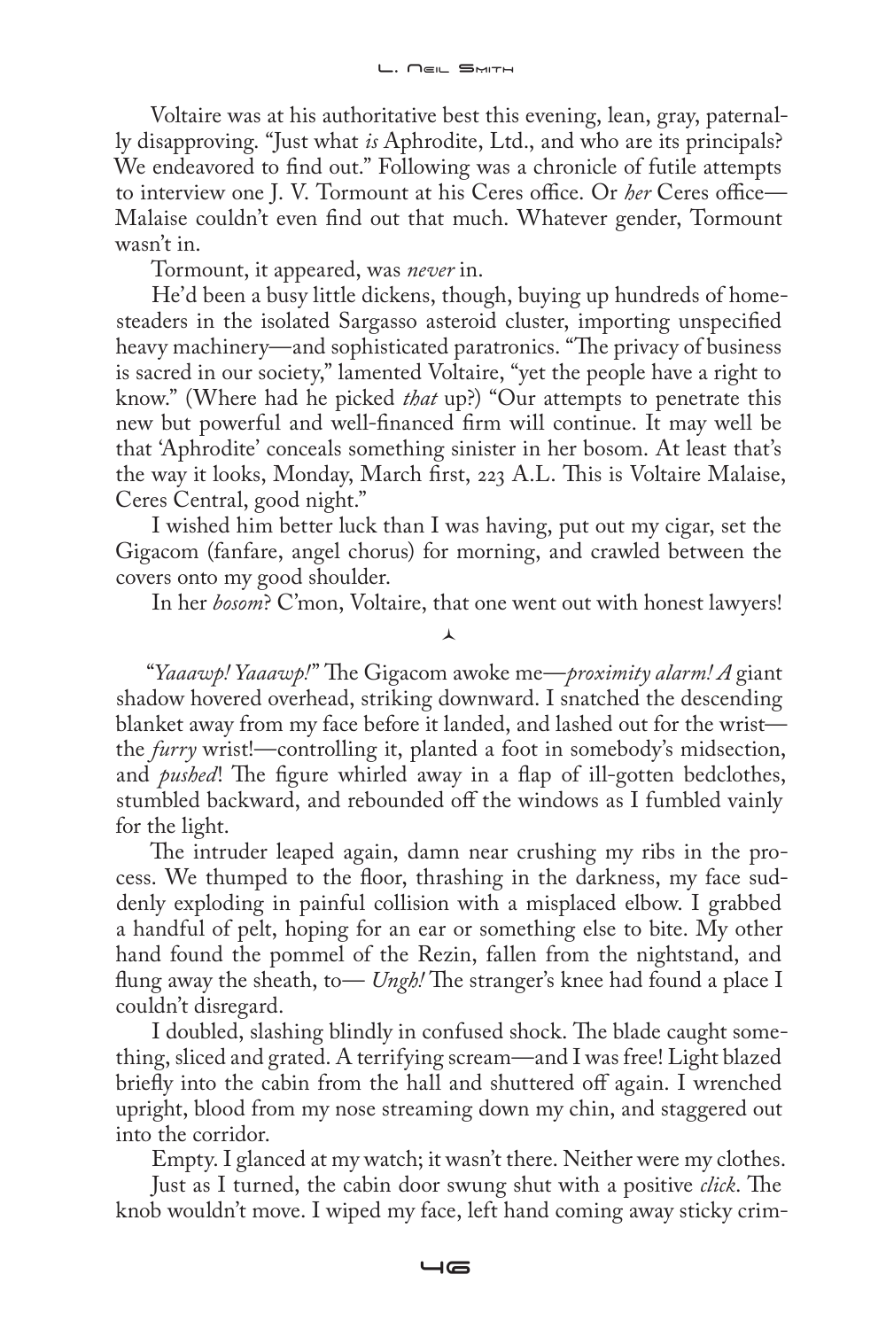Voltaire was at his authoritative best this evening, lean, gray, paternally disapproving. "Just what *is* Aphrodite, Ltd., and who are its principals? We endeavored to find out." Following was a chronicle of futile attempts to interview one J. V. Tormount at his Ceres office. Or *her* Ceres office—Malaise couldn't even find out that much. Whatever gender, Tormount wasn't in.

Tormount, it appeared, was *never* in.

He'd been a busy little dickens, though, buying up hundreds of homesteaders in the isolated Sargasso asteroid cluster, importing unspecified heavy machinery—and sophisticated paratronics. "The privacy of business is sacred in our society," lamented Voltaire, "yet the people have a right to know." (Where had he picked *that* up?) "Our attempts to penetrate this new but powerful and well-financed firm will continue. It may well be that 'Aphrodite' conceals something sinister in her bosom. At least that's the way it looks, Monday, March first, 223 A.L. This is Voltaire Malaise, Ceres Central, good night."

I wished him better luck than I was having, put out my cigar, set the Gigacom (fanfare, angel chorus) for morning, and crawled between the covers onto my good shoulder.

In her *bosom*? C'mon, Voltaire, that one went out with honest lawyers!

⅄

"*Yaaawp! Yaaawp!*" The Gigacom awoke me—*proximity alarm! A* giant shadow hovered overhead, striking downward. I snatched the descending blanket away from my face before it landed, and lashed out for the wrist—the *furry* wrist!—controlling it, planted a foot in somebody's midsection, and *pushed*! The figure whirled away in a flap of ill-gotten bedclothes, stumbled backward, and rebounded off the windows as I fumbled vainly for the light.

The intruder leaped again, damn near crushing my ribs in the process. We thumped to the floor, thrashing in the darkness, my face suddenly exploding in painful collision with a misplaced elbow. I grabbed a handful of pelt, hoping for an ear or something else to bite. My other hand found the pommel of the Rezin, fallen from the nightstand, and flung away the sheath, to— *Ungh!* The stranger's knee had found a place I couldn't disregard.

I doubled, slashing blindly in confused shock. The blade caught something, sliced and grated. A terrifying scream—and I was free! Light blazed briefly into the cabin from the hall and shuttered off again. I wrenched upright, blood from my nose streaming down my chin, and staggered out into the corridor.

Empty. I glanced at my watch; it wasn't there. Neither were my clothes.

Just as I turned, the cabin door swung shut with a positive *click*. The knob wouldn't move. I wiped my face, left hand coming away sticky crim-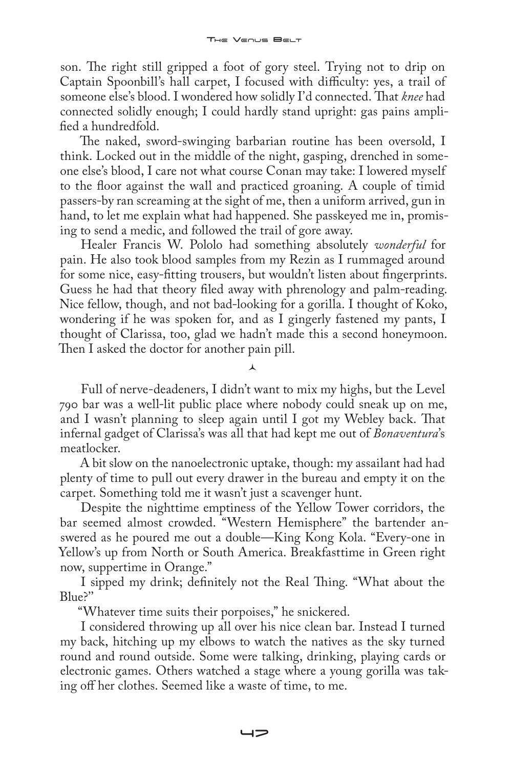son. The right still gripped a foot of gory steel. Trying not to drip on Captain Spoonbill's hall carpet, I focused with difficulty: yes, a trail of someone else's blood. I wondered how solidly I'd connected. That *knee* had connected solidly enough; I could hardly stand upright: gas pains amplified a hundredfold.

The naked, sword-swinging barbarian routine has been oversold, I think. Locked out in the middle of the night, gasping, drenched in someone else's blood, I care not what course Conan may take: I lowered myself to the floor against the wall and practiced groaning. A couple of timid passers-by ran screaming at the sight of me, then a uniform arrived, gun in hand, to let me explain what had happened. She passkeyed me in, promising to send a medic, and followed the trail of gore away.

Healer Francis W. Pololo had something absolutely *wonderful* for pain. He also took blood samples from my Rezin as I rummaged around for some nice, easy-fitting trousers, but wouldn't listen about fingerprints. Guess he had that theory filed away with phrenology and palm-reading. Nice fellow, though, and not bad-looking for a gorilla. I thought of Koko, wondering if he was spoken for, and as I gingerly fastened my pants, I thought of Clarissa, too, glad we hadn't made this a second honeymoon. Then I asked the doctor for another pain pill.

⅄

Full of nerve-deadeners, I didn't want to mix my highs, but the Level 790 bar was a well-lit public place where nobody could sneak up on me, and I wasn't planning to sleep again until I got my Webley back. That infernal gadget of Clarissa's was all that had kept me out of *Bonaventura*'s meatlocker.

A bit slow on the nanoelectronic uptake, though: my assailant had had plenty of time to pull out every drawer in the bureau and empty it on the carpet. Something told me it wasn't just a scavenger hunt.

Despite the nighttime emptiness of the Yellow Tower corridors, the bar seemed almost crowded. "Western Hemisphere" the bartender answered as he poured me out a double—King Kong Kola. "Every-one in Yellow's up from North or South America. Breakfasttime in Green right now, suppertime in Orange."

I sipped my drink; definitely not the Real Thing. "What about the Blue?"

"Whatever time suits their porpoises," he snickered.

I considered throwing up all over his nice clean bar. Instead I turned my back, hitching up my elbows to watch the natives as the sky turned round and round outside. Some were talking, drinking, playing cards or electronic games. Others watched a stage where a young gorilla was taking off her clothes. Seemed like a waste of time, to me.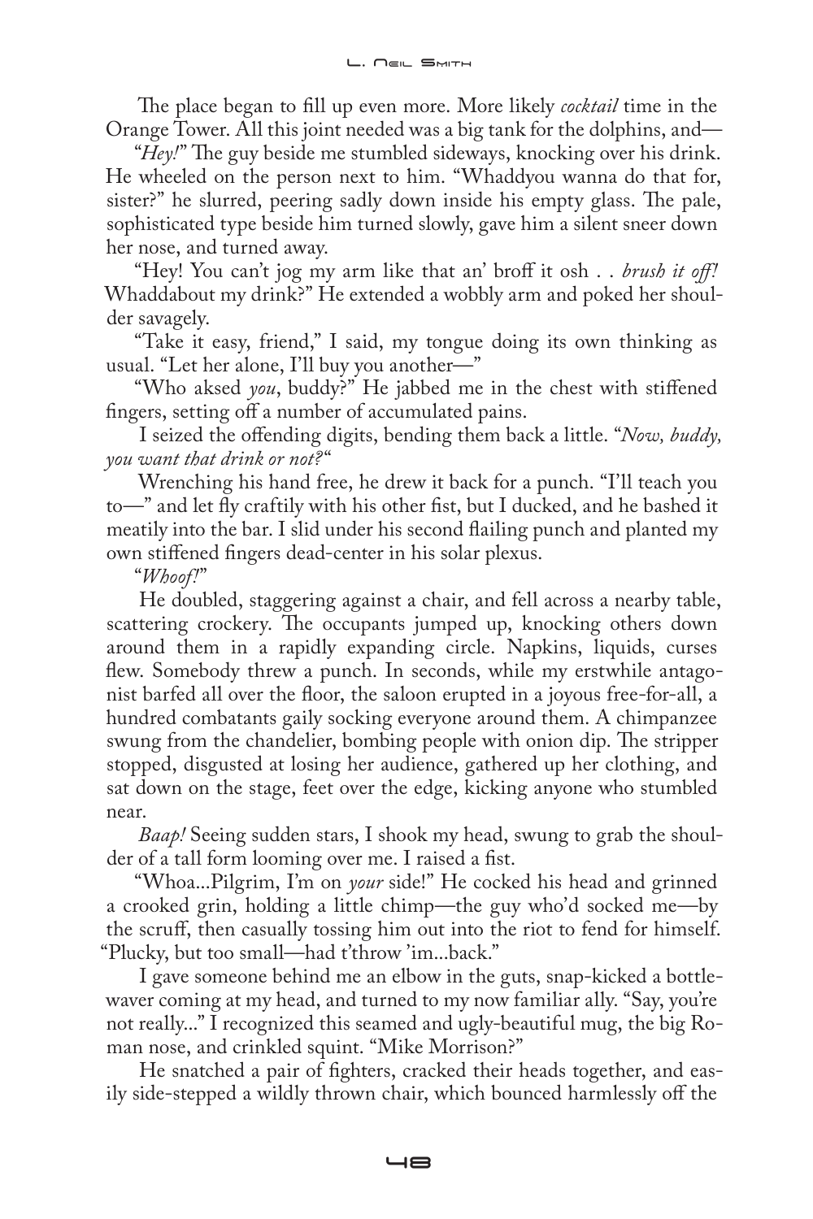The place began to fill up even more. More likely *cocktail* time in the Orange Tower. All this joint needed was a big tank for the dolphins, and—

"*Hey!*" The guy beside me stumbled sideways, knocking over his drink. He wheeled on the person next to him. "Whaddyou wanna do that for, sister?" he slurred, peering sadly down inside his empty glass. The pale, sophisticated type beside him turned slowly, gave him a silent sneer down her nose, and turned away.

"Hey! You can't jog my arm like that an' broff it osh . . *brush it off!* Whaddabout my drink?" He extended a wobbly arm and poked her shoulder savagely.

"Take it easy, friend," I said, my tongue doing its own thinking as usual. "Let her alone, I'll buy you another—"

"Who aksed *you*, buddy?" He jabbed me in the chest with stiffened fingers, setting off a number of accumulated pains.

I seized the offending digits, bending them back a little. "*Now, buddy, you want that drink or not?*"

Wrenching his hand free, he drew it back for a punch. "I'll teach you to—" and let fly craftily with his other fist, but I ducked, and he bashed it meatily into the bar. I slid under his second flailing punch and planted my own stiffened fingers dead-center in his solar plexus.

"*Whoof!*"

He doubled, staggering against a chair, and fell across a nearby table, scattering crockery. The occupants jumped up, knocking others down around them in a rapidly expanding circle. Napkins, liquids, curses flew. Somebody threw a punch. In seconds, while my erstwhile antagonist barfed all over the floor, the saloon erupted in a joyous free-for-all, a hundred combatants gaily socking everyone around them. A chimpanzee swung from the chandelier, bombing people with onion dip. The stripper stopped, disgusted at losing her audience, gathered up her clothing, and sat down on the stage, feet over the edge, kicking anyone who stumbled near.

*Baap!* Seeing sudden stars, I shook my head, swung to grab the shoulder of a tall form looming over me. I raised a fist.

"Whoa...Pilgrim, I'm on *your* side!" He cocked his head and grinned a crooked grin, holding a little chimp—the guy who'd socked me—by the scruff, then casually tossing him out into the riot to fend for himself. "Plucky, but too small—had t'throw 'im...back."

I gave someone behind me an elbow in the guts, snap-kicked a bottle-waver coming at my head, and turned to my now familiar ally. "Say, you're not really..." I recognized this seamed and ugly-beautiful mug, the big Roman nose, and crinkled squint. "Mike Morrison?"

He snatched a pair of fighters, cracked their heads together, and easily side-stepped a wildly thrown chair, which bounced harmlessly off the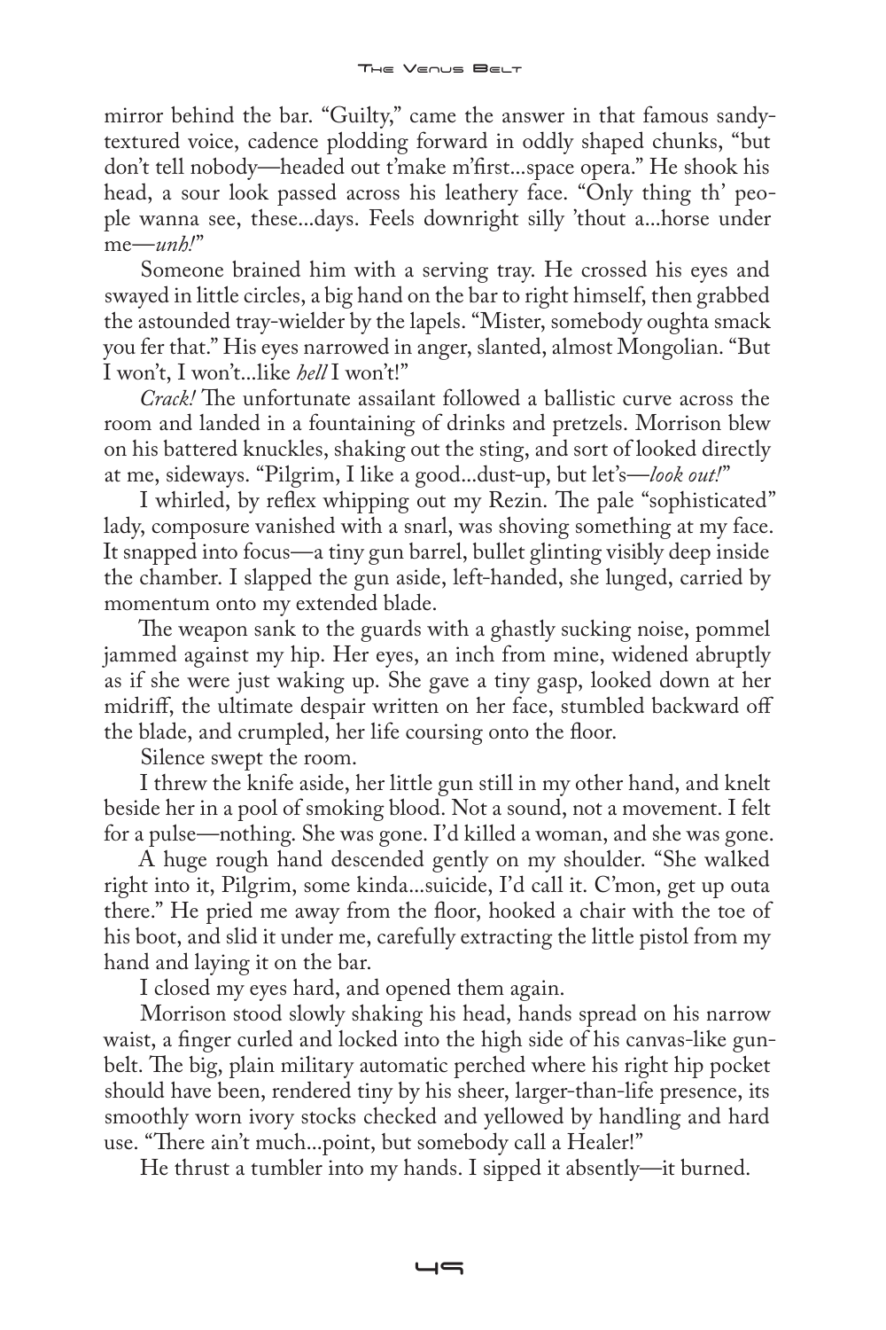mirror behind the bar. "Guilty," came the answer in that famous sandy-textured voice, cadence plodding forward in oddly shaped chunks, "but don't tell nobody—headed out t'make m'first...space opera." He shook his head, a sour look passed across his leathery face. "Only thing th' people wanna see, these...days. Feels downright silly 'thout a...horse under me—*unh!*"

Someone brained him with a serving tray. He crossed his eyes and swayed in little circles, a big hand on the bar to right himself, then grabbed the astounded tray-wielder by the lapels. "Mister, somebody oughta smack you fer that." His eyes narrowed in anger, slanted, almost Mongolian. "But I won't, I won't...like *hell* I won't!"

*Crack!* The unfortunate assailant followed a ballistic curve across the room and landed in a fountaining of drinks and pretzels. Morrison blew on his battered knuckles, shaking out the sting, and sort of looked directly at me, sideways. "Pilgrim, I like a good...dust-up, but let's—*look out!*"

I whirled, by reflex whipping out my Rezin. The pale "sophisticated" lady, composure vanished with a snarl, was shoving something at my face. It snapped into focus—a tiny gun barrel, bullet glinting visibly deep inside the chamber. I slapped the gun aside, left-handed, she lunged, carried by momentum onto my extended blade.

The weapon sank to the guards with a ghastly sucking noise, pommel jammed against my hip. Her eyes, an inch from mine, widened abruptly as if she were just waking up. She gave a tiny gasp, looked down at her midriff, the ultimate despair written on her face, stumbled backward off the blade, and crumpled, her life coursing onto the floor.

Silence swept the room.

I threw the knife aside, her little gun still in my other hand, and knelt beside her in a pool of smoking blood. Not a sound, not a movement. I felt for a pulse—nothing. She was gone. I'd killed a woman, and she was gone.

A huge rough hand descended gently on my shoulder. "She walked right into it, Pilgrim, some kinda...suicide, I'd call it. C'mon, get up outa there." He pried me away from the floor, hooked a chair with the toe of his boot, and slid it under me, carefully extracting the little pistol from my hand and laying it on the bar.

I closed my eyes hard, and opened them again.

Morrison stood slowly shaking his head, hands spread on his narrow waist, a finger curled and locked into the high side of his canvas-like gunbelt. The big, plain military automatic perched where his right hip pocket should have been, rendered tiny by his sheer, larger-than-life presence, its smoothly worn ivory stocks checked and yellowed by handling and hard use. "There ain't much...point, but somebody call a Healer!"

He thrust a tumbler into my hands. I sipped it absently—it burned.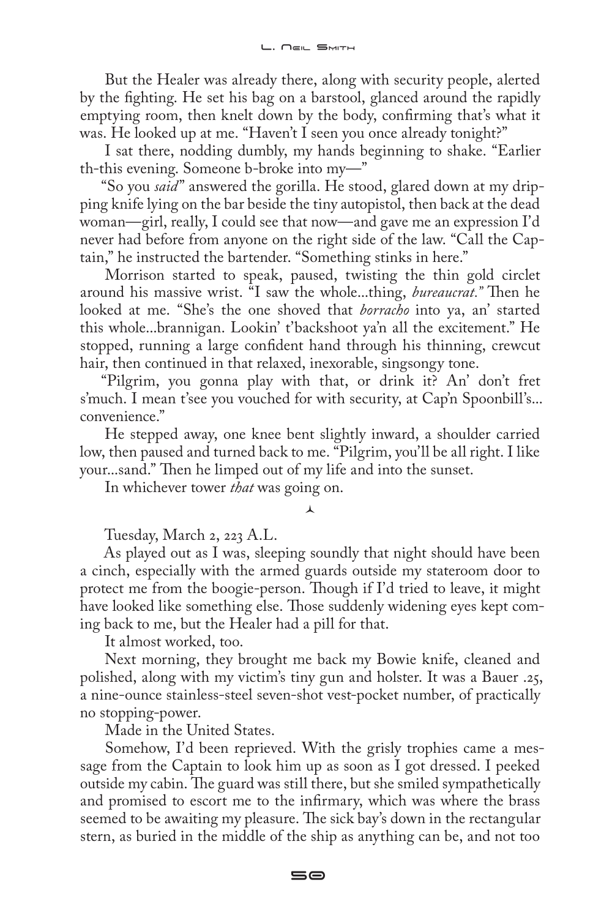But the Healer was already there, along with security people, alerted by the fighting. He set his bag on a barstool, glanced around the rapidly emptying room, then knelt down by the body, confirming that's what it was. He looked up at me. "Haven't I seen you once already tonight?"

I sat there, nodding dumbly, my hands beginning to shake. "Earlier th-this evening. Someone b-broke into my—"

"So you *said*" answered the gorilla. He stood, glared down at my dripping knife lying on the bar beside the tiny autopistol, then back at the dead woman—girl, really, I could see that now—and gave me an expression I'd never had before from anyone on the right side of the law. "Call the Captain," he instructed the bartender. "Something stinks in here."

Morrison started to speak, paused, twisting the thin gold circlet around his massive wrist. "I saw the whole...thing, *bureaucrat.*" Then he looked at me. "She's the one shoved that *borracho* into ya, an' started this whole...brannigan. Lookin' t'backshoot ya'n all the excitement." He stopped, running a large confident hand through his thinning, crewcut hair, then continued in that relaxed, inexorable, singsongy tone.

"Pilgrim, you gonna play with that, or drink it? An' don't fret s'much. I mean t'see you vouched for with security, at Cap'n Spoonbill's... convenience."

He stepped away, one knee bent slightly inward, a shoulder carried low, then paused and turned back to me. "Pilgrim, you'll be all right. I like your...sand." Then he limped out of my life and into the sunset.

In whichever tower *that* was going on.

⅄

Tuesday, March 2, 223 A.L.

As played out as I was, sleeping soundly that night should have been a cinch, especially with the armed guards outside my stateroom door to protect me from the boogie-person. Though if I'd tried to leave, it might have looked like something else. Those suddenly widening eyes kept coming back to me, but the Healer had a pill for that.

It almost worked, too.

Next morning, they brought me back my Bowie knife, cleaned and polished, along with my victim's tiny gun and holster. It was a Bauer .25, a nine-ounce stainless-steel seven-shot vest-pocket number, of practically no stopping-power.

Made in the United States.

Somehow, I'd been reprieved. With the grisly trophies came a message from the Captain to look him up as soon as I got dressed. I peeked outside my cabin. The guard was still there, but she smiled sympathetically and promised to escort me to the infirmary, which was where the brass seemed to be awaiting my pleasure. The sick bay's down in the rectangular stern, as buried in the middle of the ship as anything can be, and not too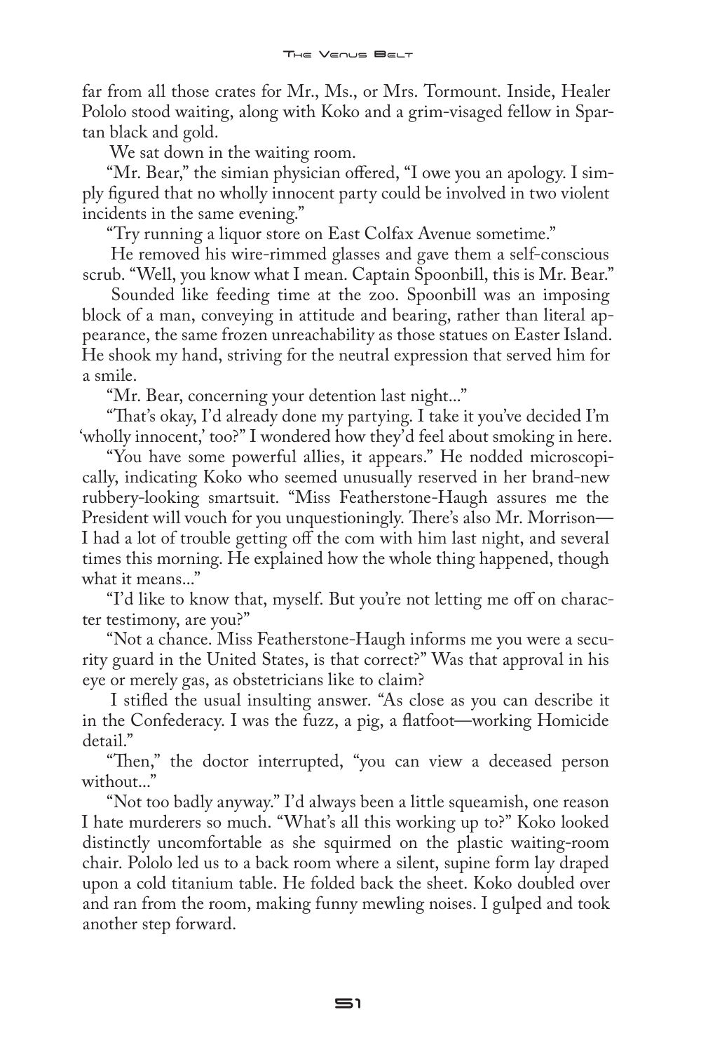far from all those crates for Mr., Ms., or Mrs. Tormount. Inside, Healer Pololo stood waiting, along with Koko and a grim-visaged fellow in Spartan black and gold.

We sat down in the waiting room.

"Mr. Bear," the simian physician offered, "I owe you an apology. I simply figured that no wholly innocent party could be involved in two violent incidents in the same evening."

"Try running a liquor store on East Colfax Avenue sometime."

He removed his wire-rimmed glasses and gave them a self-conscious scrub. "Well, you know what I mean. Captain Spoonbill, this is Mr. Bear."

Sounded like feeding time at the zoo. Spoonbill was an imposing block of a man, conveying in attitude and bearing, rather than literal appearance, the same frozen unreachability as those statues on Easter Island. He shook my hand, striving for the neutral expression that served him for a smile.

"Mr. Bear, concerning your detention last night..."

"That's okay, I'd already done my partying. I take it you've decided I'm 'wholly innocent,' too?" I wondered how they'd feel about smoking in here.

"You have some powerful allies, it appears." He nodded microscopically, indicating Koko who seemed unusually reserved in her brand-new rubbery-looking smartsuit. "Miss Featherstone-Haugh assures me the President will vouch for you unquestioningly. There's also Mr. Morrison—I had a lot of trouble getting off the com with him last night, and several times this morning. He explained how the whole thing happened, though what it means..."

"I'd like to know that, myself. But you're not letting me off on character testimony, are you?"

"Not a chance. Miss Featherstone-Haugh informs me you were a security guard in the United States, is that correct?" Was that approval in his eye or merely gas, as obstetricians like to claim?

I stifled the usual insulting answer. "As close as you can describe it in the Confederacy. I was the fuzz, a pig, a flatfoot—working Homicide detail."

"Then," the doctor interrupted, "you can view a deceased person without..."

"Not too badly anyway." I'd always been a little squeamish, one reason I hate murderers so much. "What's all this working up to?" Koko looked distinctly uncomfortable as she squirmed on the plastic waiting-room chair. Pololo led us to a back room where a silent, supine form lay draped upon a cold titanium table. He folded back the sheet. Koko doubled over and ran from the room, making funny mewling noises. I gulped and took another step forward.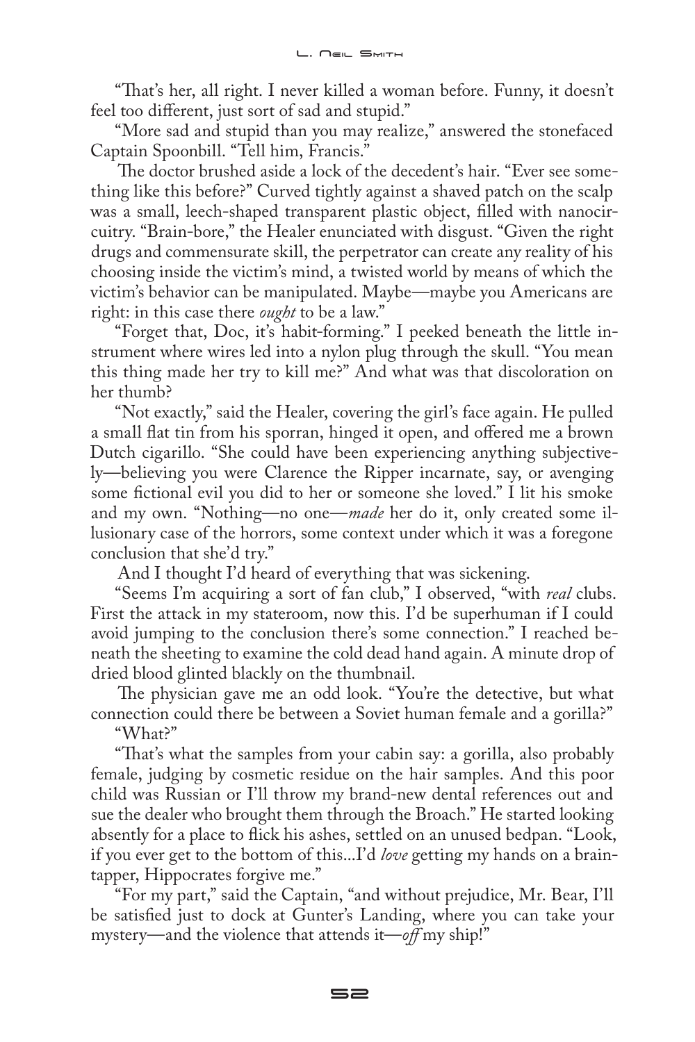"That's her, all right. I never killed a woman before. Funny, it doesn't feel too different, just sort of sad and stupid."

"More sad and stupid than you may realize," answered the stonefaced Captain Spoonbill. "Tell him, Francis."

The doctor brushed aside a lock of the decedent's hair. "Ever see something like this before?" Curved tightly against a shaved patch on the scalp was a small, leech-shaped transparent plastic object, filled with nanocircuitry. "Brain-bore," the Healer enunciated with disgust. "Given the right drugs and commensurate skill, the perpetrator can create any reality of his choosing inside the victim's mind, a twisted world by means of which the victim's behavior can be manipulated. Maybe—maybe you Americans are right: in this case there *ought* to be a law."

"Forget that, Doc, it's habit-forming." I peeked beneath the little instrument where wires led into a nylon plug through the skull. "You mean this thing made her try to kill me?" And what was that discoloration on her thumb?

"Not exactly," said the Healer, covering the girl's face again. He pulled a small flat tin from his sporran, hinged it open, and offered me a brown Dutch cigarillo. "She could have been experiencing anything subjectively—believing you were Clarence the Ripper incarnate, say, or avenging some fictional evil you did to her or someone she loved." I lit his smoke and my own. "Nothing—no one—*made* her do it, only created some illusionary case of the horrors, some context under which it was a foregone conclusion that she'd try."

And I thought I'd heard of everything that was sickening.

"Seems I'm acquiring a sort of fan club," I observed, "with *real* clubs. First the attack in my stateroom, now this. I'd be superhuman if I could avoid jumping to the conclusion there's some connection." I reached beneath the sheeting to examine the cold dead hand again. A minute drop of dried blood glinted blackly on the thumbnail.

The physician gave me an odd look. "You're the detective, but what connection could there be between a Soviet human female and a gorilla?"

"What?"

"That's what the samples from your cabin say: a gorilla, also probably female, judging by cosmetic residue on the hair samples. And this poor child was Russian or I'll throw my brand-new dental references out and sue the dealer who brought them through the Broach." He started looking absently for a place to flick his ashes, settled on an unused bedpan. "Look, if you ever get to the bottom of this...I'd *love* getting my hands on a braintapper, Hippocrates forgive me."

"For my part," said the Captain, "and without prejudice, Mr. Bear, I'll be satisfied just to dock at Gunter's Landing, where you can take your mystery—and the violence that attends it—*off* my ship!"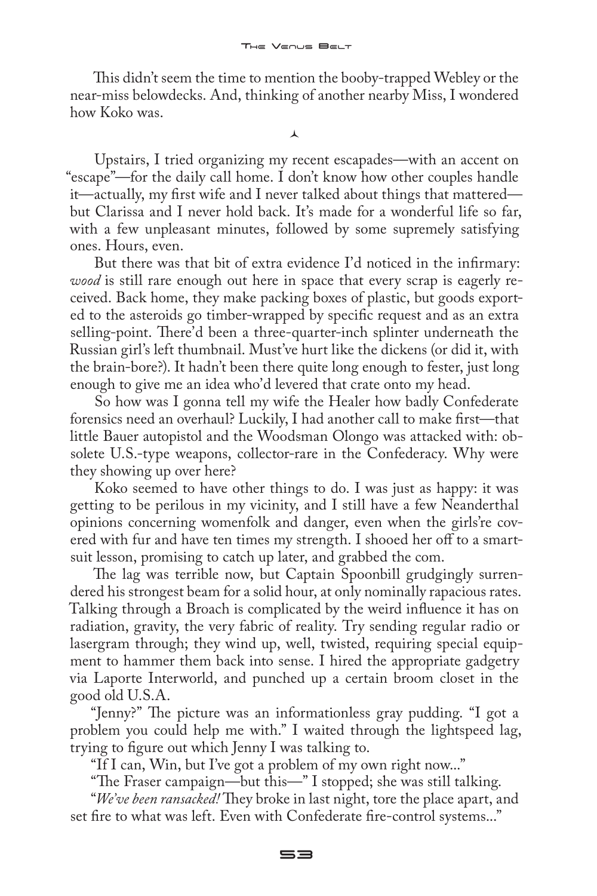This didn't seem the time to mention the booby-trapped Webley or the near-miss belowdecks. And, thinking of another nearby Miss, I wondered how Koko was.

⅄

Upstairs, I tried organizing my recent escapades—with an accent on "escape"—for the daily call home. I don't know how other couples handle it—actually, my first wife and I never talked about things that mattered—but Clarissa and I never hold back. It's made for a wonderful life so far, with a few unpleasant minutes, followed by some supremely satisfying ones. Hours, even.

But there was that bit of extra evidence I'd noticed in the infirmary: *wood* is still rare enough out here in space that every scrap is eagerly received. Back home, they make packing boxes of plastic, but goods exported to the asteroids go timber-wrapped by specific request and as an extra selling-point. There'd been a three-quarter-inch splinter underneath the Russian girl's left thumbnail. Must've hurt like the dickens (or did it, with the brain-bore?). It hadn't been there quite long enough to fester, just long enough to give me an idea who'd levered that crate onto my head.

So how was I gonna tell my wife the Healer how badly Confederate forensics need an overhaul? Luckily, I had another call to make first—that little Bauer autopistol and the Woodsman Olongo was attacked with: obsolete U.S.-type weapons, collector-rare in the Confederacy. Why were they showing up over here?

Koko seemed to have other things to do. I was just as happy: it was getting to be perilous in my vicinity, and I still have a few Neanderthal opinions concerning womenfolk and danger, even when the girls're covered with fur and have ten times my strength. I shooed her off to a smartsuit lesson, promising to catch up later, and grabbed the com.

The lag was terrible now, but Captain Spoonbill grudgingly surrendered his strongest beam for a solid hour, at only nominally rapacious rates. Talking through a Broach is complicated by the weird influence it has on radiation, gravity, the very fabric of reality. Try sending regular radio or lasergram through; they wind up, well, twisted, requiring special equipment to hammer them back into sense. I hired the appropriate gadgetry via Laporte Interworld, and punched up a certain broom closet in the good old U.S.A.

"Jenny?" The picture was an informationless gray pudding. "I got a problem you could help me with." I waited through the lightspeed lag, trying to figure out which Jenny I was talking to.

"If I can, Win, but I've got a problem of my own right now..."

"The Fraser campaign—but this—" I stopped; she was still talking.

"*We've been ransacked!* They broke in last night, tore the place apart, and set fire to what was left. Even with Confederate fire-control systems..."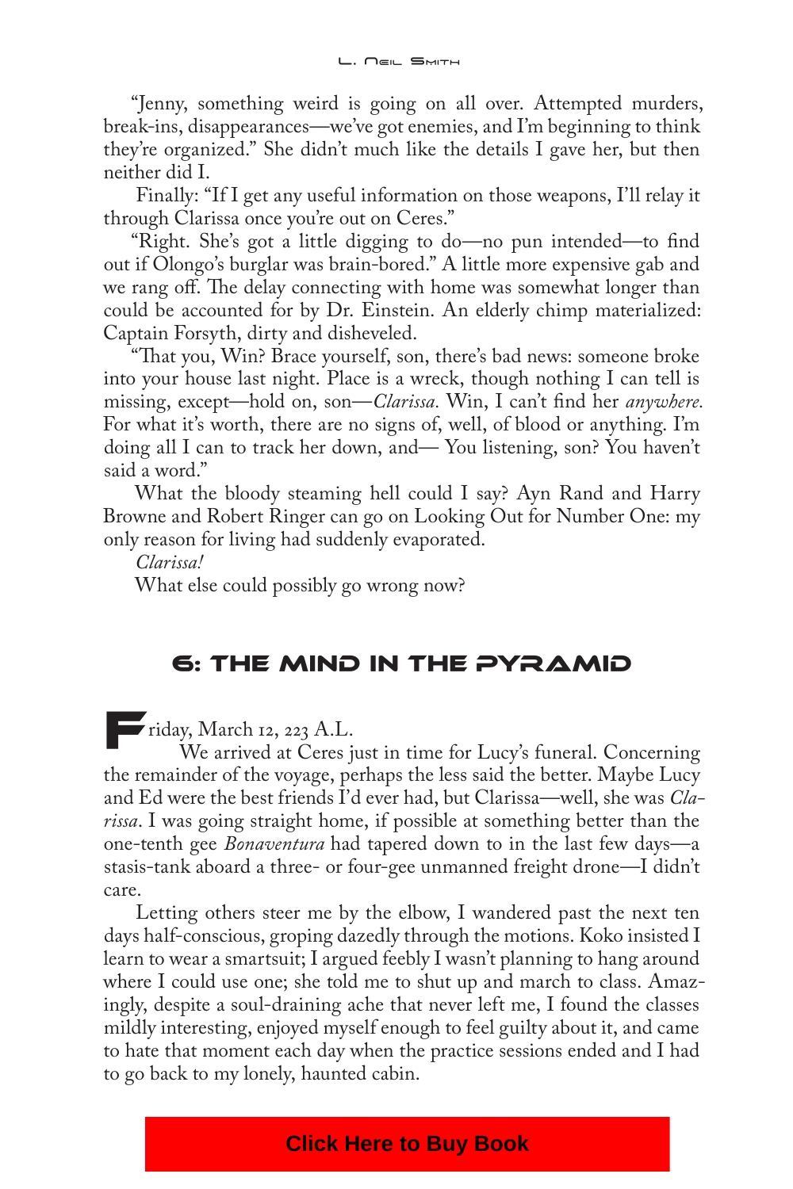"Jenny, something weird is going on all over. Attempted murders, break-ins, disappearances—we've got enemies, and I'm beginning to think they're organized." She didn't much like the details I gave her, but then neither did I.

Finally: "If I get any useful information on those weapons, I'll relay it through Clarissa once you're out on Ceres."

"Right. She's got a little digging to do—no pun intended—to find out if Olongo's burglar was brain-bored." A little more expensive gab and we rang off. The delay connecting with home was somewhat longer than could be accounted for by Dr. Einstein. An elderly chimp materialized: Captain Forsyth, dirty and disheveled.

"That you, Win? Brace yourself, son, there's bad news: someone broke into your house last night. Place is a wreck, though nothing I can tell is missing, except—hold on, son—*Clarissa.* Win, I can't find her *anywhere.* For what it's worth, there are no signs of, well, of blood or anything. I'm doing all I can to track her down, and— You listening, son? You haven't said a word."

What the bloody steaming hell could I say? Ayn Rand and Harry Browne and Robert Ringer can go on Looking Out for Number One: my only reason for living had suddenly evaporated.

*Clarissa!*

What else could possibly go wrong now?

## 6: The Mind in the Pyramid

Friday, March 12, 223 A.L.

We arrived at Ceres just in time for Lucy's funeral. Concerning the remainder of the voyage, perhaps the less said the better. Maybe Lucy and Ed were the best friends I'd ever had, but Clarissa—well, she was *Clarissa*. I was going straight home, if possible at something better than the one-tenth gee *Bonaventura* had tapered down to in the last few days—a stasis-tank aboard a three- or four-gee unmanned freight drone—I didn't care.

Letting others steer me by the elbow, I wandered past the next ten days half-conscious, groping dazedly through the motions. Koko insisted I learn to wear a smartsuit; I argued feebly I wasn't planning to hang around where I could use one; she told me to shut up and march to class. Amazingly, despite a soul-draining ache that never left me, I found the classes mildly interesting, enjoyed myself enough to feel guilty about it, and came to hate that moment each day when the practice sessions ended and I had to go back to my lonely, haunted cabin.

Click Here to Buy Book